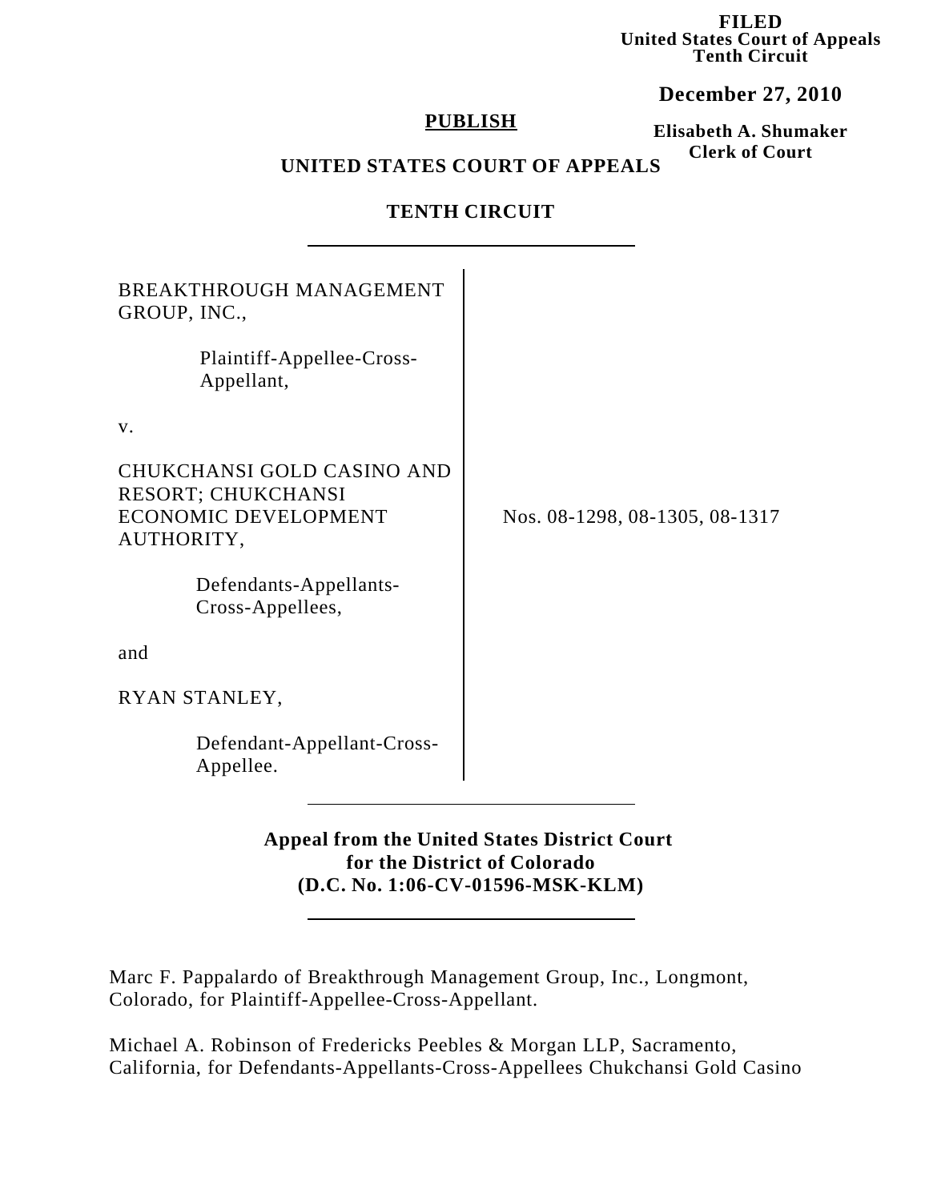**FILED**
**United States Court of Appeals**
**Tenth Circuit**

**December 27, 2010**

**Elisabeth A. Shumaker**
**Clerk of Court**

**PUBLISH**

**UNITED STATES COURT OF APPEALS**

**TENTH CIRCUIT**

---

BREAKTHROUGH MANAGEMENT GROUP, INC.,

Plaintiff-Appellee-Cross-Appellant,

v.

CHUKCHANSI GOLD CASINO AND RESORT; CHUKCHANSI ECONOMIC DEVELOPMENT AUTHORITY,

Defendants-Appellants-Cross-Appellees,

and

RYAN STANLEY,

Defendant-Appellant-Cross-Appellee.

Nos. 08-1298, 08-1305, 08-1317

---

**Appeal from the United States District Court**
**for the District of Colorado**
**(D.C. No. 1:06-CV-01596-MSK-KLM)**

---

Marc F. Pappalardo of Breakthrough Management Group, Inc., Longmont, Colorado, for Plaintiff-Appellee-Cross-Appellant.

Michael A. Robinson of Fredericks Peebles & Morgan LLP, Sacramento, California, for Defendants-Appellants-Cross-Appellees Chukchansi Gold Casino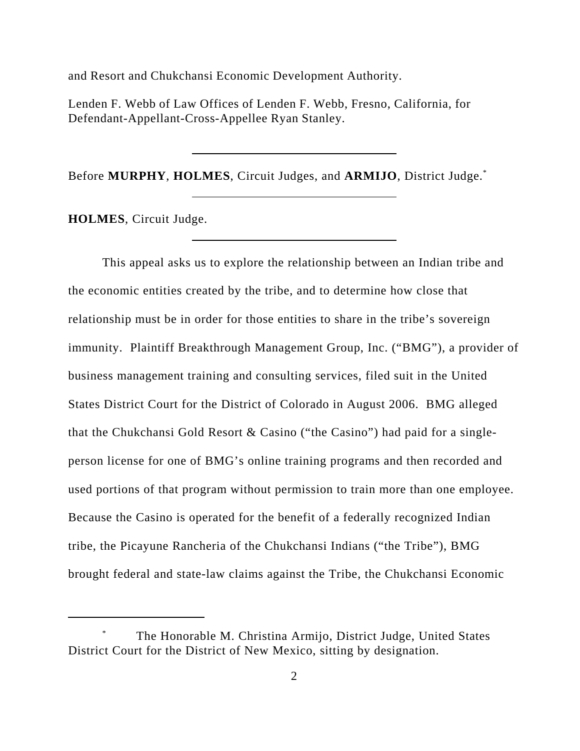and Resort and Chukchansi Economic Development Authority.

Lenden F. Webb of Law Offices of Lenden F. Webb, Fresno, California, for Defendant-Appellant-Cross-Appellee Ryan Stanley.

---

Before **MURPHY**, **HOLMES**, Circuit Judges, and **ARMIJO**, District Judge.[*]

---

**HOLMES**, Circuit Judge.

---

This appeal asks us to explore the relationship between an Indian tribe and the economic entities created by the tribe, and to determine how close that relationship must be in order for those entities to share in the tribe's sovereign immunity. Plaintiff Breakthrough Management Group, Inc. ("BMG"), a provider of business management training and consulting services, filed suit in the United States District Court for the District of Colorado in August 2006. BMG alleged that the Chukchansi Gold Resort & Casino ("the Casino") had paid for a single-person license for one of BMG's online training programs and then recorded and used portions of that program without permission to train more than one employee. Because the Casino is operated for the benefit of a federally recognized Indian tribe, the Picayune Rancheria of the Chukchansi Indians ("the Tribe"), BMG brought federal and state-law claims against the Tribe, the Chukchansi Economic

---

[*] The Honorable M. Christina Armijo, District Judge, United States District Court for the District of New Mexico, sitting by designation.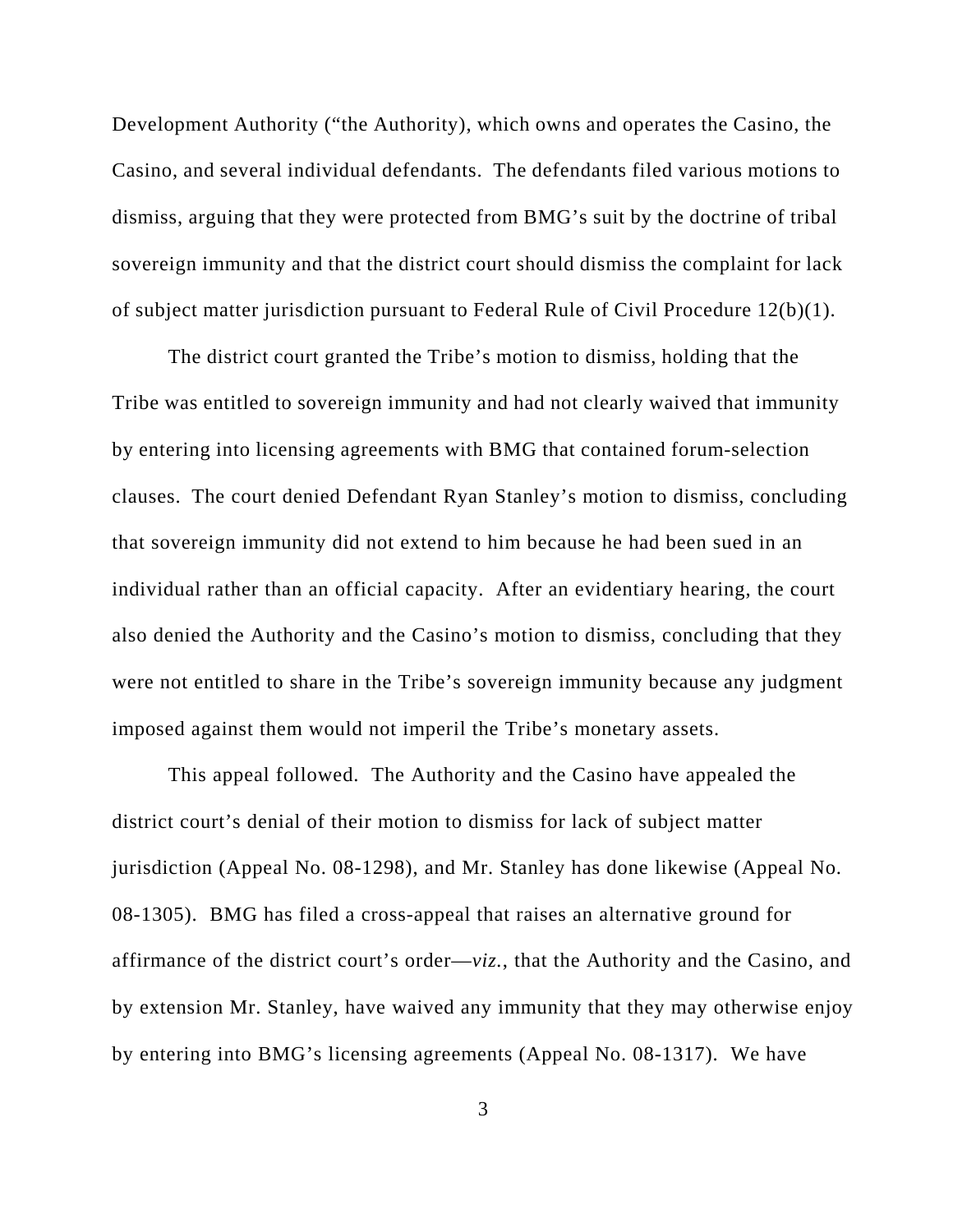Development Authority ("the Authority), which owns and operates the Casino, the Casino, and several individual defendants. The defendants filed various motions to dismiss, arguing that they were protected from BMG's suit by the doctrine of tribal sovereign immunity and that the district court should dismiss the complaint for lack of subject matter jurisdiction pursuant to Federal Rule of Civil Procedure 12(b)(1).

The district court granted the Tribe's motion to dismiss, holding that the Tribe was entitled to sovereign immunity and had not clearly waived that immunity by entering into licensing agreements with BMG that contained forum-selection clauses. The court denied Defendant Ryan Stanley's motion to dismiss, concluding that sovereign immunity did not extend to him because he had been sued in an individual rather than an official capacity. After an evidentiary hearing, the court also denied the Authority and the Casino's motion to dismiss, concluding that they were not entitled to share in the Tribe's sovereign immunity because any judgment imposed against them would not imperil the Tribe's monetary assets.

This appeal followed. The Authority and the Casino have appealed the district court's denial of their motion to dismiss for lack of subject matter jurisdiction (Appeal No. 08-1298), and Mr. Stanley has done likewise (Appeal No. 08-1305). BMG has filed a cross-appeal that raises an alternative ground for affirmance of the district court's order—*viz.*, that the Authority and the Casino, and by extension Mr. Stanley, have waived any immunity that they may otherwise enjoy by entering into BMG's licensing agreements (Appeal No. 08-1317). We have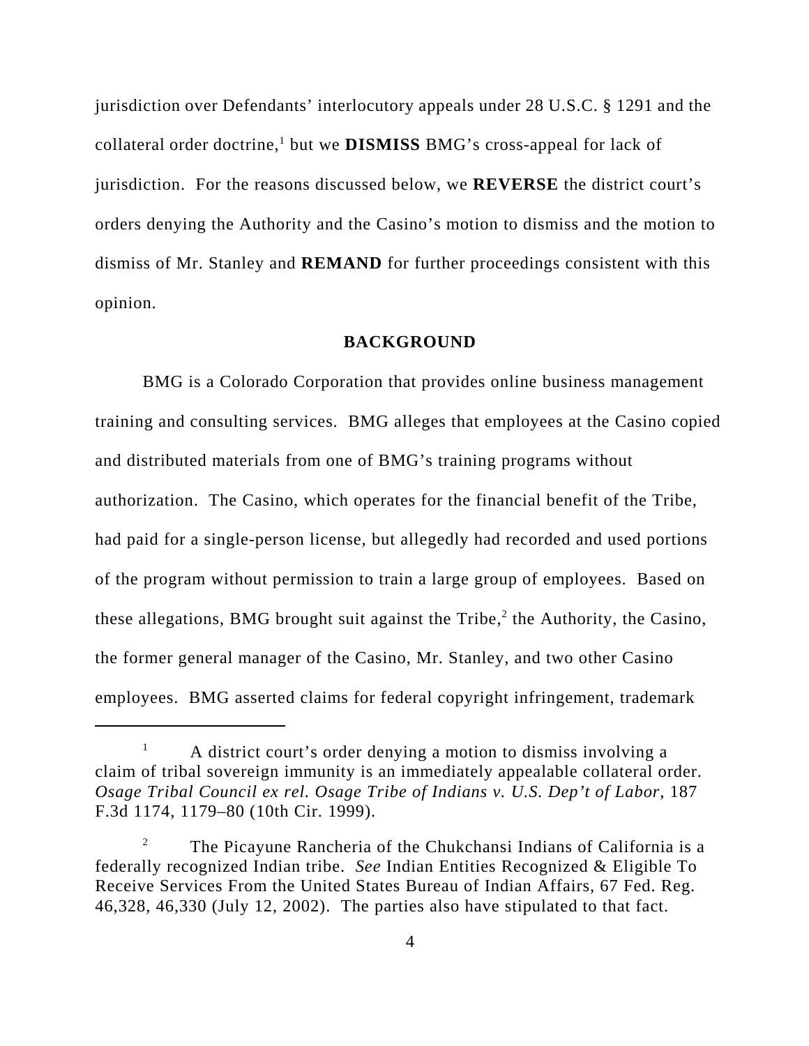jurisdiction over Defendants' interlocutory appeals under 28 U.S.C. § 1291 and the collateral order doctrine,[1] but we **DISMISS** BMG's cross-appeal for lack of jurisdiction. For the reasons discussed below, we **REVERSE** the district court's orders denying the Authority and the Casino's motion to dismiss and the motion to dismiss of Mr. Stanley and **REMAND** for further proceedings consistent with this opinion.

## BACKGROUND

BMG is a Colorado Corporation that provides online business management training and consulting services. BMG alleges that employees at the Casino copied and distributed materials from one of BMG's training programs without authorization. The Casino, which operates for the financial benefit of the Tribe, had paid for a single-person license, but allegedly had recorded and used portions of the program without permission to train a large group of employees. Based on these allegations, BMG brought suit against the Tribe,[2] the Authority, the Casino, the former general manager of the Casino, Mr. Stanley, and two other Casino employees. BMG asserted claims for federal copyright infringement, trademark

---

[1] A district court's order denying a motion to dismiss involving a claim of tribal sovereign immunity is an immediately appealable collateral order. *Osage Tribal Council ex rel. Osage Tribe of Indians v. U.S. Dep't of Labor*, 187 F.3d 1174, 1179–80 (10th Cir. 1999).

[2] The Picayune Rancheria of the Chukchansi Indians of California is a federally recognized Indian tribe. *See* Indian Entities Recognized & Eligible To Receive Services From the United States Bureau of Indian Affairs, 67 Fed. Reg. 46,328, 46,330 (July 12, 2002). The parties also have stipulated to that fact.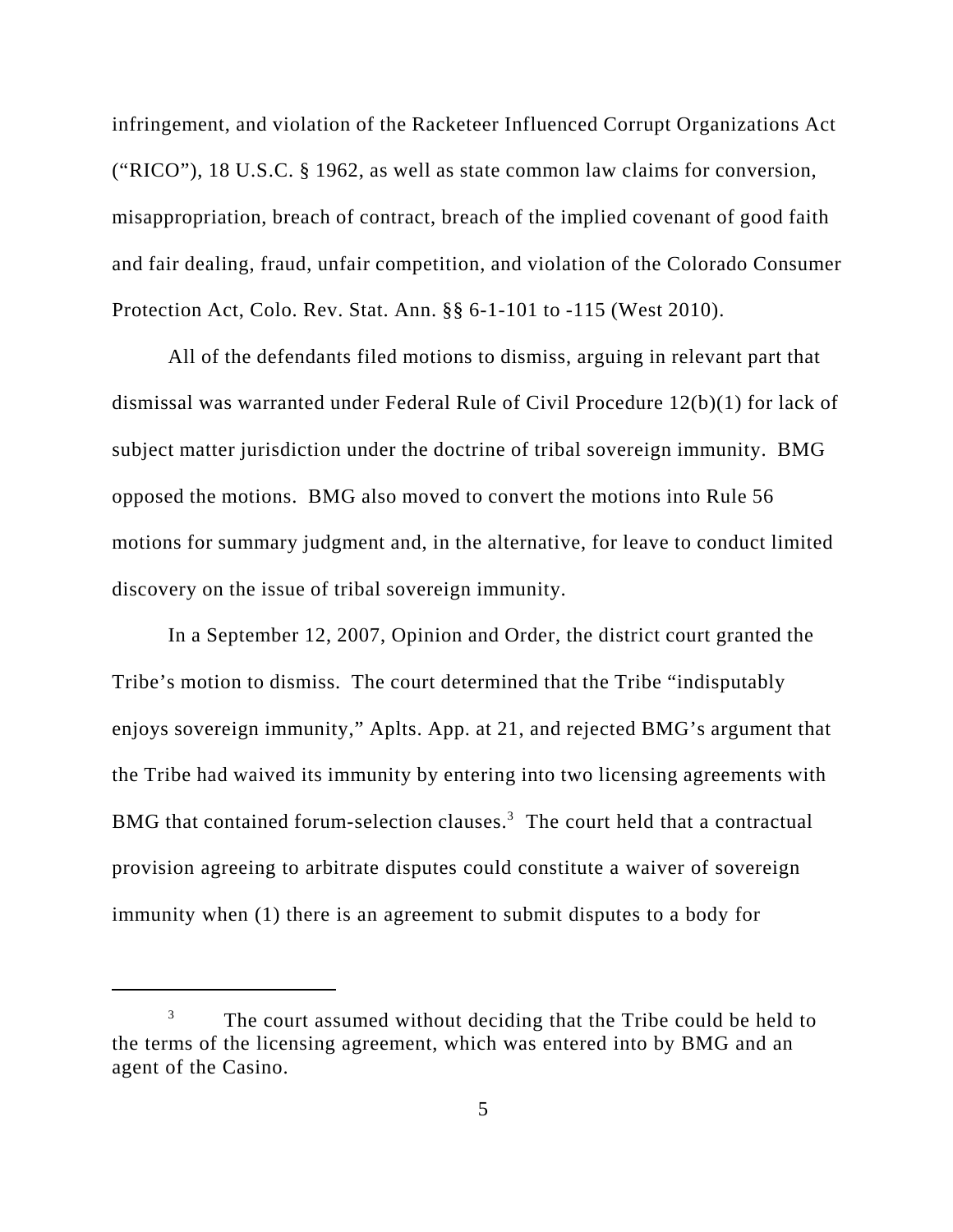infringement, and violation of the Racketeer Influenced Corrupt Organizations Act ("RICO"), 18 U.S.C. § 1962, as well as state common law claims for conversion, misappropriation, breach of contract, breach of the implied covenant of good faith and fair dealing, fraud, unfair competition, and violation of the Colorado Consumer Protection Act, Colo. Rev. Stat. Ann. §§ 6-1-101 to -115 (West 2010).

All of the defendants filed motions to dismiss, arguing in relevant part that dismissal was warranted under Federal Rule of Civil Procedure 12(b)(1) for lack of subject matter jurisdiction under the doctrine of tribal sovereign immunity. BMG opposed the motions. BMG also moved to convert the motions into Rule 56 motions for summary judgment and, in the alternative, for leave to conduct limited discovery on the issue of tribal sovereign immunity.

In a September 12, 2007, Opinion and Order, the district court granted the Tribe's motion to dismiss. The court determined that the Tribe "indisputably enjoys sovereign immunity," Aplts. App. at 21, and rejected BMG's argument that the Tribe had waived its immunity by entering into two licensing agreements with BMG that contained forum-selection clauses.[3] The court held that a contractual provision agreeing to arbitrate disputes could constitute a waiver of sovereign immunity when (1) there is an agreement to submit disputes to a body for

[3] The court assumed without deciding that the Tribe could be held to the terms of the licensing agreement, which was entered into by BMG and an agent of the Casino.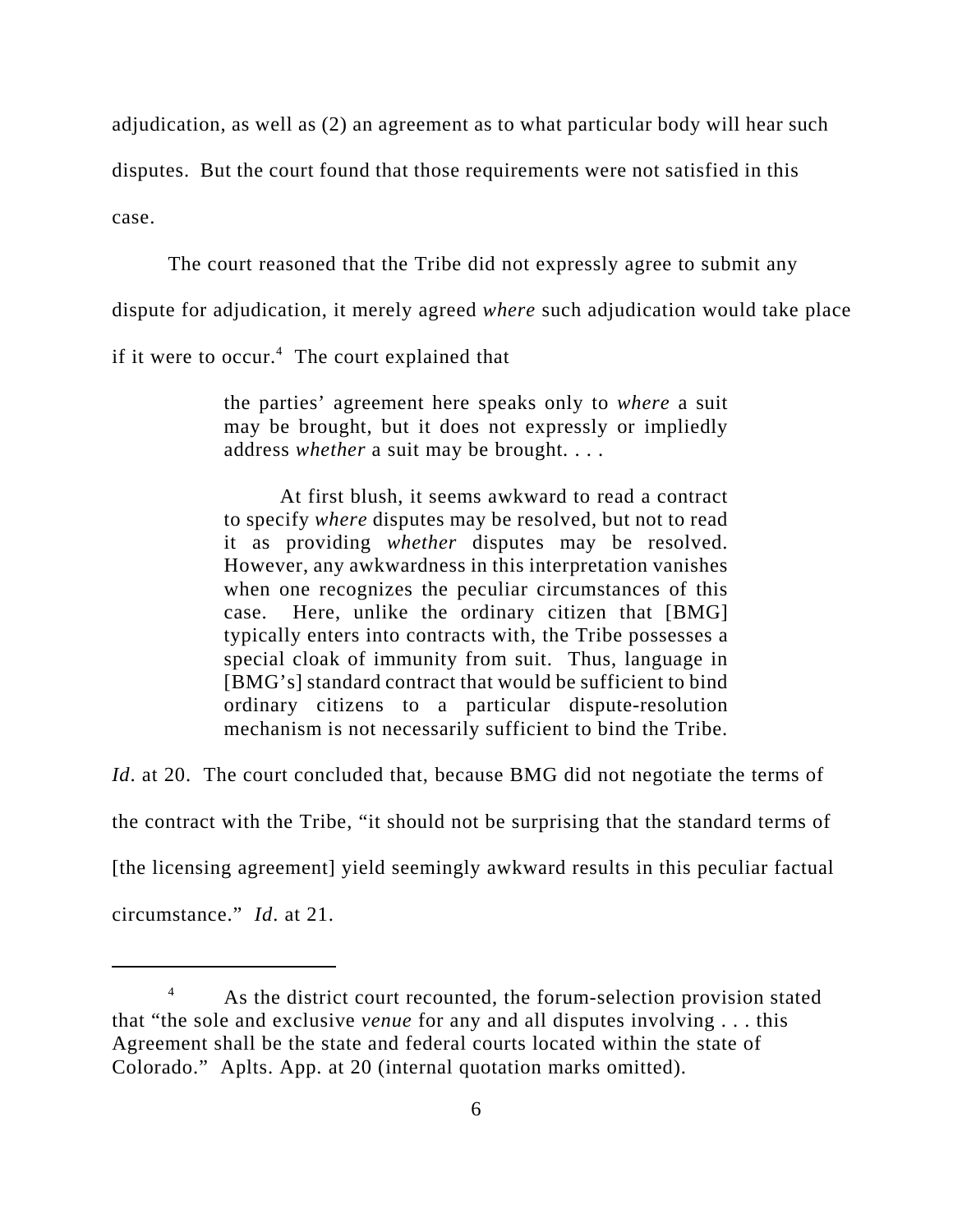adjudication, as well as (2) an agreement as to what particular body will hear such disputes. But the court found that those requirements were not satisfied in this case.

The court reasoned that the Tribe did not expressly agree to submit any dispute for adjudication, it merely agreed *where* such adjudication would take place if it were to occur.[4] The court explained that

> the parties' agreement here speaks only to *where* a suit may be brought, but it does not expressly or impliedly address *whether* a suit may be brought. . . .
>
> At first blush, it seems awkward to read a contract to specify *where* disputes may be resolved, but not to read it as providing *whether* disputes may be resolved. However, any awkwardness in this interpretation vanishes when one recognizes the peculiar circumstances of this case. Here, unlike the ordinary citizen that [BMG] typically enters into contracts with, the Tribe possesses a special cloak of immunity from suit. Thus, language in [BMG's] standard contract that would be sufficient to bind ordinary citizens to a particular dispute-resolution mechanism is not necessarily sufficient to bind the Tribe.

*Id*. at 20. The court concluded that, because BMG did not negotiate the terms of the contract with the Tribe, "it should not be surprising that the standard terms of [the licensing agreement] yield seemingly awkward results in this peculiar factual circumstance." *Id*. at 21.

---

[4] As the district court recounted, the forum-selection provision stated that "the sole and exclusive *venue* for any and all disputes involving . . . this Agreement shall be the state and federal courts located within the state of Colorado." Aplts. App. at 20 (internal quotation marks omitted).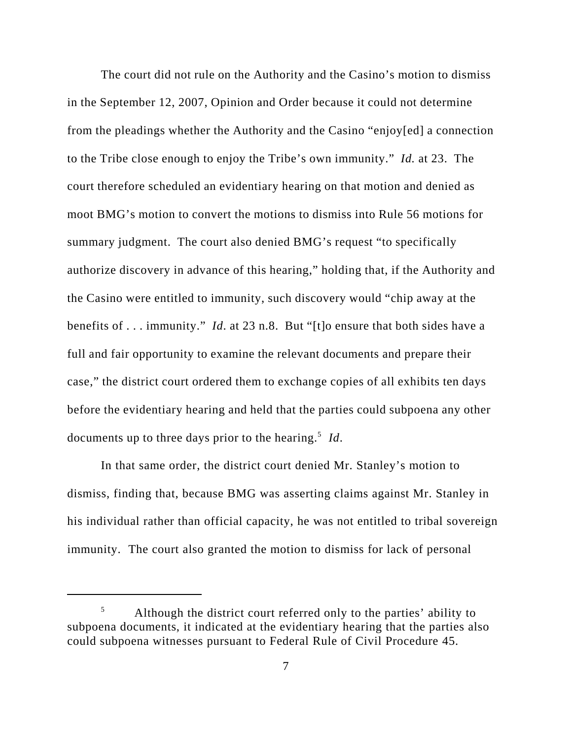The court did not rule on the Authority and the Casino's motion to dismiss in the September 12, 2007, Opinion and Order because it could not determine from the pleadings whether the Authority and the Casino "enjoy[ed] a connection to the Tribe close enough to enjoy the Tribe's own immunity." *Id.* at 23. The court therefore scheduled an evidentiary hearing on that motion and denied as moot BMG's motion to convert the motions to dismiss into Rule 56 motions for summary judgment. The court also denied BMG's request "to specifically authorize discovery in advance of this hearing," holding that, if the Authority and the Casino were entitled to immunity, such discovery would "chip away at the benefits of . . . immunity." *Id*. at 23 n.8. But "[t]o ensure that both sides have a full and fair opportunity to examine the relevant documents and prepare their case," the district court ordered them to exchange copies of all exhibits ten days before the evidentiary hearing and held that the parties could subpoena any other documents up to three days prior to the hearing.[5] *Id*.

In that same order, the district court denied Mr. Stanley's motion to dismiss, finding that, because BMG was asserting claims against Mr. Stanley in his individual rather than official capacity, he was not entitled to tribal sovereign immunity. The court also granted the motion to dismiss for lack of personal

---

[5] Although the district court referred only to the parties' ability to subpoena documents, it indicated at the evidentiary hearing that the parties also could subpoena witnesses pursuant to Federal Rule of Civil Procedure 45.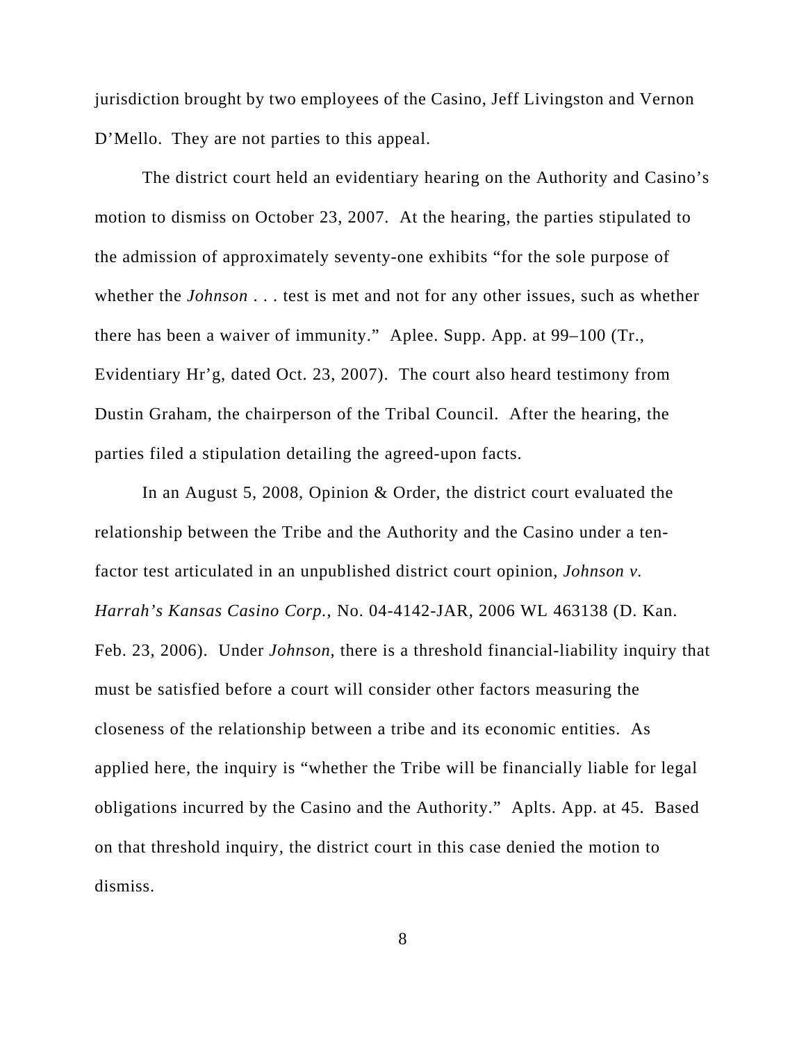jurisdiction brought by two employees of the Casino, Jeff Livingston and Vernon D'Mello. They are not parties to this appeal.

The district court held an evidentiary hearing on the Authority and Casino's motion to dismiss on October 23, 2007. At the hearing, the parties stipulated to the admission of approximately seventy-one exhibits "for the sole purpose of whether the *Johnson* . . . test is met and not for any other issues, such as whether there has been a waiver of immunity." Aplee. Supp. App. at 99–100 (Tr., Evidentiary Hr'g, dated Oct. 23, 2007). The court also heard testimony from Dustin Graham, the chairperson of the Tribal Council. After the hearing, the parties filed a stipulation detailing the agreed-upon facts.

In an August 5, 2008, Opinion & Order, the district court evaluated the relationship between the Tribe and the Authority and the Casino under a ten-factor test articulated in an unpublished district court opinion, *Johnson v. Harrah's Kansas Casino Corp.*, No. 04-4142-JAR, 2006 WL 463138 (D. Kan. Feb. 23, 2006). Under *Johnson*, there is a threshold financial-liability inquiry that must be satisfied before a court will consider other factors measuring the closeness of the relationship between a tribe and its economic entities. As applied here, the inquiry is "whether the Tribe will be financially liable for legal obligations incurred by the Casino and the Authority." Aplts. App. at 45. Based on that threshold inquiry, the district court in this case denied the motion to dismiss.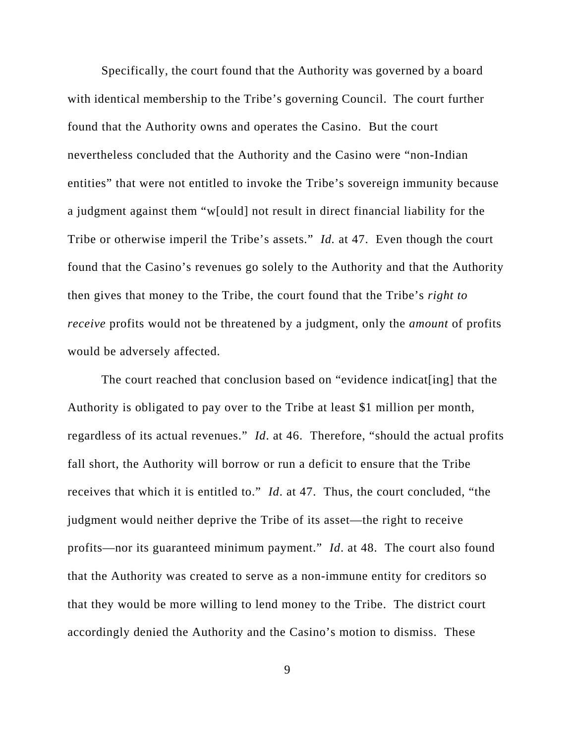Specifically, the court found that the Authority was governed by a board with identical membership to the Tribe's governing Council. The court further found that the Authority owns and operates the Casino. But the court nevertheless concluded that the Authority and the Casino were "non-Indian entities" that were not entitled to invoke the Tribe's sovereign immunity because a judgment against them "w[ould] not result in direct financial liability for the Tribe or otherwise imperil the Tribe's assets." *Id.* at 47. Even though the court found that the Casino's revenues go solely to the Authority and that the Authority then gives that money to the Tribe, the court found that the Tribe's *right to receive* profits would not be threatened by a judgment, only the *amount* of profits would be adversely affected.

The court reached that conclusion based on "evidence indicat[ing] that the Authority is obligated to pay over to the Tribe at least $1 million per month, regardless of its actual revenues." *Id*. at 46. Therefore, "should the actual profits fall short, the Authority will borrow or run a deficit to ensure that the Tribe receives that which it is entitled to." *Id*. at 47. Thus, the court concluded, "the judgment would neither deprive the Tribe of its asset—the right to receive profits—nor its guaranteed minimum payment." *Id*. at 48. The court also found that the Authority was created to serve as a non-immune entity for creditors so that they would be more willing to lend money to the Tribe. The district court accordingly denied the Authority and the Casino's motion to dismiss. These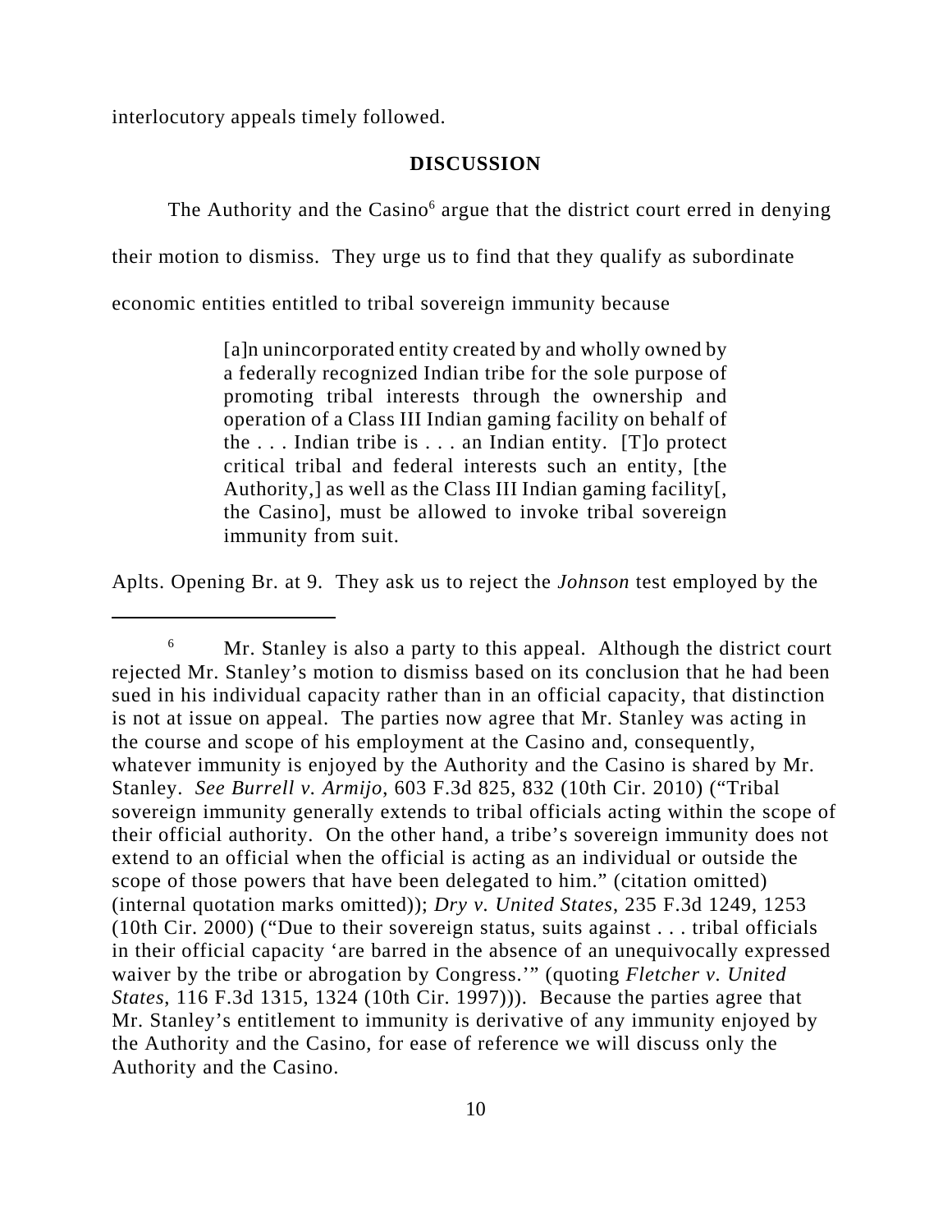interlocutory appeals timely followed.

## DISCUSSION

The Authority and the Casino[6] argue that the district court erred in denying their motion to dismiss. They urge us to find that they qualify as subordinate economic entities entitled to tribal sovereign immunity because

> [a]n unincorporated entity created by and wholly owned by a federally recognized Indian tribe for the sole purpose of promoting tribal interests through the ownership and operation of a Class III Indian gaming facility on behalf of the . . . Indian tribe is . . . an Indian entity. [T]o protect critical tribal and federal interests such an entity, [the Authority,] as well as the Class III Indian gaming facility[, the Casino], must be allowed to invoke tribal sovereign immunity from suit.

Aplts. Opening Br. at 9. They ask us to reject the *Johnson* test employed by the

---

[6] Mr. Stanley is also a party to this appeal. Although the district court rejected Mr. Stanley's motion to dismiss based on its conclusion that he had been sued in his individual capacity rather than in an official capacity, that distinction is not at issue on appeal. The parties now agree that Mr. Stanley was acting in the course and scope of his employment at the Casino and, consequently, whatever immunity is enjoyed by the Authority and the Casino is shared by Mr. Stanley. *See Burrell v. Armijo*, 603 F.3d 825, 832 (10th Cir. 2010) ("Tribal sovereign immunity generally extends to tribal officials acting within the scope of their official authority. On the other hand, a tribe's sovereign immunity does not extend to an official when the official is acting as an individual or outside the scope of those powers that have been delegated to him." (citation omitted) (internal quotation marks omitted)); *Dry v. United States*, 235 F.3d 1249, 1253 (10th Cir. 2000) ("Due to their sovereign status, suits against . . . tribal officials in their official capacity 'are barred in the absence of an unequivocally expressed waiver by the tribe or abrogation by Congress.'" (quoting *Fletcher v. United States*, 116 F.3d 1315, 1324 (10th Cir. 1997))). Because the parties agree that Mr. Stanley's entitlement to immunity is derivative of any immunity enjoyed by the Authority and the Casino, for ease of reference we will discuss only the Authority and the Casino.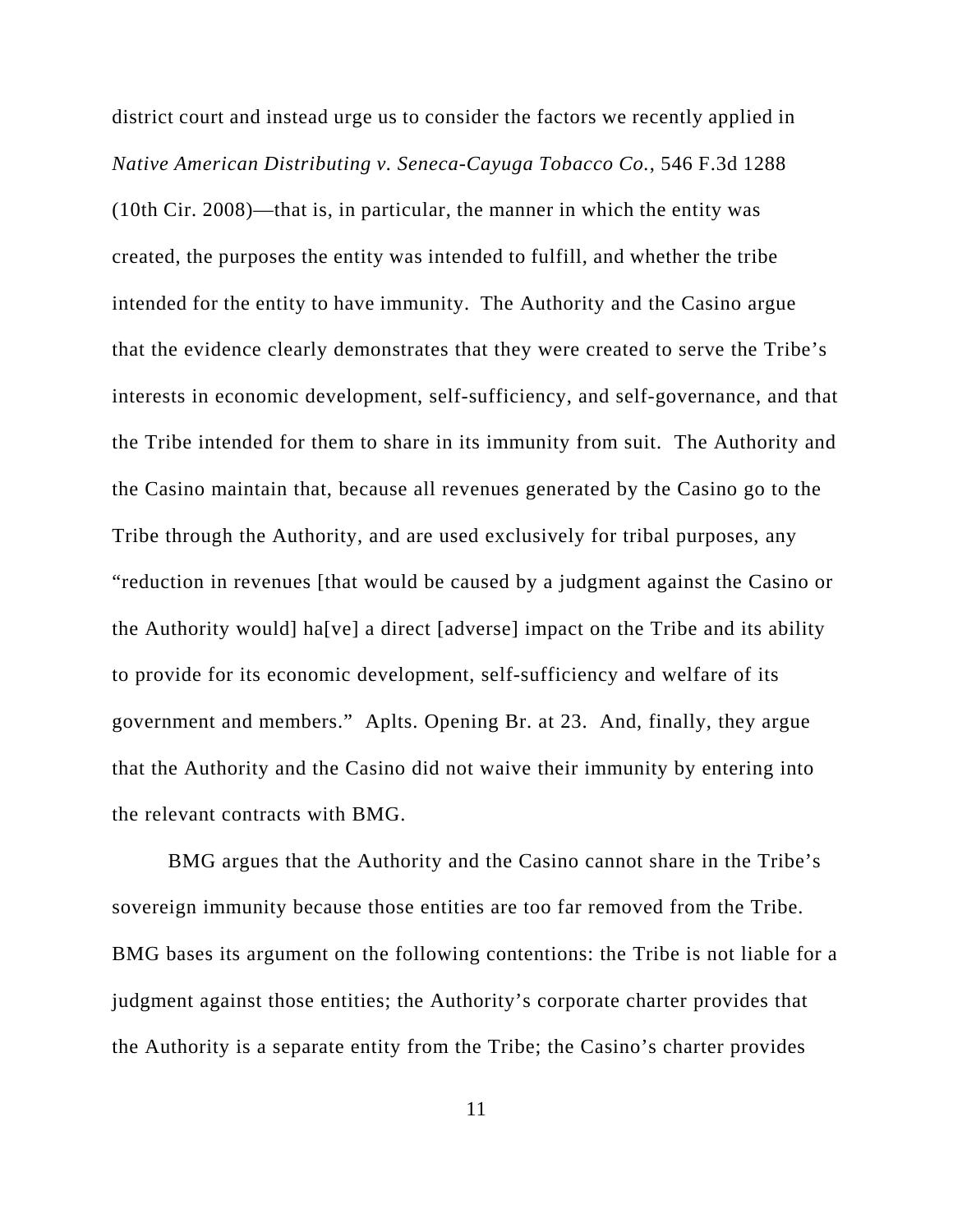district court and instead urge us to consider the factors we recently applied in *Native American Distributing v. Seneca-Cayuga Tobacco Co.*, 546 F.3d 1288 (10th Cir. 2008)—that is, in particular, the manner in which the entity was created, the purposes the entity was intended to fulfill, and whether the tribe intended for the entity to have immunity. The Authority and the Casino argue that the evidence clearly demonstrates that they were created to serve the Tribe's interests in economic development, self-sufficiency, and self-governance, and that the Tribe intended for them to share in its immunity from suit. The Authority and the Casino maintain that, because all revenues generated by the Casino go to the Tribe through the Authority, and are used exclusively for tribal purposes, any "reduction in revenues [that would be caused by a judgment against the Casino or the Authority would] ha[ve] a direct [adverse] impact on the Tribe and its ability to provide for its economic development, self-sufficiency and welfare of its government and members." Aplts. Opening Br. at 23. And, finally, they argue that the Authority and the Casino did not waive their immunity by entering into the relevant contracts with BMG.

BMG argues that the Authority and the Casino cannot share in the Tribe's sovereign immunity because those entities are too far removed from the Tribe. BMG bases its argument on the following contentions: the Tribe is not liable for a judgment against those entities; the Authority's corporate charter provides that the Authority is a separate entity from the Tribe; the Casino's charter provides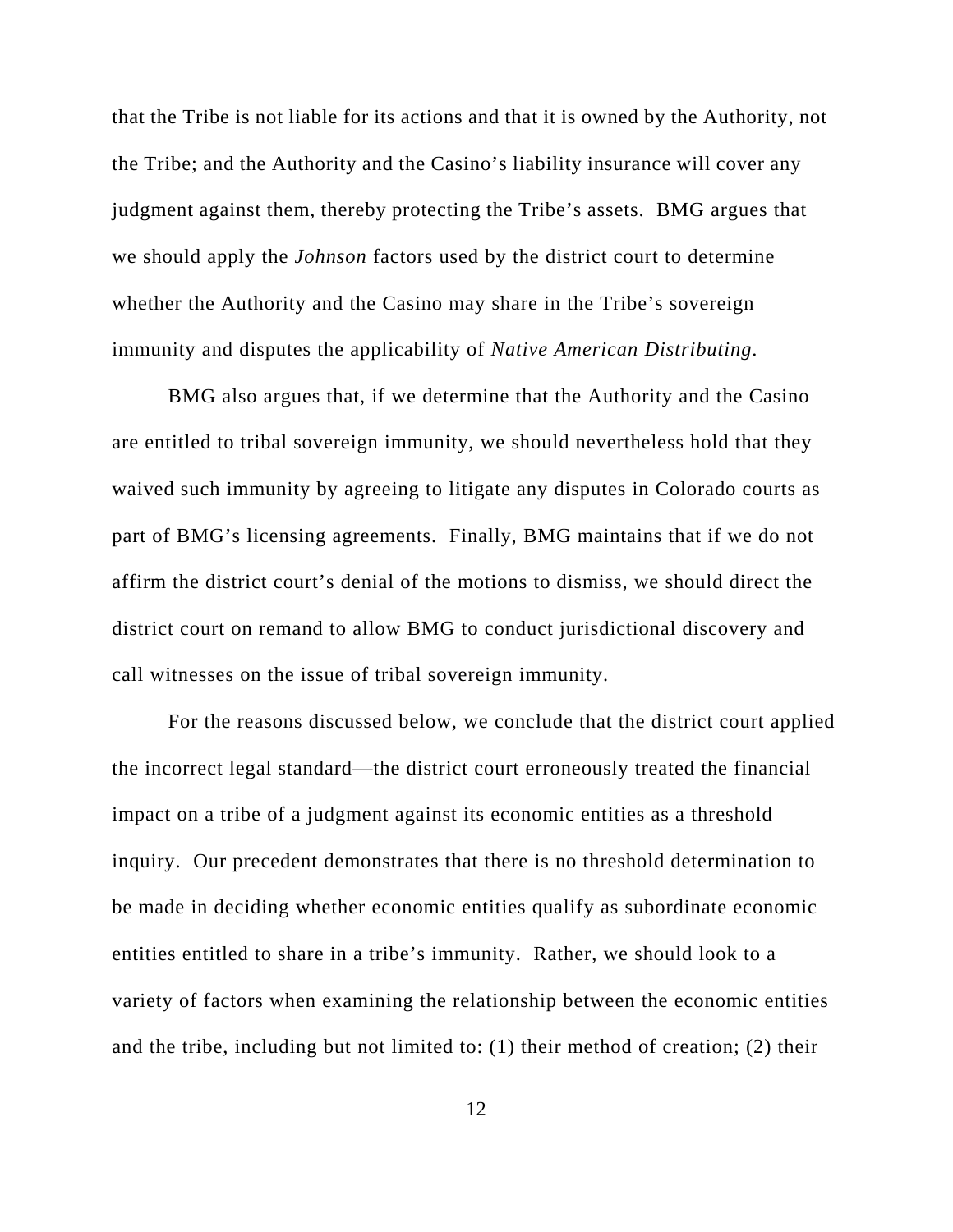that the Tribe is not liable for its actions and that it is owned by the Authority, not the Tribe; and the Authority and the Casino's liability insurance will cover any judgment against them, thereby protecting the Tribe's assets. BMG argues that we should apply the *Johnson* factors used by the district court to determine whether the Authority and the Casino may share in the Tribe's sovereign immunity and disputes the applicability of *Native American Distributing*.

BMG also argues that, if we determine that the Authority and the Casino are entitled to tribal sovereign immunity, we should nevertheless hold that they waived such immunity by agreeing to litigate any disputes in Colorado courts as part of BMG's licensing agreements. Finally, BMG maintains that if we do not affirm the district court's denial of the motions to dismiss, we should direct the district court on remand to allow BMG to conduct jurisdictional discovery and call witnesses on the issue of tribal sovereign immunity.

For the reasons discussed below, we conclude that the district court applied the incorrect legal standard—the district court erroneously treated the financial impact on a tribe of a judgment against its economic entities as a threshold inquiry. Our precedent demonstrates that there is no threshold determination to be made in deciding whether economic entities qualify as subordinate economic entities entitled to share in a tribe's immunity. Rather, we should look to a variety of factors when examining the relationship between the economic entities and the tribe, including but not limited to: (1) their method of creation; (2) their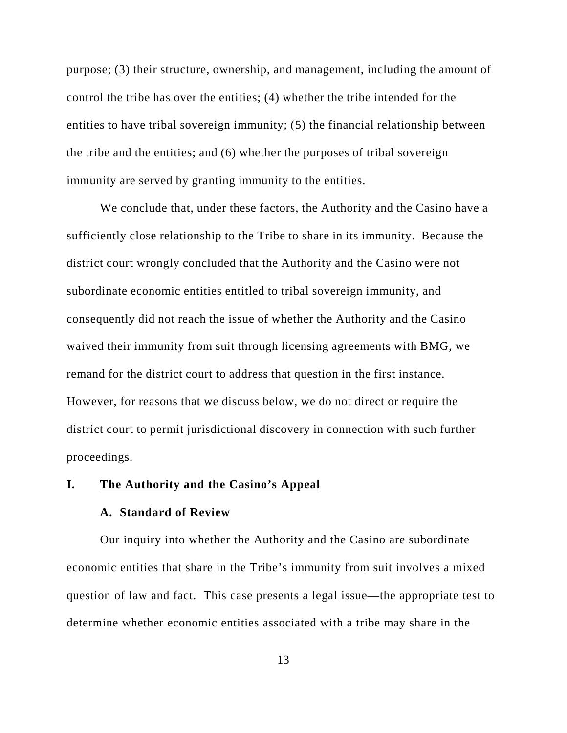purpose; (3) their structure, ownership, and management, including the amount of control the tribe has over the entities; (4) whether the tribe intended for the entities to have tribal sovereign immunity; (5) the financial relationship between the tribe and the entities; and (6) whether the purposes of tribal sovereign immunity are served by granting immunity to the entities.

We conclude that, under these factors, the Authority and the Casino have a sufficiently close relationship to the Tribe to share in its immunity. Because the district court wrongly concluded that the Authority and the Casino were not subordinate economic entities entitled to tribal sovereign immunity, and consequently did not reach the issue of whether the Authority and the Casino waived their immunity from suit through licensing agreements with BMG, we remand for the district court to address that question in the first instance. However, for reasons that we discuss below, we do not direct or require the district court to permit jurisdictional discovery in connection with such further proceedings.

## I. The Authority and the Casino's Appeal

### A. Standard of Review

Our inquiry into whether the Authority and the Casino are subordinate economic entities that share in the Tribe's immunity from suit involves a mixed question of law and fact. This case presents a legal issue—the appropriate test to determine whether economic entities associated with a tribe may share in the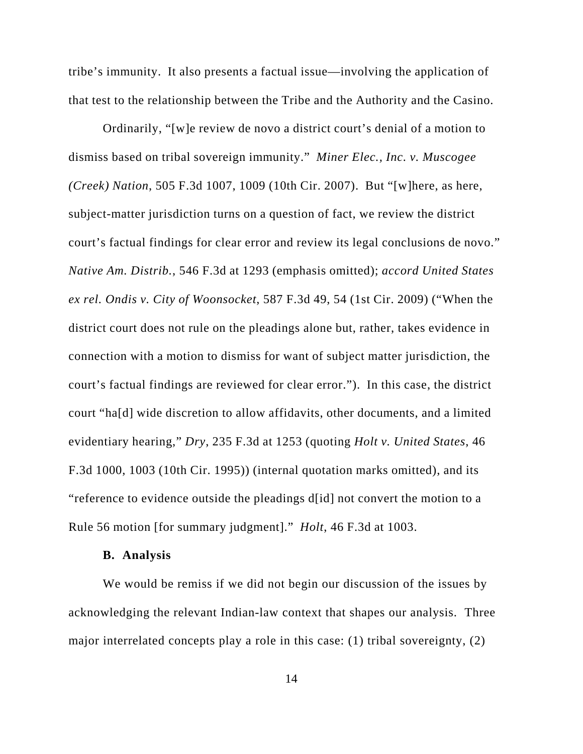tribe's immunity. It also presents a factual issue—involving the application of that test to the relationship between the Tribe and the Authority and the Casino.

Ordinarily, "[w]e review de novo a district court's denial of a motion to dismiss based on tribal sovereign immunity." *Miner Elec., Inc. v. Muscogee (Creek) Nation*, 505 F.3d 1007, 1009 (10th Cir. 2007). But "[w]here, as here, subject-matter jurisdiction turns on a question of fact, we review the district court's factual findings for clear error and review its legal conclusions de novo." *Native Am. Distrib.*, 546 F.3d at 1293 (emphasis omitted); *accord United States ex rel. Ondis v. City of Woonsocket*, 587 F.3d 49, 54 (1st Cir. 2009) ("When the district court does not rule on the pleadings alone but, rather, takes evidence in connection with a motion to dismiss for want of subject matter jurisdiction, the court's factual findings are reviewed for clear error."). In this case, the district court "ha[d] wide discretion to allow affidavits, other documents, and a limited evidentiary hearing," *Dry*, 235 F.3d at 1253 (quoting *Holt v. United States*, 46 F.3d 1000, 1003 (10th Cir. 1995)) (internal quotation marks omitted), and its "reference to evidence outside the pleadings d[id] not convert the motion to a Rule 56 motion [for summary judgment]." *Holt*, 46 F.3d at 1003.

**B. Analysis**

We would be remiss if we did not begin our discussion of the issues by acknowledging the relevant Indian-law context that shapes our analysis. Three major interrelated concepts play a role in this case: (1) tribal sovereignty, (2)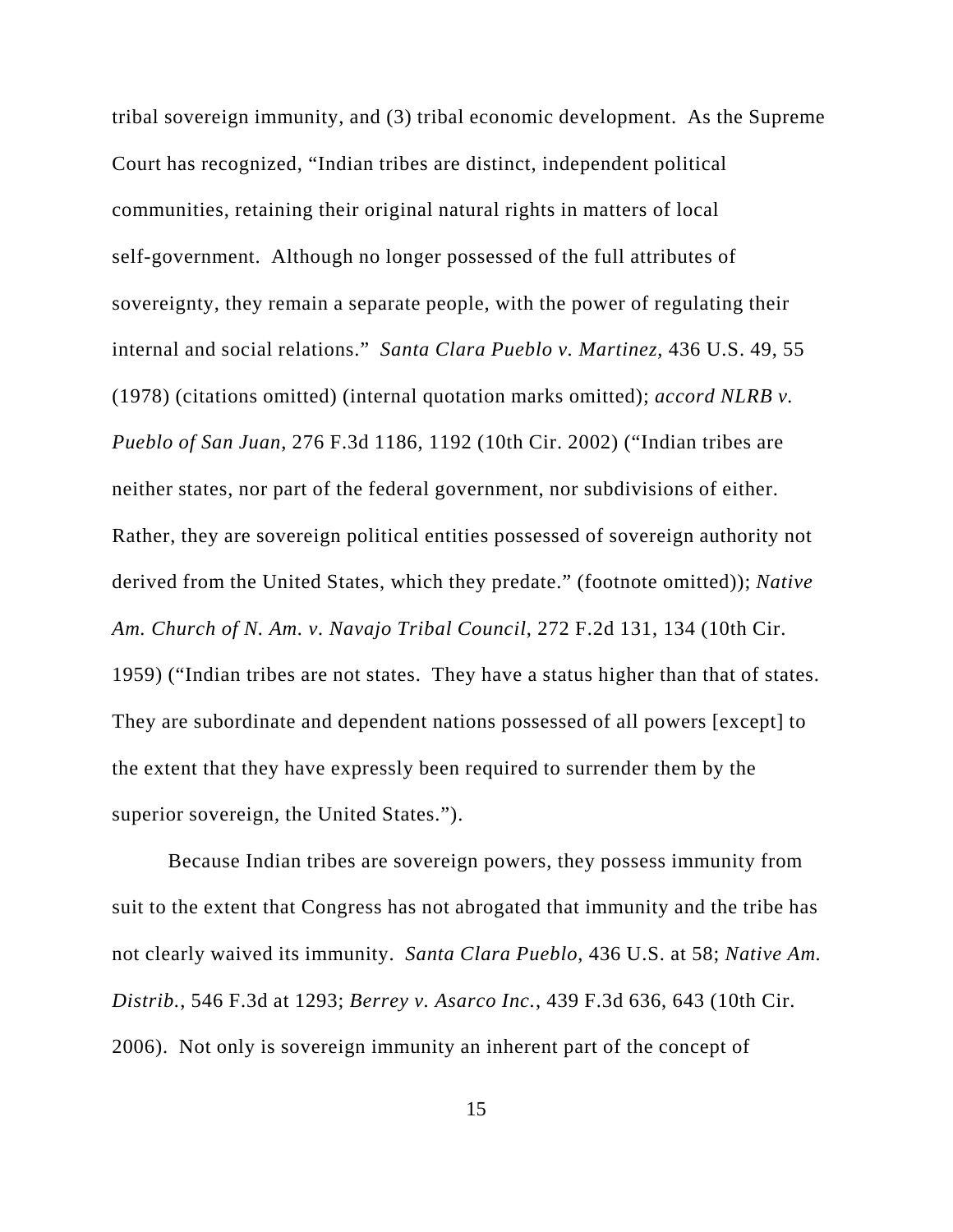tribal sovereign immunity, and (3) tribal economic development. As the Supreme Court has recognized, "Indian tribes are distinct, independent political communities, retaining their original natural rights in matters of local self-government. Although no longer possessed of the full attributes of sovereignty, they remain a separate people, with the power of regulating their internal and social relations." *Santa Clara Pueblo v. Martinez*, 436 U.S. 49, 55 (1978) (citations omitted) (internal quotation marks omitted); *accord NLRB v. Pueblo of San Juan,* 276 F.3d 1186, 1192 (10th Cir. 2002) ("Indian tribes are neither states, nor part of the federal government, nor subdivisions of either. Rather, they are sovereign political entities possessed of sovereign authority not derived from the United States, which they predate." (footnote omitted)); *Native Am. Church of N. Am. v. Navajo Tribal Council*, 272 F.2d 131, 134 (10th Cir. 1959) ("Indian tribes are not states. They have a status higher than that of states. They are subordinate and dependent nations possessed of all powers [except] to the extent that they have expressly been required to surrender them by the superior sovereign, the United States.").

Because Indian tribes are sovereign powers, they possess immunity from suit to the extent that Congress has not abrogated that immunity and the tribe has not clearly waived its immunity. *Santa Clara Pueblo*, 436 U.S. at 58; *Native Am. Distrib.*, 546 F.3d at 1293; *Berrey v. Asarco Inc.*, 439 F.3d 636, 643 (10th Cir. 2006). Not only is sovereign immunity an inherent part of the concept of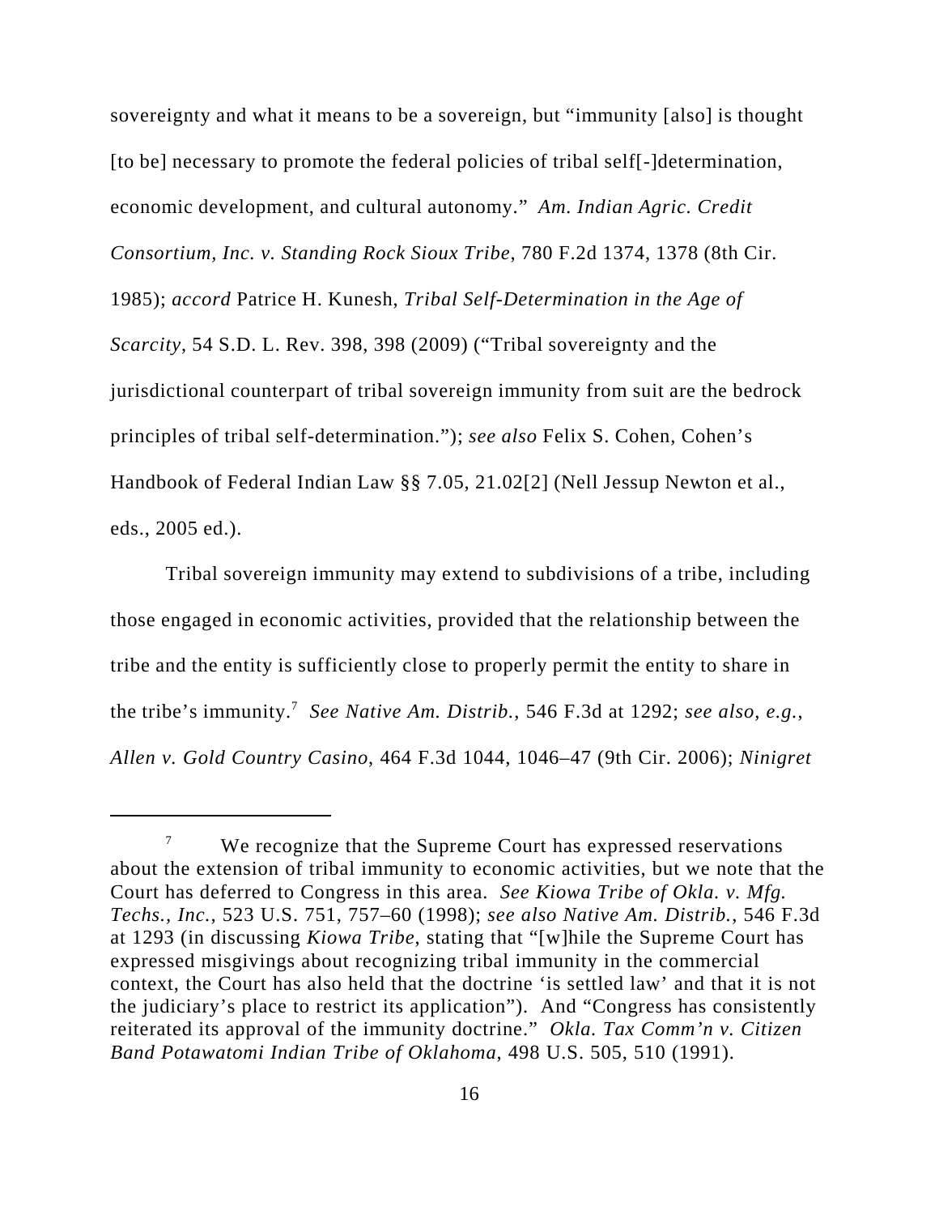sovereignty and what it means to be a sovereign, but "immunity [also] is thought [to be] necessary to promote the federal policies of tribal self[-]determination, economic development, and cultural autonomy." *Am. Indian Agric. Credit Consortium, Inc. v. Standing Rock Sioux Tribe*, 780 F.2d 1374, 1378 (8th Cir. 1985); *accord* Patrice H. Kunesh, *Tribal Self-Determination in the Age of Scarcity*, 54 S.D. L. Rev. 398, 398 (2009) ("Tribal sovereignty and the jurisdictional counterpart of tribal sovereign immunity from suit are the bedrock principles of tribal self-determination."); *see also* Felix S. Cohen, Cohen's Handbook of Federal Indian Law §§ 7.05, 21.02[2] (Nell Jessup Newton et al., eds., 2005 ed.).

Tribal sovereign immunity may extend to subdivisions of a tribe, including those engaged in economic activities, provided that the relationship between the tribe and the entity is sufficiently close to properly permit the entity to share in the tribe's immunity.[7] *See Native Am. Distrib.*, 546 F.3d at 1292; *see also, e.g.*, *Allen v. Gold Country Casino*, 464 F.3d 1044, 1046–47 (9th Cir. 2006); *Ninigret*

---

[7] We recognize that the Supreme Court has expressed reservations about the extension of tribal immunity to economic activities, but we note that the Court has deferred to Congress in this area. *See Kiowa Tribe of Okla. v. Mfg. Techs., Inc.*, 523 U.S. 751, 757–60 (1998); *see also Native Am. Distrib.*, 546 F.3d at 1293 (in discussing *Kiowa Tribe*, stating that "[w]hile the Supreme Court has expressed misgivings about recognizing tribal immunity in the commercial context, the Court has also held that the doctrine 'is settled law' and that it is not the judiciary's place to restrict its application"). And "Congress has consistently reiterated its approval of the immunity doctrine." *Okla. Tax Comm'n v. Citizen Band Potawatomi Indian Tribe of Oklahoma*, 498 U.S. 505, 510 (1991).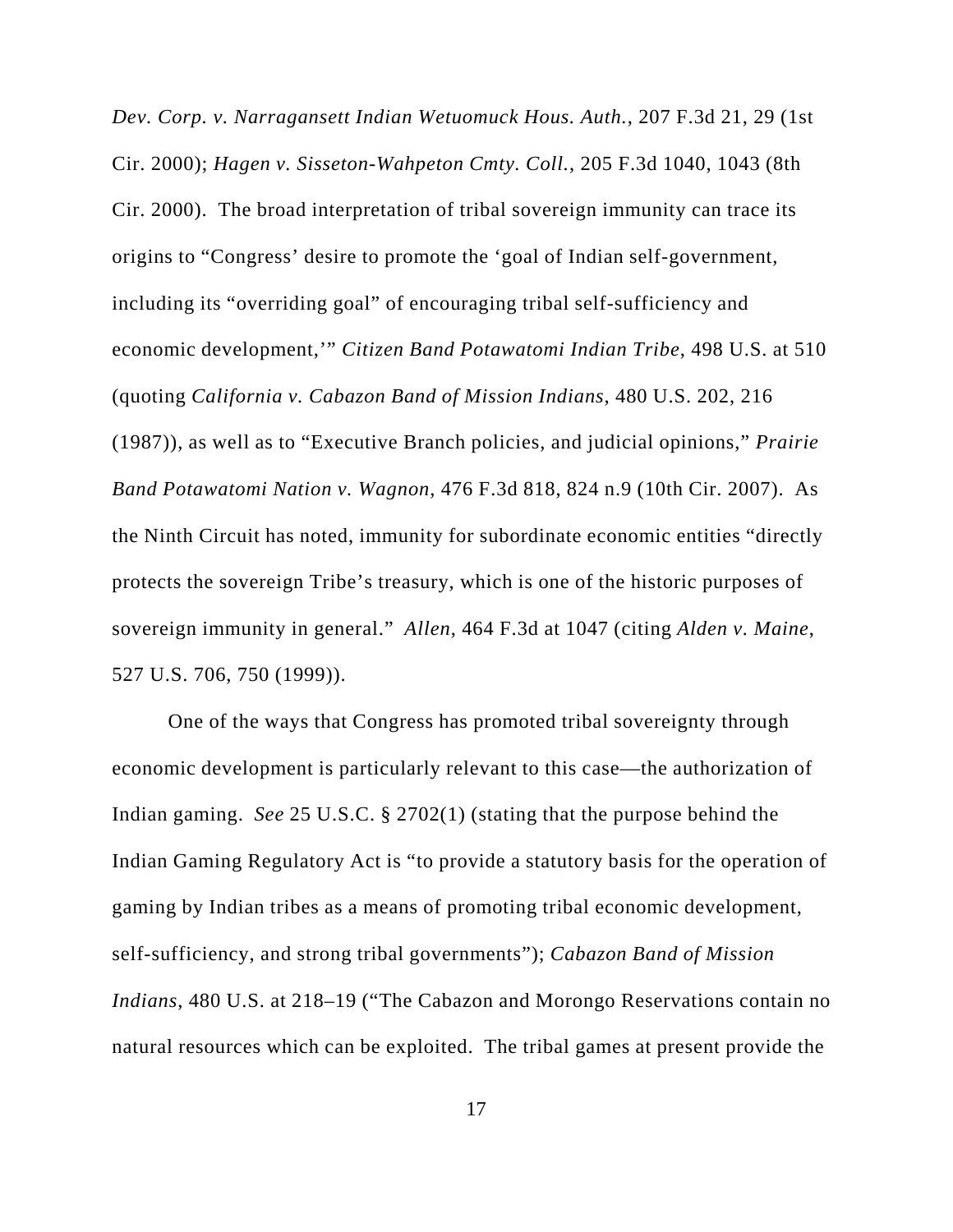*Dev. Corp. v. Narragansett Indian Wetuomuck Hous. Auth.*, 207 F.3d 21, 29 (1st Cir. 2000); *Hagen v. Sisseton-Wahpeton Cmty. Coll.*, 205 F.3d 1040, 1043 (8th Cir. 2000). The broad interpretation of tribal sovereign immunity can trace its origins to "Congress' desire to promote the 'goal of Indian self-government, including its "overriding goal" of encouraging tribal self-sufficiency and economic development,'" *Citizen Band Potawatomi Indian Tribe*, 498 U.S. at 510 (quoting *California v. Cabazon Band of Mission Indians*, 480 U.S. 202, 216 (1987)), as well as to "Executive Branch policies, and judicial opinions," *Prairie Band Potawatomi Nation v. Wagnon*, 476 F.3d 818, 824 n.9 (10th Cir. 2007). As the Ninth Circuit has noted, immunity for subordinate economic entities "directly protects the sovereign Tribe's treasury, which is one of the historic purposes of sovereign immunity in general." *Allen*, 464 F.3d at 1047 (citing *Alden v. Maine*, 527 U.S. 706, 750 (1999)).

One of the ways that Congress has promoted tribal sovereignty through economic development is particularly relevant to this case—the authorization of Indian gaming. *See* 25 U.S.C. § 2702(1) (stating that the purpose behind the Indian Gaming Regulatory Act is "to provide a statutory basis for the operation of gaming by Indian tribes as a means of promoting tribal economic development, self-sufficiency, and strong tribal governments"); *Cabazon Band of Mission Indians*, 480 U.S. at 218–19 ("The Cabazon and Morongo Reservations contain no natural resources which can be exploited. The tribal games at present provide the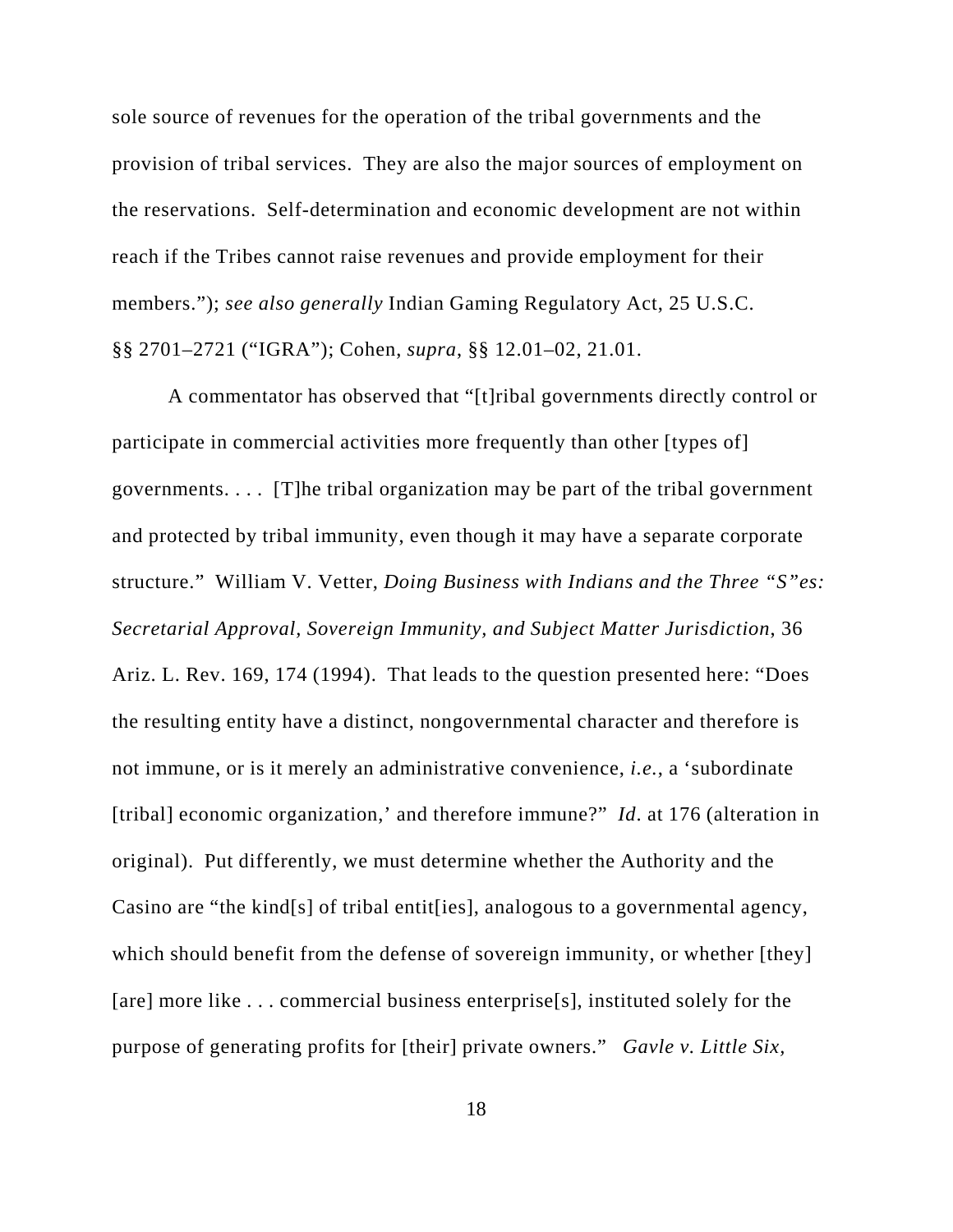sole source of revenues for the operation of the tribal governments and the provision of tribal services. They are also the major sources of employment on the reservations. Self-determination and economic development are not within reach if the Tribes cannot raise revenues and provide employment for their members."); *see also generally* Indian Gaming Regulatory Act, 25 U.S.C. §§ 2701–2721 ("IGRA"); Cohen, *supra*, §§ 12.01–02, 21.01.

A commentator has observed that "[t]ribal governments directly control or participate in commercial activities more frequently than other [types of] governments. . . . [T]he tribal organization may be part of the tribal government and protected by tribal immunity, even though it may have a separate corporate structure." William V. Vetter, *Doing Business with Indians and the Three "S"es: Secretarial Approval, Sovereign Immunity, and Subject Matter Jurisdiction*, 36 Ariz. L. Rev. 169, 174 (1994). That leads to the question presented here: "Does the resulting entity have a distinct, nongovernmental character and therefore is not immune, or is it merely an administrative convenience, *i.e.*, a 'subordinate [tribal] economic organization,' and therefore immune?" *Id.* at 176 (alteration in original). Put differently, we must determine whether the Authority and the Casino are "the kind[s] of tribal entit[ies], analogous to a governmental agency, which should benefit from the defense of sovereign immunity, or whether [they] [are] more like . . . commercial business enterprise[s], instituted solely for the purpose of generating profits for [their] private owners." *Gavle v. Little Six,*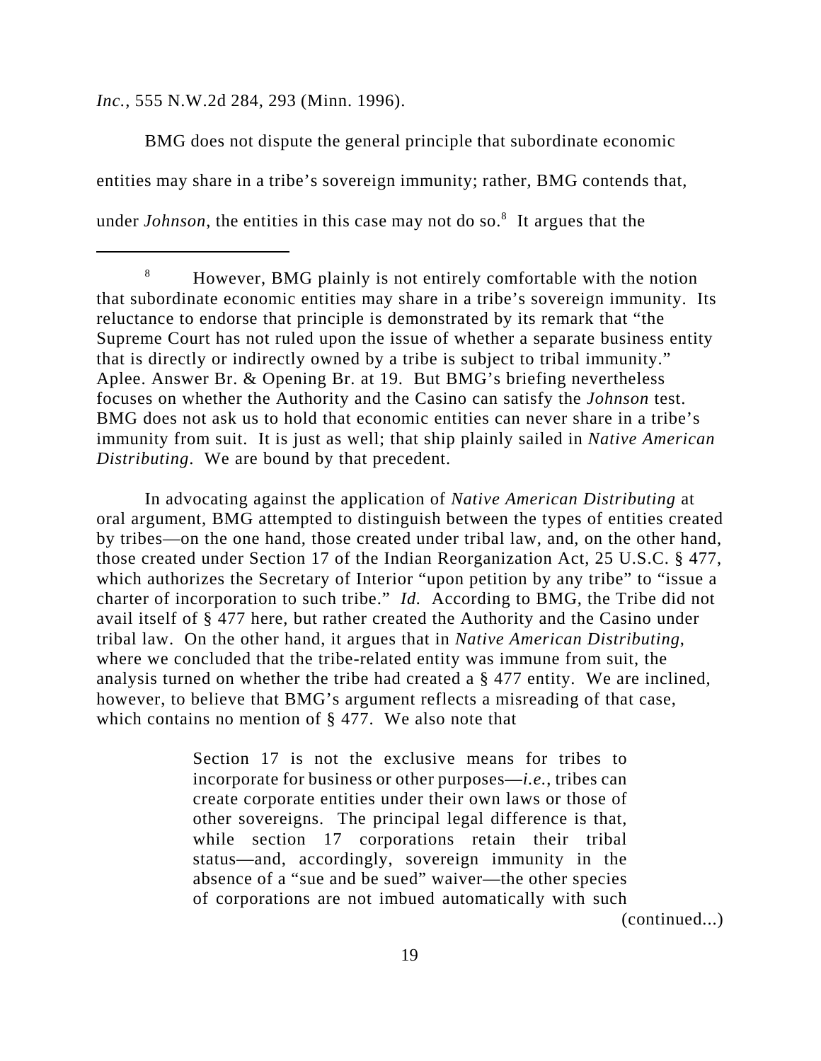*Inc.*, 555 N.W.2d 284, 293 (Minn. 1996).

BMG does not dispute the general principle that subordinate economic entities may share in a tribe's sovereign immunity; rather, BMG contends that, under *Johnson*, the entities in this case may not do so.[8] It argues that the

---

[8] However, BMG plainly is not entirely comfortable with the notion that subordinate economic entities may share in a tribe's sovereign immunity. Its reluctance to endorse that principle is demonstrated by its remark that "the Supreme Court has not ruled upon the issue of whether a separate business entity that is directly or indirectly owned by a tribe is subject to tribal immunity." Aplee. Answer Br. & Opening Br. at 19. But BMG's briefing nevertheless focuses on whether the Authority and the Casino can satisfy the *Johnson* test. BMG does not ask us to hold that economic entities can never share in a tribe's immunity from suit. It is just as well; that ship plainly sailed in *Native American Distributing*. We are bound by that precedent.

In advocating against the application of *Native American Distributing* at oral argument, BMG attempted to distinguish between the types of entities created by tribes—on the one hand, those created under tribal law, and, on the other hand, those created under Section 17 of the Indian Reorganization Act, 25 U.S.C. § 477, which authorizes the Secretary of Interior "upon petition by any tribe" to "issue a charter of incorporation to such tribe." *Id.* According to BMG, the Tribe did not avail itself of § 477 here, but rather created the Authority and the Casino under tribal law. On the other hand, it argues that in *Native American Distributing*, where we concluded that the tribe-related entity was immune from suit, the analysis turned on whether the tribe had created a § 477 entity. We are inclined, however, to believe that BMG's argument reflects a misreading of that case, which contains no mention of § 477. We also note that

> Section 17 is not the exclusive means for tribes to incorporate for business or other purposes—*i.e.*, tribes can create corporate entities under their own laws or those of other sovereigns. The principal legal difference is that, while section 17 corporations retain their tribal status—and, accordingly, sovereign immunity in the absence of a "sue and be sued" waiver—the other species of corporations are not imbued automatically with such

(continued...)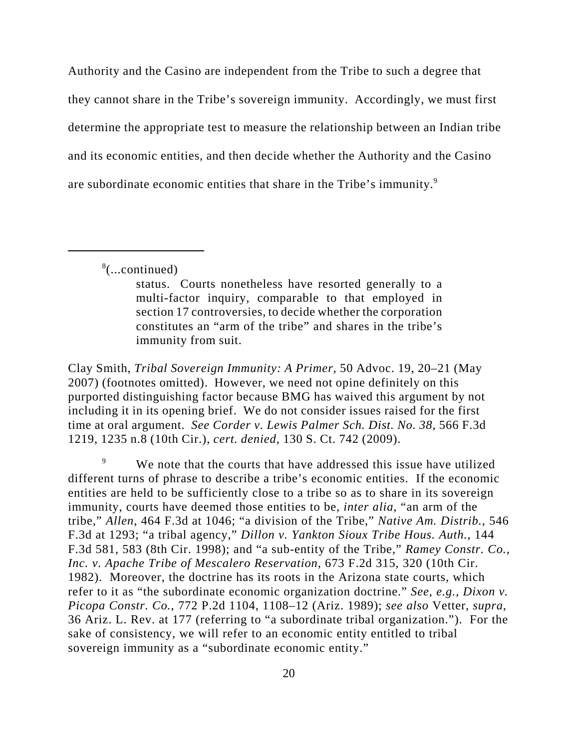Authority and the Casino are independent from the Tribe to such a degree that they cannot share in the Tribe's sovereign immunity. Accordingly, we must first determine the appropriate test to measure the relationship between an Indian tribe and its economic entities, and then decide whether the Authority and the Casino are subordinate economic entities that share in the Tribe's immunity.[9]

---

[8](...continued)

> status. Courts nonetheless have resorted generally to a multi-factor inquiry, comparable to that employed in section 17 controversies, to decide whether the corporation constitutes an "arm of the tribe" and shares in the tribe's immunity from suit.

Clay Smith, *Tribal Sovereign Immunity: A Primer*, 50 Advoc. 19, 20–21 (May 2007) (footnotes omitted). However, we need not opine definitely on this purported distinguishing factor because BMG has waived this argument by not including it in its opening brief. We do not consider issues raised for the first time at oral argument. *See Corder v. Lewis Palmer Sch. Dist. No. 38*, 566 F.3d 1219, 1235 n.8 (10th Cir.), *cert. denied*, 130 S. Ct. 742 (2009).

[9] We note that the courts that have addressed this issue have utilized different turns of phrase to describe a tribe's economic entities. If the economic entities are held to be sufficiently close to a tribe so as to share in its sovereign immunity, courts have deemed those entities to be, *inter alia*, "an arm of the tribe," *Allen*, 464 F.3d at 1046; "a division of the Tribe," *Native Am. Distrib.*, 546 F.3d at 1293; "a tribal agency," *Dillon v. Yankton Sioux Tribe Hous. Auth.*, 144 F.3d 581, 583 (8th Cir. 1998); and "a sub-entity of the Tribe," *Ramey Constr. Co., Inc. v. Apache Tribe of Mescalero Reservation*, 673 F.2d 315, 320 (10th Cir. 1982). Moreover, the doctrine has its roots in the Arizona state courts, which refer to it as "the subordinate economic organization doctrine." *See, e.g.*, *Dixon v. Picopa Constr. Co.*, 772 P.2d 1104, 1108–12 (Ariz. 1989); *see also* Vetter, *supra*, 36 Ariz. L. Rev. at 177 (referring to "a subordinate tribal organization."). For the sake of consistency, we will refer to an economic entity entitled to tribal sovereign immunity as a "subordinate economic entity."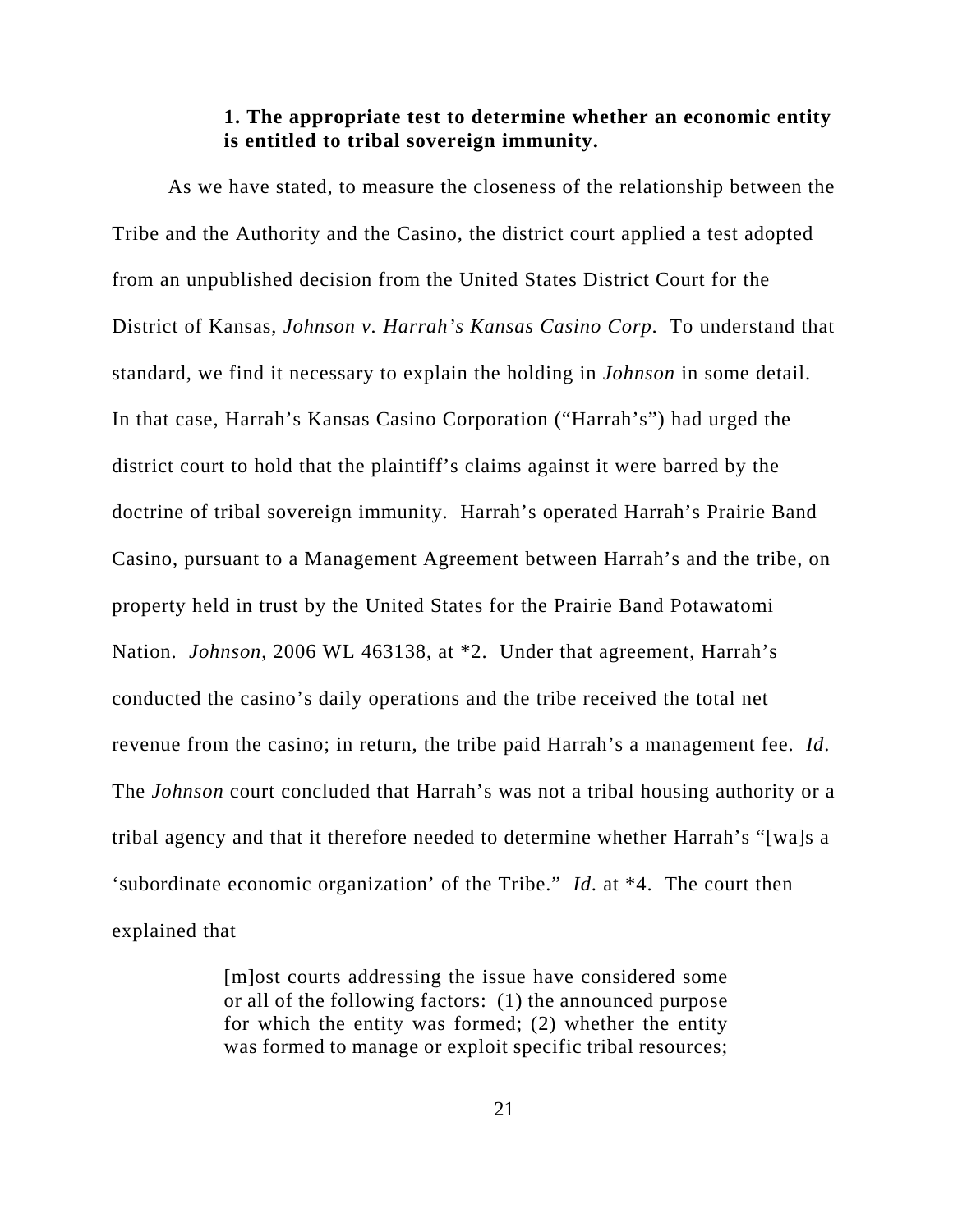**1. The appropriate test to determine whether an economic entity is entitled to tribal sovereign immunity.**

As we have stated, to measure the closeness of the relationship between the Tribe and the Authority and the Casino, the district court applied a test adopted from an unpublished decision from the United States District Court for the District of Kansas, *Johnson v. Harrah's Kansas Casino Corp*. To understand that standard, we find it necessary to explain the holding in *Johnson* in some detail. In that case, Harrah's Kansas Casino Corporation ("Harrah's") had urged the district court to hold that the plaintiff's claims against it were barred by the doctrine of tribal sovereign immunity. Harrah's operated Harrah's Prairie Band Casino, pursuant to a Management Agreement between Harrah's and the tribe, on property held in trust by the United States for the Prairie Band Potawatomi Nation. *Johnson*, 2006 WL 463138, at *2. Under that agreement, Harrah's conducted the casino's daily operations and the tribe received the total net revenue from the casino; in return, the tribe paid Harrah's a management fee. *Id*. The *Johnson* court concluded that Harrah's was not a tribal housing authority or a tribal agency and that it therefore needed to determine whether Harrah's "[wa]s a 'subordinate economic organization' of the Tribe." *Id*. at *4. The court then explained that

> [m]ost courts addressing the issue have considered some or all of the following factors: (1) the announced purpose for which the entity was formed; (2) whether the entity was formed to manage or exploit specific tribal resources;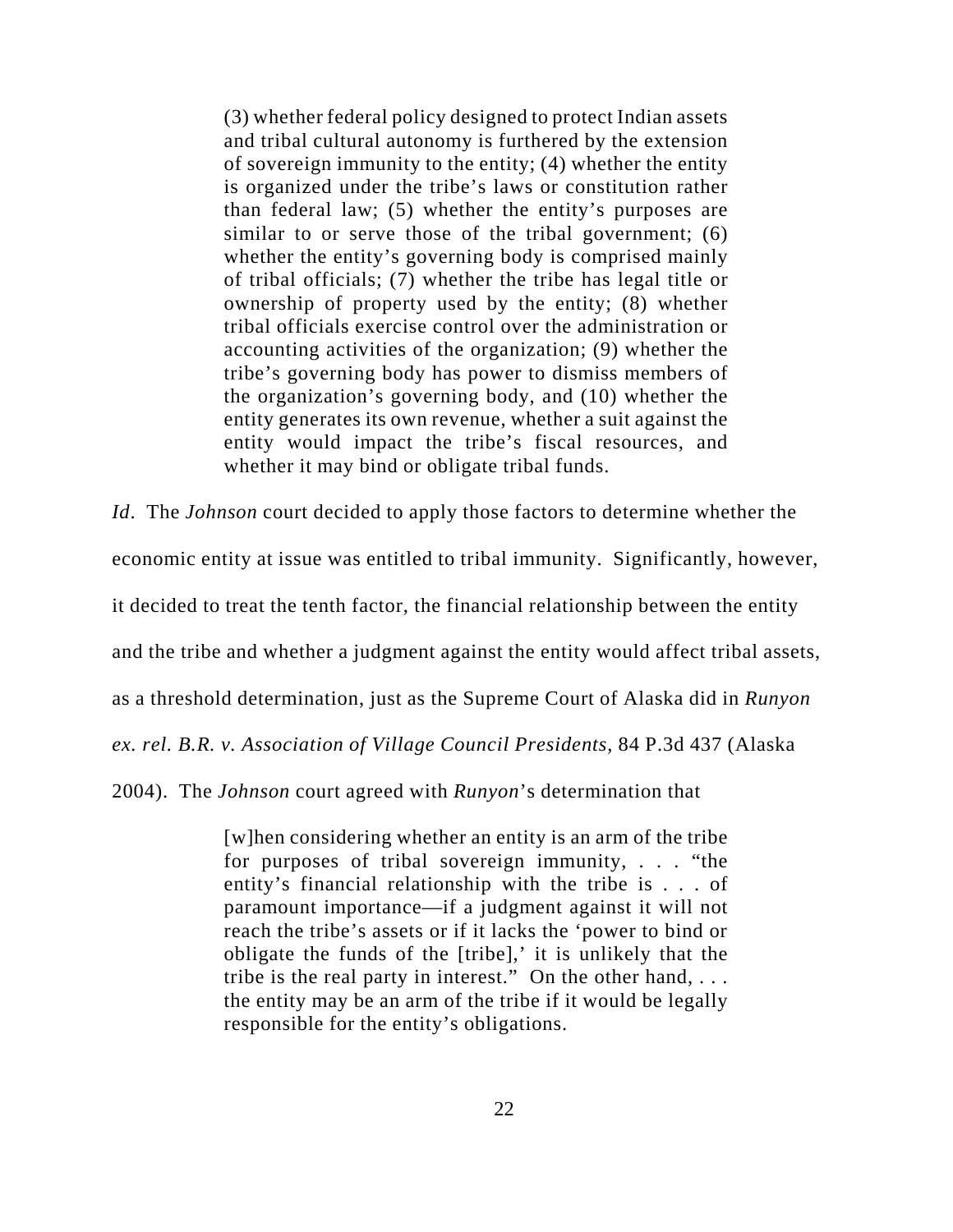> (3) whether federal policy designed to protect Indian assets and tribal cultural autonomy is furthered by the extension of sovereign immunity to the entity; (4) whether the entity is organized under the tribe's laws or constitution rather than federal law; (5) whether the entity's purposes are similar to or serve those of the tribal government; (6) whether the entity's governing body is comprised mainly of tribal officials; (7) whether the tribe has legal title or ownership of property used by the entity; (8) whether tribal officials exercise control over the administration or accounting activities of the organization; (9) whether the tribe's governing body has power to dismiss members of the organization's governing body, and (10) whether the entity generates its own revenue, whether a suit against the entity would impact the tribe's fiscal resources, and whether it may bind or obligate tribal funds.

*Id*. The *Johnson* court decided to apply those factors to determine whether the economic entity at issue was entitled to tribal immunity. Significantly, however, it decided to treat the tenth factor, the financial relationship between the entity and the tribe and whether a judgment against the entity would affect tribal assets, as a threshold determination, just as the Supreme Court of Alaska did in *Runyon ex. rel. B.R. v. Association of Village Council Presidents*, 84 P.3d 437 (Alaska 2004). The *Johnson* court agreed with *Runyon*'s determination that

> [w]hen considering whether an entity is an arm of the tribe for purposes of tribal sovereign immunity, . . . "the entity's financial relationship with the tribe is . . . of paramount importance—if a judgment against it will not reach the tribe's assets or if it lacks the 'power to bind or obligate the funds of the [tribe],' it is unlikely that the tribe is the real party in interest." On the other hand, . . . the entity may be an arm of the tribe if it would be legally responsible for the entity's obligations.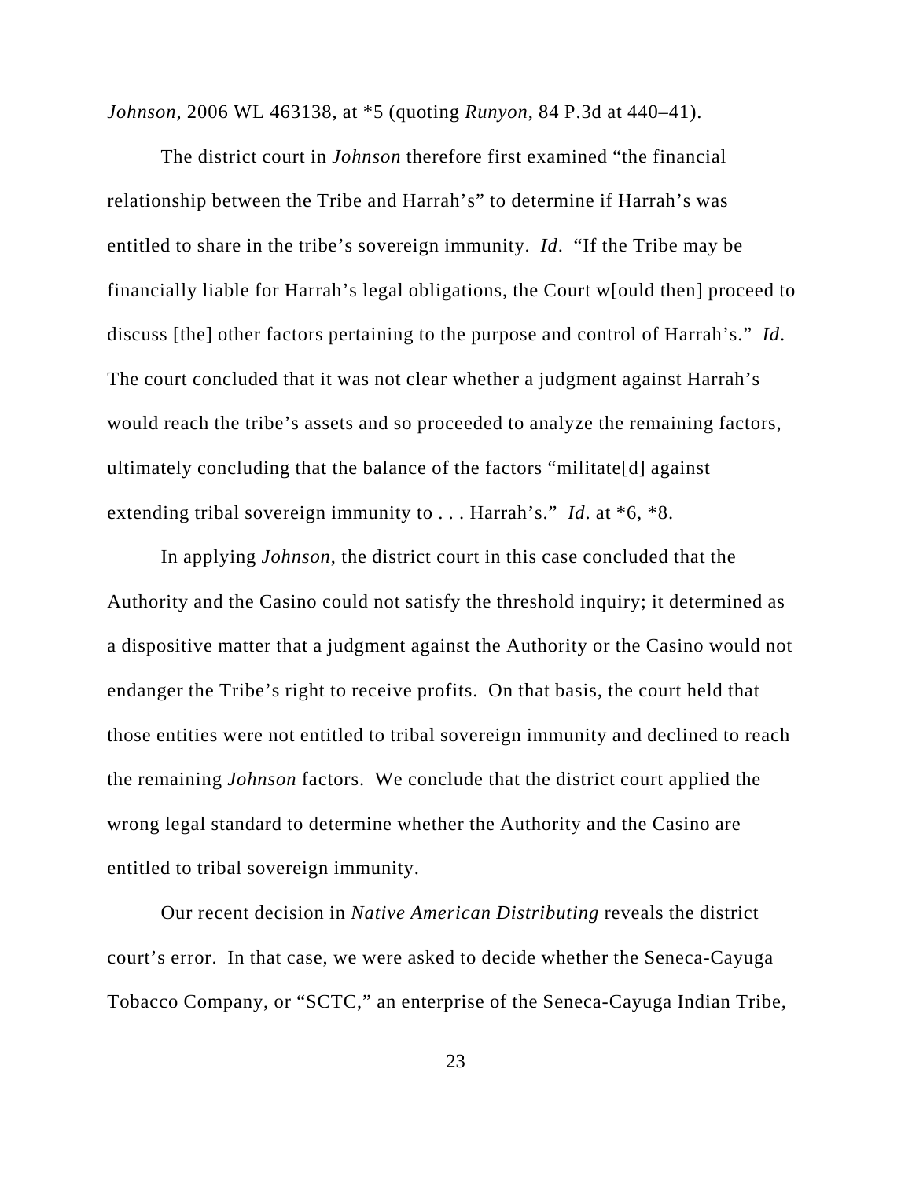*Johnson*, 2006 WL 463138, at *5 (quoting *Runyon*, 84 P.3d at 440–41).

The district court in *Johnson* therefore first examined "the financial relationship between the Tribe and Harrah's" to determine if Harrah's was entitled to share in the tribe's sovereign immunity. *Id*. "If the Tribe may be financially liable for Harrah's legal obligations, the Court w[ould then] proceed to discuss [the] other factors pertaining to the purpose and control of Harrah's." *Id*. The court concluded that it was not clear whether a judgment against Harrah's would reach the tribe's assets and so proceeded to analyze the remaining factors, ultimately concluding that the balance of the factors "militate[d] against extending tribal sovereign immunity to . . . Harrah's." *Id*. at *6, *8.

In applying *Johnson*, the district court in this case concluded that the Authority and the Casino could not satisfy the threshold inquiry; it determined as a dispositive matter that a judgment against the Authority or the Casino would not endanger the Tribe's right to receive profits. On that basis, the court held that those entities were not entitled to tribal sovereign immunity and declined to reach the remaining *Johnson* factors. We conclude that the district court applied the wrong legal standard to determine whether the Authority and the Casino are entitled to tribal sovereign immunity.

Our recent decision in *Native American Distributing* reveals the district court's error. In that case, we were asked to decide whether the Seneca-Cayuga Tobacco Company, or "SCTC," an enterprise of the Seneca-Cayuga Indian Tribe,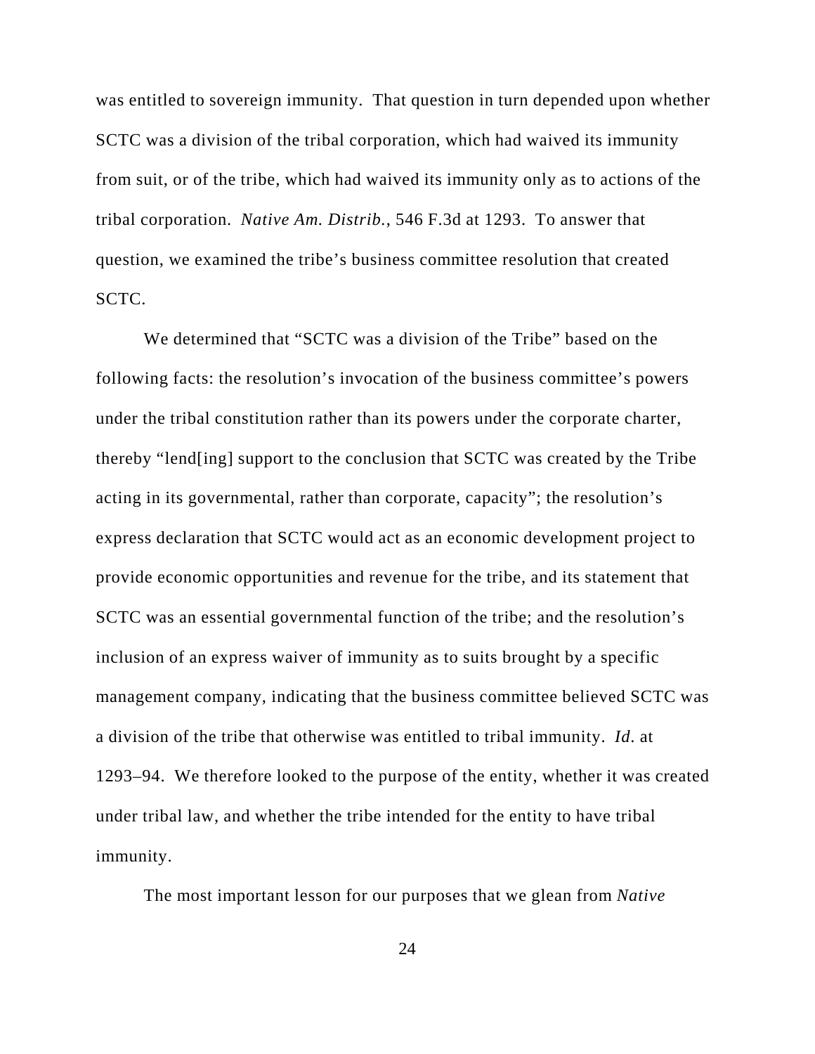was entitled to sovereign immunity. That question in turn depended upon whether SCTC was a division of the tribal corporation, which had waived its immunity from suit, or of the tribe, which had waived its immunity only as to actions of the tribal corporation. *Native Am. Distrib.*, 546 F.3d at 1293. To answer that question, we examined the tribe's business committee resolution that created SCTC.

We determined that "SCTC was a division of the Tribe" based on the following facts: the resolution's invocation of the business committee's powers under the tribal constitution rather than its powers under the corporate charter, thereby "lend[ing] support to the conclusion that SCTC was created by the Tribe acting in its governmental, rather than corporate, capacity"; the resolution's express declaration that SCTC would act as an economic development project to provide economic opportunities and revenue for the tribe, and its statement that SCTC was an essential governmental function of the tribe; and the resolution's inclusion of an express waiver of immunity as to suits brought by a specific management company, indicating that the business committee believed SCTC was a division of the tribe that otherwise was entitled to tribal immunity. *Id.* at 1293–94. We therefore looked to the purpose of the entity, whether it was created under tribal law, and whether the tribe intended for the entity to have tribal immunity.

The most important lesson for our purposes that we glean from *Native*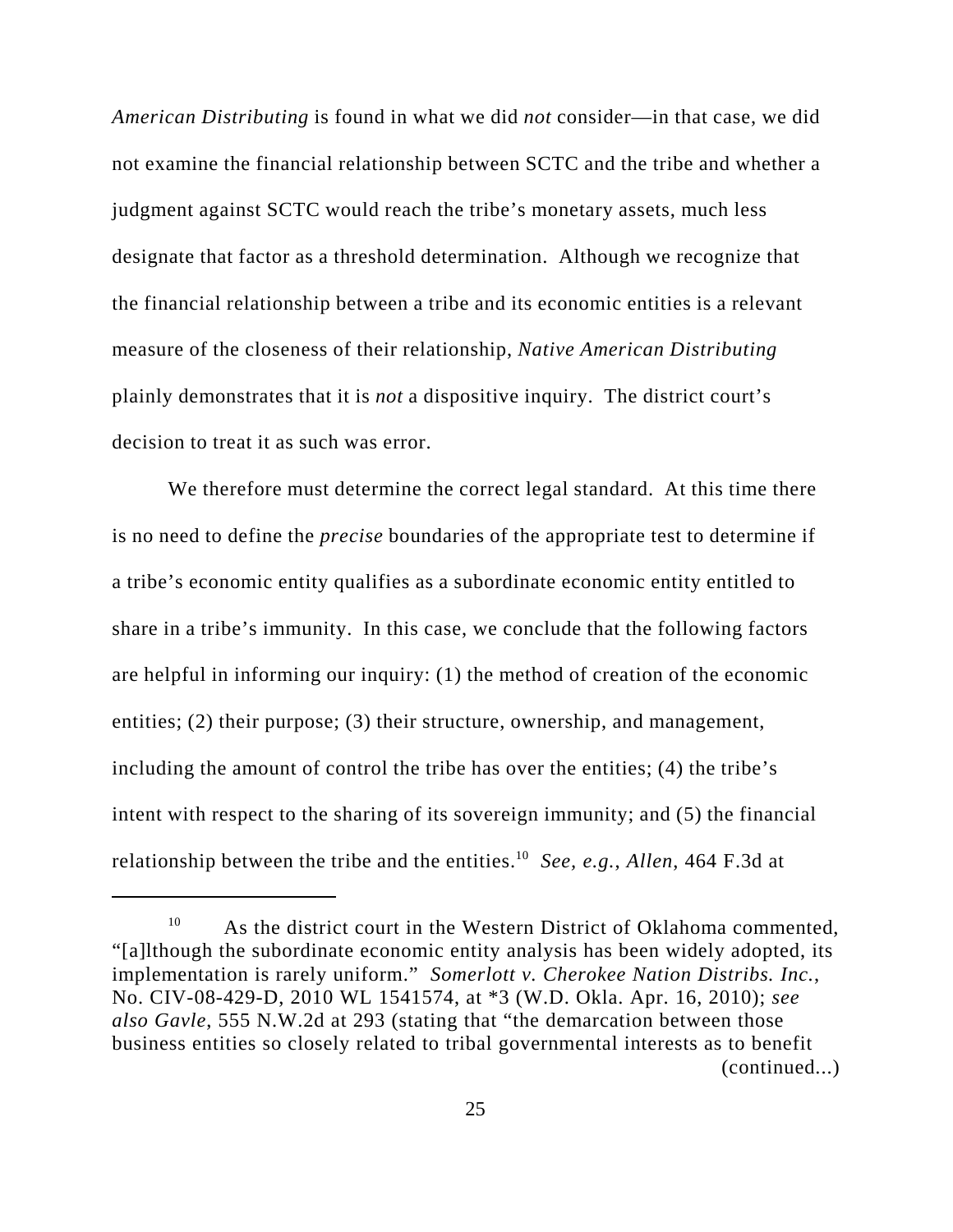*American Distributing* is found in what we did *not* consider—in that case, we did not examine the financial relationship between SCTC and the tribe and whether a judgment against SCTC would reach the tribe's monetary assets, much less designate that factor as a threshold determination. Although we recognize that the financial relationship between a tribe and its economic entities is a relevant measure of the closeness of their relationship, *Native American Distributing* plainly demonstrates that it is *not* a dispositive inquiry. The district court's decision to treat it as such was error.

We therefore must determine the correct legal standard. At this time there is no need to define the *precise* boundaries of the appropriate test to determine if a tribe's economic entity qualifies as a subordinate economic entity entitled to share in a tribe's immunity. In this case, we conclude that the following factors are helpful in informing our inquiry: (1) the method of creation of the economic entities; (2) their purpose; (3) their structure, ownership, and management, including the amount of control the tribe has over the entities; (4) the tribe's intent with respect to the sharing of its sovereign immunity; and (5) the financial relationship between the tribe and the entities.[10] *See, e.g.*, *Allen*, 464 F.3d at

---

[10] As the district court in the Western District of Oklahoma commented, "[a]lthough the subordinate economic entity analysis has been widely adopted, its implementation is rarely uniform." *Somerlott v. Cherokee Nation Distribs. Inc.*, No. CIV-08-429-D, 2010 WL 1541574, at \*3 (W.D. Okla. Apr. 16, 2010); *see also Gavle*, 555 N.W.2d at 293 (stating that "the demarcation between those business entities so closely related to tribal governmental interests as to benefit (continued...)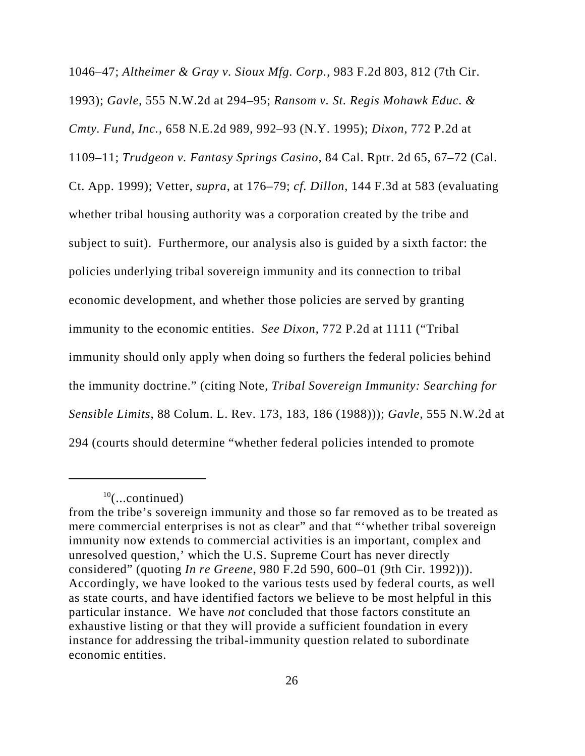1046–47; *Altheimer & Gray v. Sioux Mfg. Corp.*, 983 F.2d 803, 812 (7th Cir. 1993); *Gavle*, 555 N.W.2d at 294–95; *Ransom v. St. Regis Mohawk Educ. & Cmty. Fund, Inc.*, 658 N.E.2d 989, 992–93 (N.Y. 1995); *Dixon*, 772 P.2d at 1109–11; *Trudgeon v. Fantasy Springs Casino*, 84 Cal. Rptr. 2d 65, 67–72 (Cal. Ct. App. 1999); Vetter, *supra*, at 176–79; *cf. Dillon*, 144 F.3d at 583 (evaluating whether tribal housing authority was a corporation created by the tribe and subject to suit). Furthermore, our analysis also is guided by a sixth factor: the policies underlying tribal sovereign immunity and its connection to tribal economic development, and whether those policies are served by granting immunity to the economic entities. *See Dixon*, 772 P.2d at 1111 ("Tribal immunity should only apply when doing so furthers the federal policies behind the immunity doctrine." (citing Note, *Tribal Sovereign Immunity: Searching for Sensible Limits*, 88 Colum. L. Rev. 173, 183, 186 (1988))); *Gavle*, 555 N.W.2d at 294 (courts should determine "whether federal policies intended to promote

---

[10](...continued)
from the tribe's sovereign immunity and those so far removed as to be treated as mere commercial enterprises is not as clear" and that "'whether tribal sovereign immunity now extends to commercial activities is an important, complex and unresolved question,' which the U.S. Supreme Court has never directly considered" (quoting *In re Greene*, 980 F.2d 590, 600–01 (9th Cir. 1992))). Accordingly, we have looked to the various tests used by federal courts, as well as state courts, and have identified factors we believe to be most helpful in this particular instance. We have *not* concluded that those factors constitute an exhaustive listing or that they will provide a sufficient foundation in every instance for addressing the tribal-immunity question related to subordinate economic entities.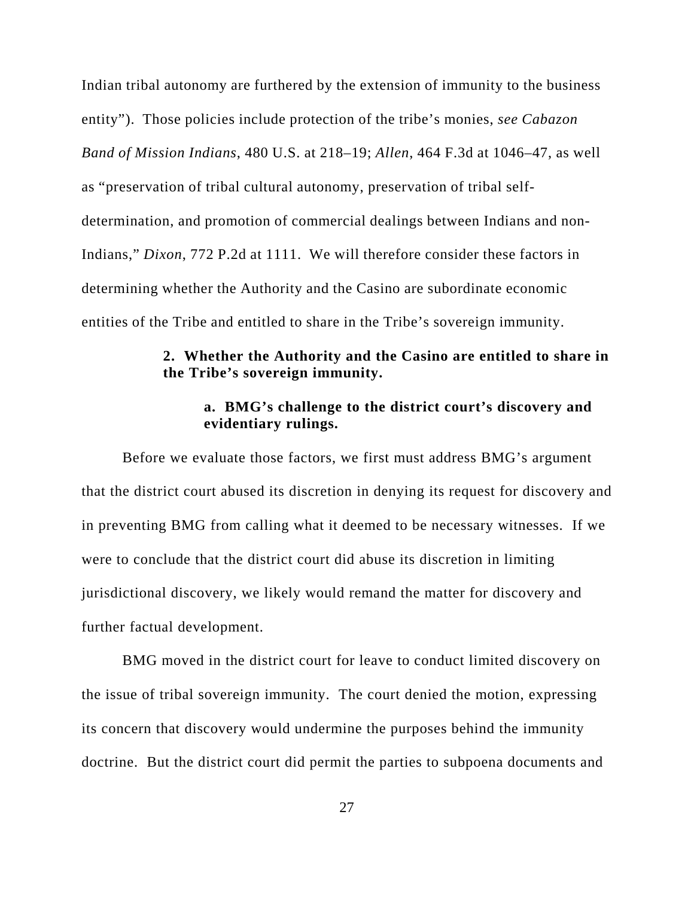Indian tribal autonomy are furthered by the extension of immunity to the business entity"). Those policies include protection of the tribe's monies, *see Cabazon Band of Mission Indians*, 480 U.S. at 218–19; *Allen*, 464 F.3d at 1046–47, as well as "preservation of tribal cultural autonomy, preservation of tribal self-determination, and promotion of commercial dealings between Indians and non-Indians," *Dixon*, 772 P.2d at 1111. We will therefore consider these factors in determining whether the Authority and the Casino are subordinate economic entities of the Tribe and entitled to share in the Tribe's sovereign immunity.

### 2. Whether the Authority and the Casino are entitled to share in the Tribe's sovereign immunity.

#### a. BMG's challenge to the district court's discovery and evidentiary rulings.

Before we evaluate those factors, we first must address BMG's argument that the district court abused its discretion in denying its request for discovery and in preventing BMG from calling what it deemed to be necessary witnesses. If we were to conclude that the district court did abuse its discretion in limiting jurisdictional discovery, we likely would remand the matter for discovery and further factual development.

BMG moved in the district court for leave to conduct limited discovery on the issue of tribal sovereign immunity. The court denied the motion, expressing its concern that discovery would undermine the purposes behind the immunity doctrine. But the district court did permit the parties to subpoena documents and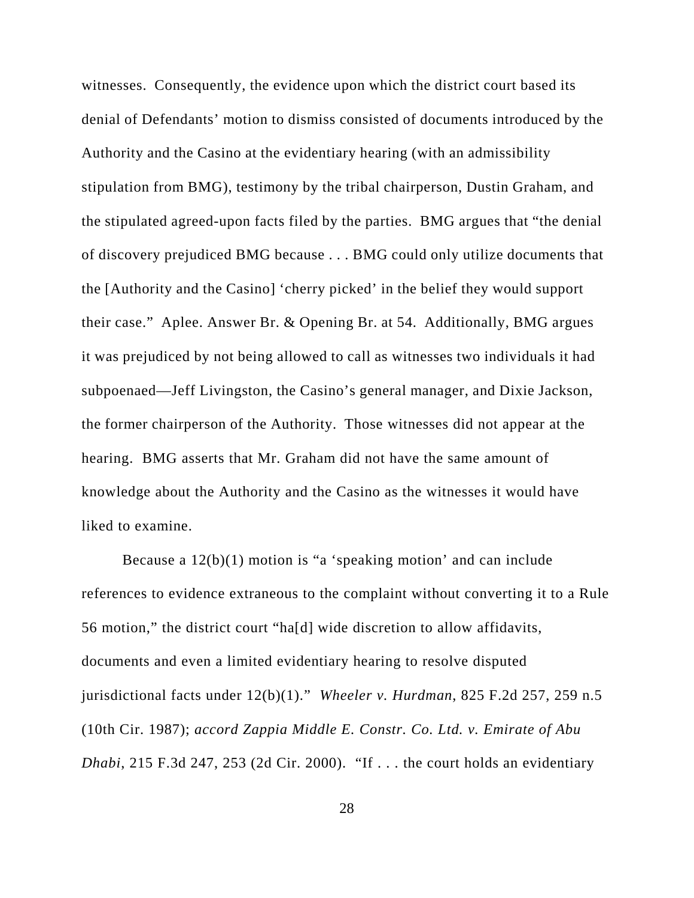witnesses. Consequently, the evidence upon which the district court based its denial of Defendants' motion to dismiss consisted of documents introduced by the Authority and the Casino at the evidentiary hearing (with an admissibility stipulation from BMG), testimony by the tribal chairperson, Dustin Graham, and the stipulated agreed-upon facts filed by the parties. BMG argues that "the denial of discovery prejudiced BMG because . . . BMG could only utilize documents that the [Authority and the Casino] 'cherry picked' in the belief they would support their case." Aplee. Answer Br. & Opening Br. at 54. Additionally, BMG argues it was prejudiced by not being allowed to call as witnesses two individuals it had subpoenaed—Jeff Livingston, the Casino's general manager, and Dixie Jackson, the former chairperson of the Authority. Those witnesses did not appear at the hearing. BMG asserts that Mr. Graham did not have the same amount of knowledge about the Authority and the Casino as the witnesses it would have liked to examine.

Because a 12(b)(1) motion is "a 'speaking motion' and can include references to evidence extraneous to the complaint without converting it to a Rule 56 motion," the district court "ha[d] wide discretion to allow affidavits, documents and even a limited evidentiary hearing to resolve disputed jurisdictional facts under 12(b)(1)." *Wheeler v. Hurdman*, 825 F.2d 257, 259 n.5 (10th Cir. 1987); *accord Zappia Middle E. Constr. Co. Ltd. v. Emirate of Abu Dhabi*, 215 F.3d 247, 253 (2d Cir. 2000). "If . . . the court holds an evidentiary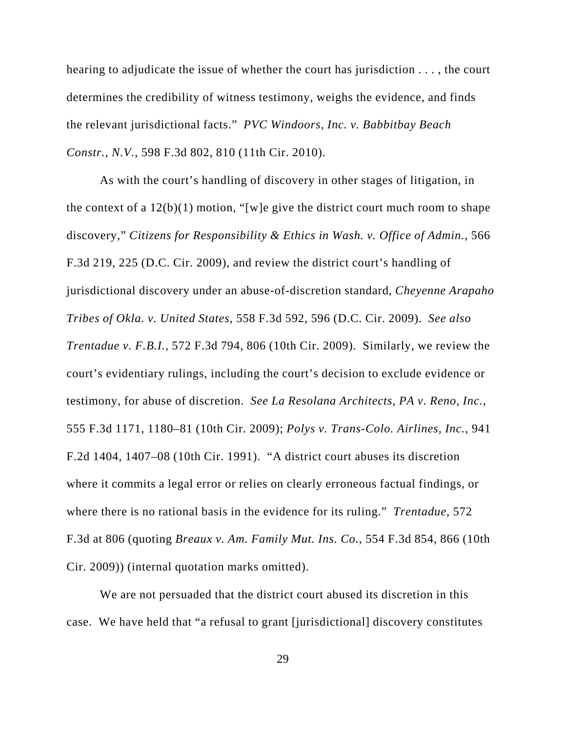hearing to adjudicate the issue of whether the court has jurisdiction . . . , the court determines the credibility of witness testimony, weighs the evidence, and finds the relevant jurisdictional facts." *PVC Windoors, Inc. v. Babbitbay Beach Constr., N.V.*, 598 F.3d 802, 810 (11th Cir. 2010).

As with the court's handling of discovery in other stages of litigation, in the context of a 12(b)(1) motion, "[w]e give the district court much room to shape discovery," *Citizens for Responsibility & Ethics in Wash. v. Office of Admin.*, 566 F.3d 219, 225 (D.C. Cir. 2009), and review the district court's handling of jurisdictional discovery under an abuse-of-discretion standard, *Cheyenne Arapaho Tribes of Okla. v. United States*, 558 F.3d 592, 596 (D.C. Cir. 2009). *See also Trentadue v. F.B.I.*, 572 F.3d 794, 806 (10th Cir. 2009). Similarly, we review the court's evidentiary rulings, including the court's decision to exclude evidence or testimony, for abuse of discretion. *See La Resolana Architects, PA v. Reno, Inc.*, 555 F.3d 1171, 1180–81 (10th Cir. 2009); *Polys v. Trans-Colo. Airlines, Inc.*, 941 F.2d 1404, 1407–08 (10th Cir. 1991). "A district court abuses its discretion where it commits a legal error or relies on clearly erroneous factual findings, or where there is no rational basis in the evidence for its ruling." *Trentadue*, 572 F.3d at 806 (quoting *Breaux v. Am. Family Mut. Ins. Co.*, 554 F.3d 854, 866 (10th Cir. 2009)) (internal quotation marks omitted).

We are not persuaded that the district court abused its discretion in this case. We have held that "a refusal to grant [jurisdictional] discovery constitutes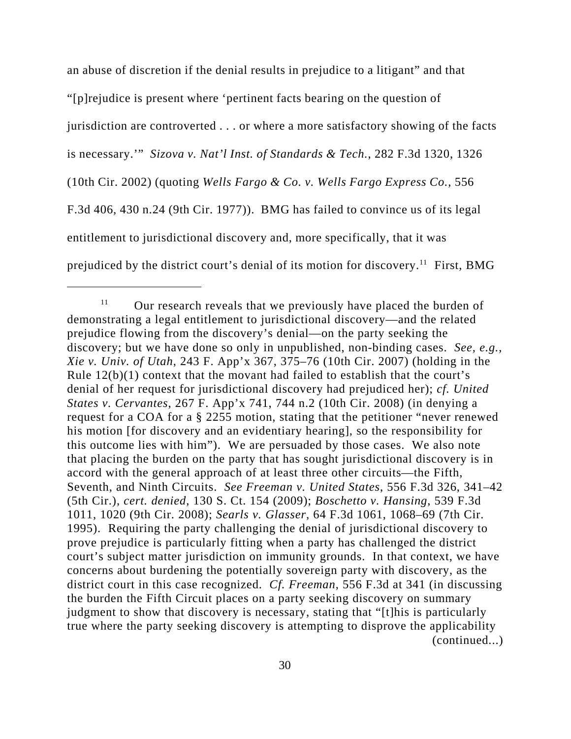an abuse of discretion if the denial results in prejudice to a litigant" and that "[p]rejudice is present where 'pertinent facts bearing on the question of jurisdiction are controverted . . . or where a more satisfactory showing of the facts is necessary.'" *Sizova v. Nat'l Inst. of Standards & Tech.*, 282 F.3d 1320, 1326 (10th Cir. 2002) (quoting *Wells Fargo & Co. v. Wells Fargo Express Co.*, 556 F.3d 406, 430 n.24 (9th Cir. 1977)). BMG has failed to convince us of its legal entitlement to jurisdictional discovery and, more specifically, that it was prejudiced by the district court's denial of its motion for discovery.[11] First, BMG

---

[11] Our research reveals that we previously have placed the burden of demonstrating a legal entitlement to jurisdictional discovery—and the related prejudice flowing from the discovery's denial—on the party seeking the discovery; but we have done so only in unpublished, non-binding cases. *See, e.g.*, *Xie v. Univ. of Utah*, 243 F. App'x 367, 375–76 (10th Cir. 2007) (holding in the Rule 12(b)(1) context that the movant had failed to establish that the court's denial of her request for jurisdictional discovery had prejudiced her); *cf. United States v. Cervantes*, 267 F. App'x 741, 744 n.2 (10th Cir. 2008) (in denying a request for a COA for a § 2255 motion, stating that the petitioner "never renewed his motion [for discovery and an evidentiary hearing], so the responsibility for this outcome lies with him"). We are persuaded by those cases. We also note that placing the burden on the party that has sought jurisdictional discovery is in accord with the general approach of at least three other circuits—the Fifth, Seventh, and Ninth Circuits. *See Freeman v. United States*, 556 F.3d 326, 341–42 (5th Cir.), *cert. denied*, 130 S. Ct. 154 (2009); *Boschetto v. Hansing*, 539 F.3d 1011, 1020 (9th Cir. 2008); *Searls v. Glasser*, 64 F.3d 1061, 1068–69 (7th Cir. 1995). Requiring the party challenging the denial of jurisdictional discovery to prove prejudice is particularly fitting when a party has challenged the district court's subject matter jurisdiction on immunity grounds. In that context, we have concerns about burdening the potentially sovereign party with discovery, as the district court in this case recognized. *Cf. Freeman*, 556 F.3d at 341 (in discussing the burden the Fifth Circuit places on a party seeking discovery on summary judgment to show that discovery is necessary, stating that "[t]his is particularly true where the party seeking discovery is attempting to disprove the applicability (continued...)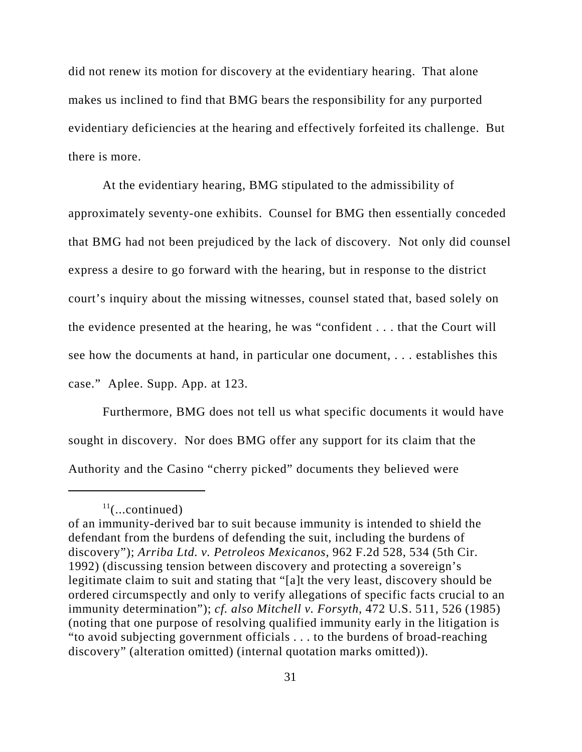did not renew its motion for discovery at the evidentiary hearing. That alone makes us inclined to find that BMG bears the responsibility for any purported evidentiary deficiencies at the hearing and effectively forfeited its challenge. But there is more.

At the evidentiary hearing, BMG stipulated to the admissibility of approximately seventy-one exhibits. Counsel for BMG then essentially conceded that BMG had not been prejudiced by the lack of discovery. Not only did counsel express a desire to go forward with the hearing, but in response to the district court's inquiry about the missing witnesses, counsel stated that, based solely on the evidence presented at the hearing, he was "confident . . . that the Court will see how the documents at hand, in particular one document, . . . establishes this case." Aplee. Supp. App. at 123.

Furthermore, BMG does not tell us what specific documents it would have sought in discovery. Nor does BMG offer any support for its claim that the Authority and the Casino "cherry picked" documents they believed were

---

[11](...continued)
of an immunity-derived bar to suit because immunity is intended to shield the defendant from the burdens of defending the suit, including the burdens of discovery"); *Arriba Ltd. v. Petroleos Mexicanos*, 962 F.2d 528, 534 (5th Cir. 1992) (discussing tension between discovery and protecting a sovereign's legitimate claim to suit and stating that "[a]t the very least, discovery should be ordered circumspectly and only to verify allegations of specific facts crucial to an immunity determination"); *cf. also Mitchell v. Forsyth*, 472 U.S. 511, 526 (1985) (noting that one purpose of resolving qualified immunity early in the litigation is "to avoid subjecting government officials . . . to the burdens of broad-reaching discovery" (alteration omitted) (internal quotation marks omitted)).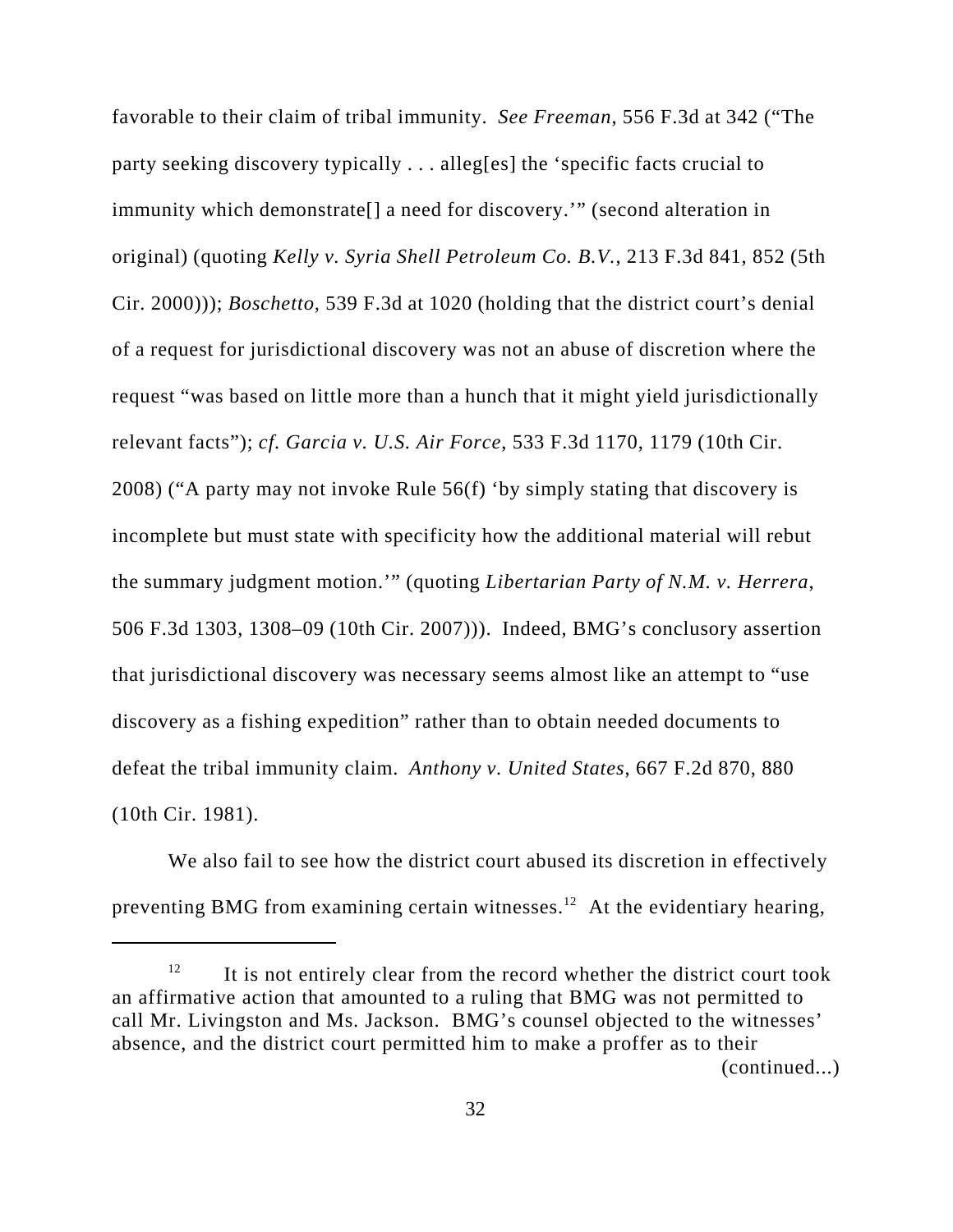favorable to their claim of tribal immunity. *See Freeman*, 556 F.3d at 342 ("The party seeking discovery typically . . . alleg[es] the 'specific facts crucial to immunity which demonstrate[] a need for discovery.'" (second alteration in original) (quoting *Kelly v. Syria Shell Petroleum Co. B.V.*, 213 F.3d 841, 852 (5th Cir. 2000))); *Boschetto*, 539 F.3d at 1020 (holding that the district court's denial of a request for jurisdictional discovery was not an abuse of discretion where the request "was based on little more than a hunch that it might yield jurisdictionally relevant facts"); *cf. Garcia v. U.S. Air Force*, 533 F.3d 1170, 1179 (10th Cir. 2008) ("A party may not invoke Rule 56(f) 'by simply stating that discovery is incomplete but must state with specificity how the additional material will rebut the summary judgment motion.'" (quoting *Libertarian Party of N.M. v. Herrera*, 506 F.3d 1303, 1308–09 (10th Cir. 2007))). Indeed, BMG's conclusory assertion that jurisdictional discovery was necessary seems almost like an attempt to "use discovery as a fishing expedition" rather than to obtain needed documents to defeat the tribal immunity claim. *Anthony v. United States*, 667 F.2d 870, 880 (10th Cir. 1981).

We also fail to see how the district court abused its discretion in effectively preventing BMG from examining certain witnesses.[12] At the evidentiary hearing,

---

[12] It is not entirely clear from the record whether the district court took an affirmative action that amounted to a ruling that BMG was not permitted to call Mr. Livingston and Ms. Jackson. BMG's counsel objected to the witnesses' absence, and the district court permitted him to make a proffer as to their (continued...)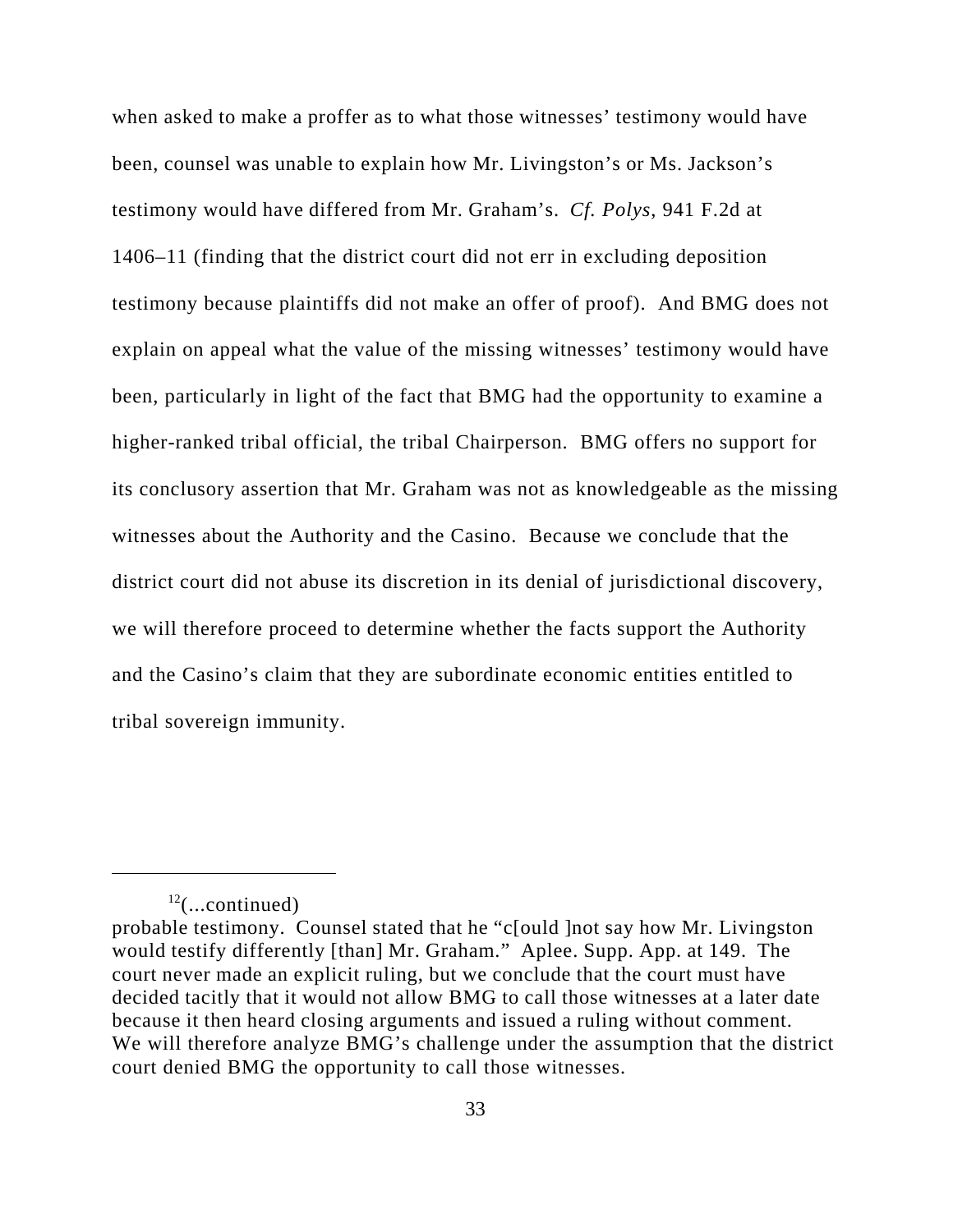when asked to make a proffer as to what those witnesses' testimony would have been, counsel was unable to explain how Mr. Livingston's or Ms. Jackson's testimony would have differed from Mr. Graham's. *Cf. Polys*, 941 F.2d at 1406–11 (finding that the district court did not err in excluding deposition testimony because plaintiffs did not make an offer of proof). And BMG does not explain on appeal what the value of the missing witnesses' testimony would have been, particularly in light of the fact that BMG had the opportunity to examine a higher-ranked tribal official, the tribal Chairperson. BMG offers no support for its conclusory assertion that Mr. Graham was not as knowledgeable as the missing witnesses about the Authority and the Casino. Because we conclude that the district court did not abuse its discretion in its denial of jurisdictional discovery, we will therefore proceed to determine whether the facts support the Authority and the Casino's claim that they are subordinate economic entities entitled to tribal sovereign immunity.

---

[12](...continued)
probable testimony. Counsel stated that he "c[ould ]not say how Mr. Livingston would testify differently [than] Mr. Graham." Aplee. Supp. App. at 149. The court never made an explicit ruling, but we conclude that the court must have decided tacitly that it would not allow BMG to call those witnesses at a later date because it then heard closing arguments and issued a ruling without comment. We will therefore analyze BMG's challenge under the assumption that the district court denied BMG the opportunity to call those witnesses.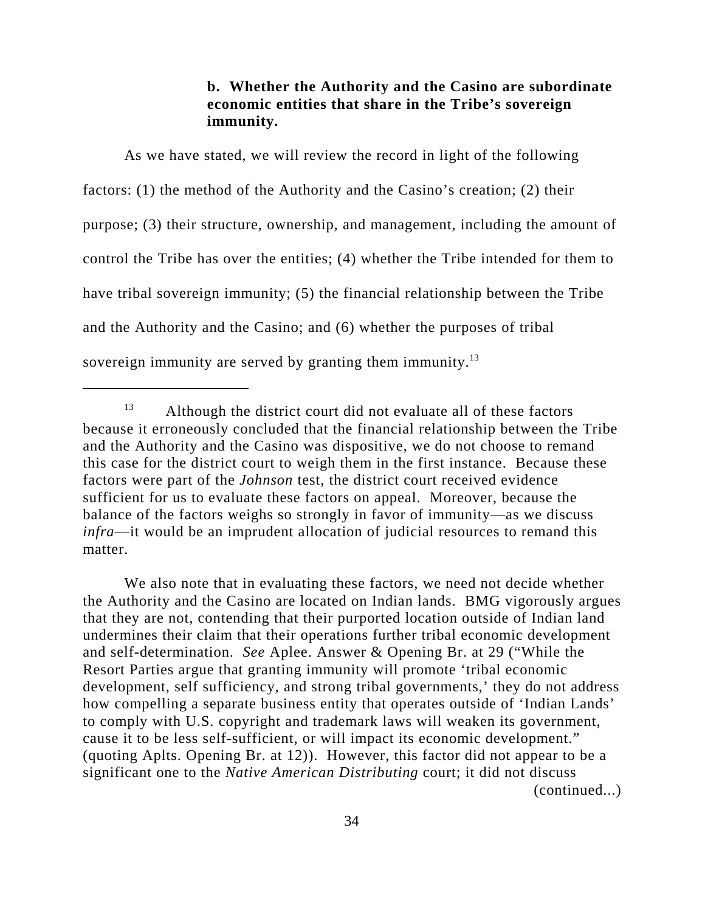### b. Whether the Authority and the Casino are subordinate economic entities that share in the Tribe's sovereign immunity.

As we have stated, we will review the record in light of the following factors: (1) the method of the Authority and the Casino's creation; (2) their purpose; (3) their structure, ownership, and management, including the amount of control the Tribe has over the entities; (4) whether the Tribe intended for them to have tribal sovereign immunity; (5) the financial relationship between the Tribe and the Authority and the Casino; and (6) whether the purposes of tribal sovereign immunity are served by granting them immunity.[13]

---

[13] Although the district court did not evaluate all of these factors because it erroneously concluded that the financial relationship between the Tribe and the Authority and the Casino was dispositive, we do not choose to remand this case for the district court to weigh them in the first instance. Because these factors were part of the *Johnson* test, the district court received evidence sufficient for us to evaluate these factors on appeal. Moreover, because the balance of the factors weighs so strongly in favor of immunity—as we discuss *infra*—it would be an imprudent allocation of judicial resources to remand this matter.

We also note that in evaluating these factors, we need not decide whether the Authority and the Casino are located on Indian lands. BMG vigorously argues that they are not, contending that their purported location outside of Indian land undermines their claim that their operations further tribal economic development and self-determination. *See* Aplee. Answer & Opening Br. at 29 ("While the Resort Parties argue that granting immunity will promote 'tribal economic development, self sufficiency, and strong tribal governments,' they do not address how compelling a separate business entity that operates outside of 'Indian Lands' to comply with U.S. copyright and trademark laws will weaken its government, cause it to be less self-sufficient, or will impact its economic development." (quoting Aplts. Opening Br. at 12)). However, this factor did not appear to be a significant one to the *Native American Distributing* court; it did not discuss

(continued...)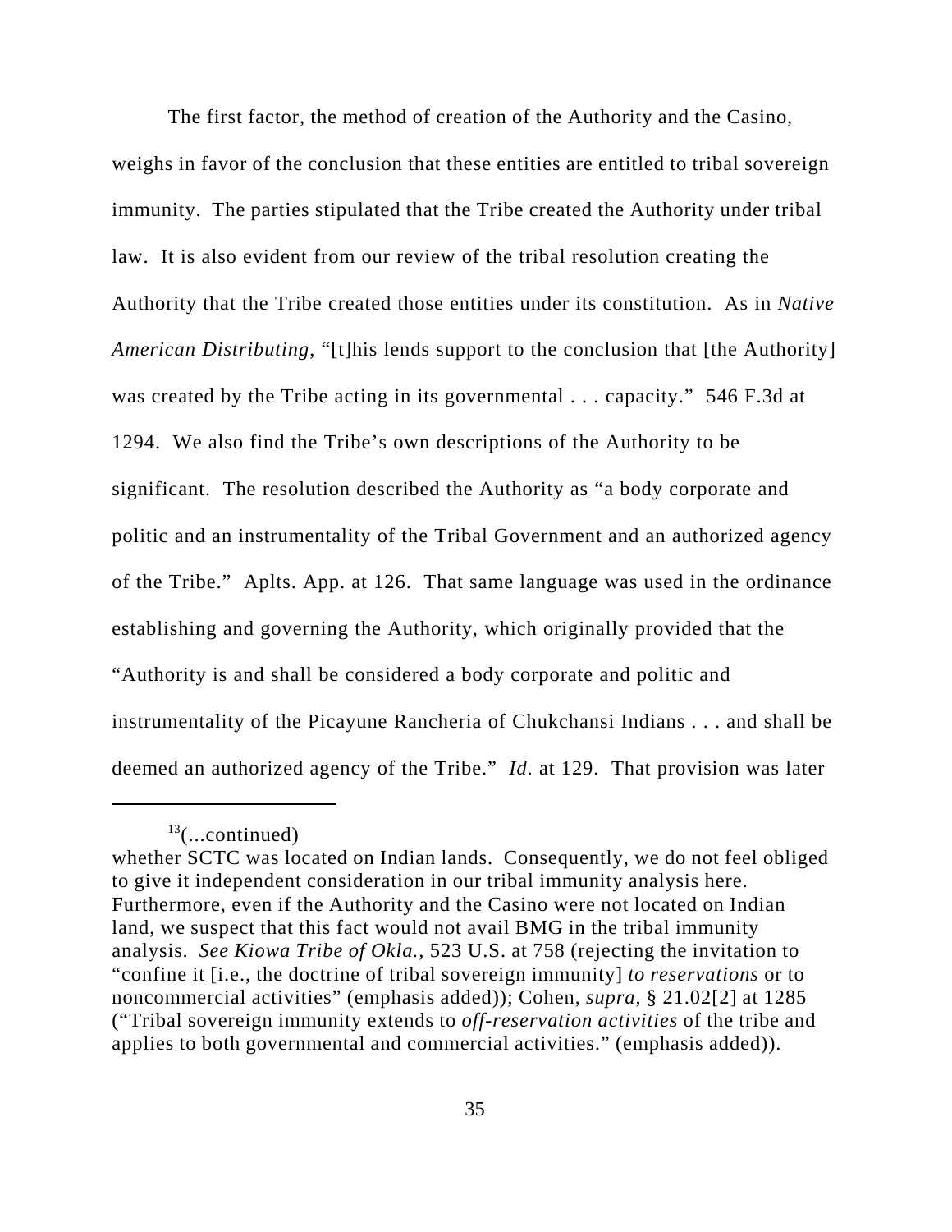The first factor, the method of creation of the Authority and the Casino, weighs in favor of the conclusion that these entities are entitled to tribal sovereign immunity. The parties stipulated that the Tribe created the Authority under tribal law. It is also evident from our review of the tribal resolution creating the Authority that the Tribe created those entities under its constitution. As in *Native American Distributing*, "[t]his lends support to the conclusion that [the Authority] was created by the Tribe acting in its governmental . . . capacity." 546 F.3d at 1294. We also find the Tribe's own descriptions of the Authority to be significant. The resolution described the Authority as "a body corporate and politic and an instrumentality of the Tribal Government and an authorized agency of the Tribe." Aplts. App. at 126. That same language was used in the ordinance establishing and governing the Authority, which originally provided that the "Authority is and shall be considered a body corporate and politic and instrumentality of the Picayune Rancheria of Chukchansi Indians . . . and shall be deemed an authorized agency of the Tribe." *Id.* at 129. That provision was later

---

[13](...continued)
whether SCTC was located on Indian lands. Consequently, we do not feel obliged to give it independent consideration in our tribal immunity analysis here. Furthermore, even if the Authority and the Casino were not located on Indian land, we suspect that this fact would not avail BMG in the tribal immunity analysis. *See Kiowa Tribe of Okla.*, 523 U.S. at 758 (rejecting the invitation to "confine it [i.e., the doctrine of tribal sovereign immunity] *to reservations* or to noncommercial activities" (emphasis added)); Cohen, *supra*, § 21.02[2] at 1285 ("Tribal sovereign immunity extends to *off-reservation activities* of the tribe and applies to both governmental and commercial activities." (emphasis added)).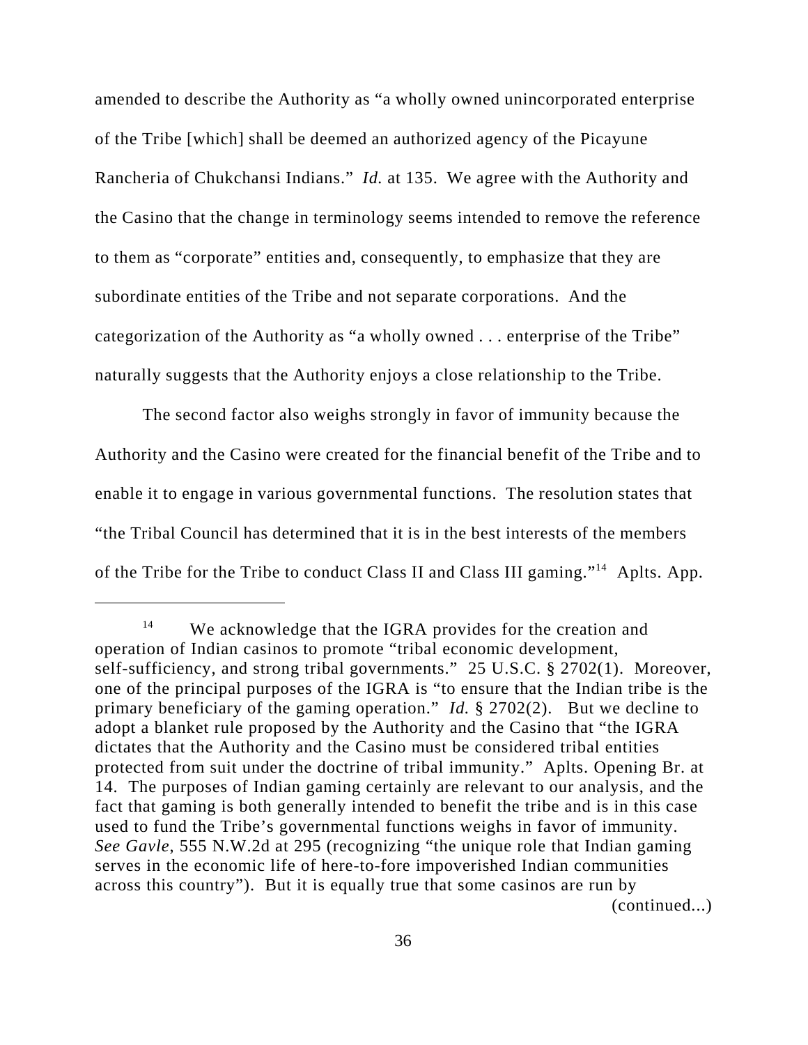amended to describe the Authority as "a wholly owned unincorporated enterprise of the Tribe [which] shall be deemed an authorized agency of the Picayune Rancheria of Chukchansi Indians." *Id.* at 135. We agree with the Authority and the Casino that the change in terminology seems intended to remove the reference to them as "corporate" entities and, consequently, to emphasize that they are subordinate entities of the Tribe and not separate corporations. And the categorization of the Authority as "a wholly owned . . . enterprise of the Tribe" naturally suggests that the Authority enjoys a close relationship to the Tribe.

The second factor also weighs strongly in favor of immunity because the Authority and the Casino were created for the financial benefit of the Tribe and to enable it to engage in various governmental functions. The resolution states that "the Tribal Council has determined that it is in the best interests of the members of the Tribe for the Tribe to conduct Class II and Class III gaming."[14] Aplts. App.

---

[14] We acknowledge that the IGRA provides for the creation and operation of Indian casinos to promote "tribal economic development, self-sufficiency, and strong tribal governments." 25 U.S.C. § 2702(1). Moreover, one of the principal purposes of the IGRA is "to ensure that the Indian tribe is the primary beneficiary of the gaming operation." *Id.* § 2702(2). But we decline to adopt a blanket rule proposed by the Authority and the Casino that "the IGRA dictates that the Authority and the Casino must be considered tribal entities protected from suit under the doctrine of tribal immunity." Aplts. Opening Br. at 14. The purposes of Indian gaming certainly are relevant to our analysis, and the fact that gaming is both generally intended to benefit the tribe and is in this case used to fund the Tribe's governmental functions weighs in favor of immunity. *See Gavle*, 555 N.W.2d at 295 (recognizing "the unique role that Indian gaming serves in the economic life of here-to-fore impoverished Indian communities across this country"). But it is equally true that some casinos are run by (continued...)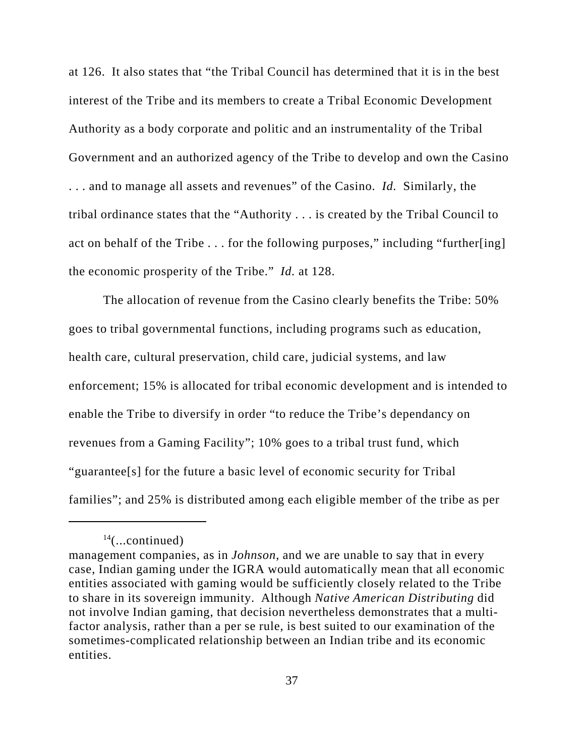at 126. It also states that "the Tribal Council has determined that it is in the best interest of the Tribe and its members to create a Tribal Economic Development Authority as a body corporate and politic and an instrumentality of the Tribal Government and an authorized agency of the Tribe to develop and own the Casino . . . and to manage all assets and revenues" of the Casino. *Id.* Similarly, the tribal ordinance states that the "Authority . . . is created by the Tribal Council to act on behalf of the Tribe . . . for the following purposes," including "further[ing] the economic prosperity of the Tribe." *Id.* at 128.

The allocation of revenue from the Casino clearly benefits the Tribe: 50% goes to tribal governmental functions, including programs such as education, health care, cultural preservation, child care, judicial systems, and law enforcement; 15% is allocated for tribal economic development and is intended to enable the Tribe to diversify in order "to reduce the Tribe's dependancy on revenues from a Gaming Facility"; 10% goes to a tribal trust fund, which "guarantee[s] for the future a basic level of economic security for Tribal families"; and 25% is distributed among each eligible member of the tribe as per

---

[14](...continued)
management companies, as in *Johnson*, and we are unable to say that in every case, Indian gaming under the IGRA would automatically mean that all economic entities associated with gaming would be sufficiently closely related to the Tribe to share in its sovereign immunity. Although *Native American Distributing* did not involve Indian gaming, that decision nevertheless demonstrates that a multi-factor analysis, rather than a per se rule, is best suited to our examination of the sometimes-complicated relationship between an Indian tribe and its economic entities.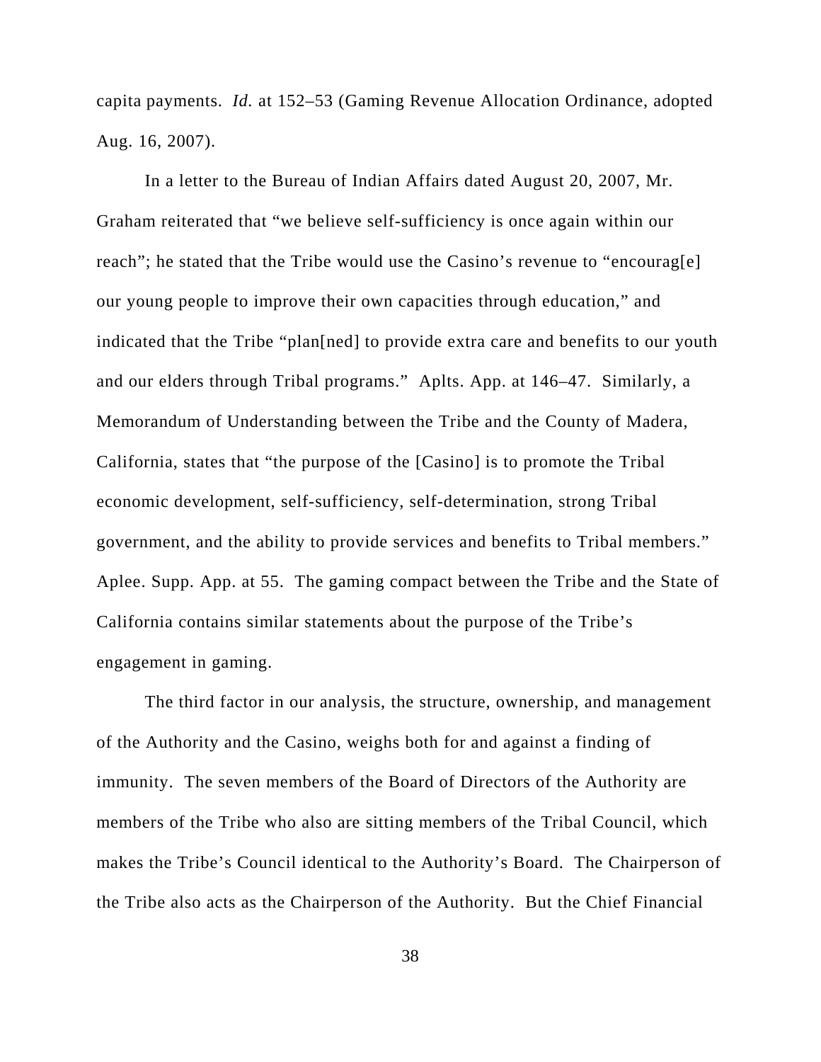capita payments. *Id.* at 152–53 (Gaming Revenue Allocation Ordinance, adopted Aug. 16, 2007).

In a letter to the Bureau of Indian Affairs dated August 20, 2007, Mr. Graham reiterated that "we believe self-sufficiency is once again within our reach"; he stated that the Tribe would use the Casino's revenue to "encourag[e] our young people to improve their own capacities through education," and indicated that the Tribe "plan[ned] to provide extra care and benefits to our youth and our elders through Tribal programs." Aplts. App. at 146–47. Similarly, a Memorandum of Understanding between the Tribe and the County of Madera, California, states that "the purpose of the [Casino] is to promote the Tribal economic development, self-sufficiency, self-determination, strong Tribal government, and the ability to provide services and benefits to Tribal members." Aplee. Supp. App. at 55. The gaming compact between the Tribe and the State of California contains similar statements about the purpose of the Tribe's engagement in gaming.

The third factor in our analysis, the structure, ownership, and management of the Authority and the Casino, weighs both for and against a finding of immunity. The seven members of the Board of Directors of the Authority are members of the Tribe who also are sitting members of the Tribal Council, which makes the Tribe's Council identical to the Authority's Board. The Chairperson of the Tribe also acts as the Chairperson of the Authority. But the Chief Financial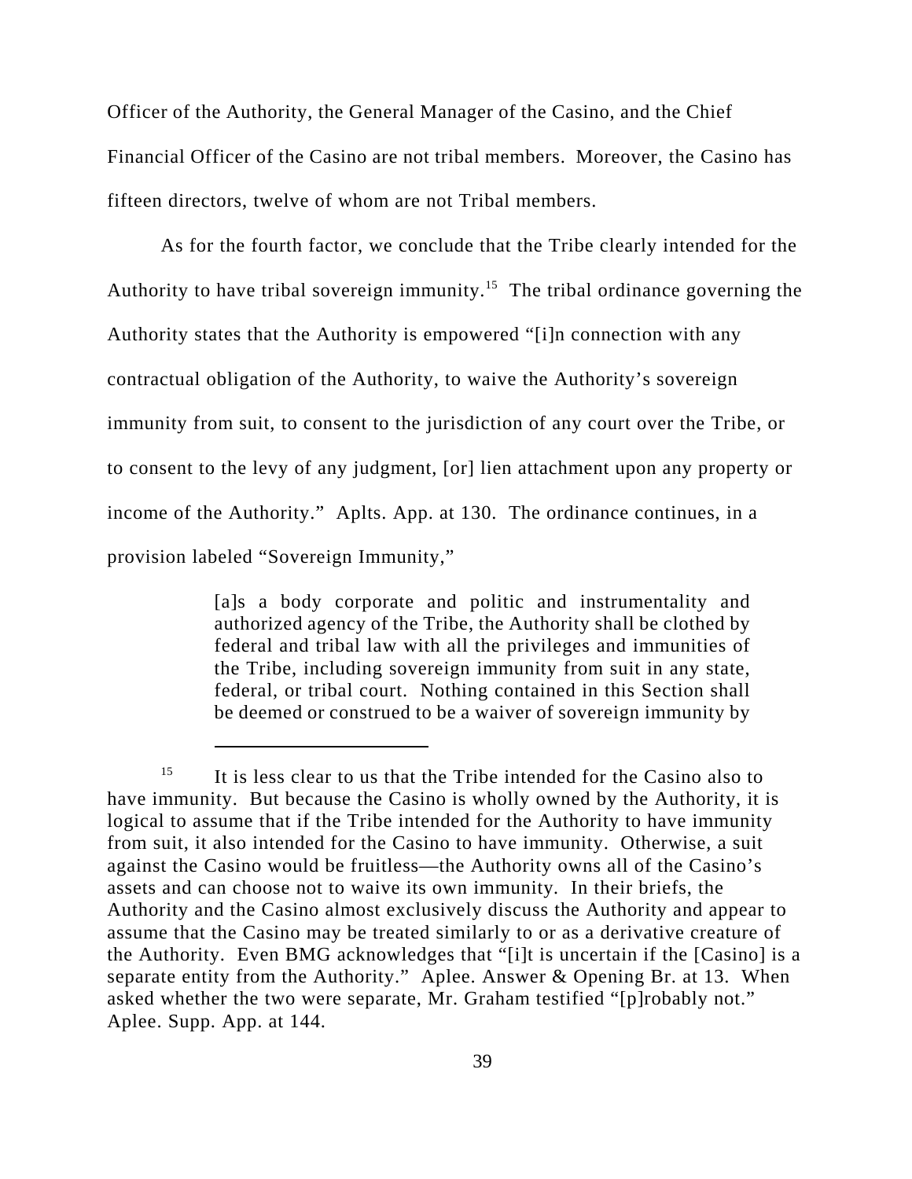Officer of the Authority, the General Manager of the Casino, and the Chief Financial Officer of the Casino are not tribal members. Moreover, the Casino has fifteen directors, twelve of whom are not Tribal members.

As for the fourth factor, we conclude that the Tribe clearly intended for the Authority to have tribal sovereign immunity.[15] The tribal ordinance governing the Authority states that the Authority is empowered "[i]n connection with any contractual obligation of the Authority, to waive the Authority's sovereign immunity from suit, to consent to the jurisdiction of any court over the Tribe, or to consent to the levy of any judgment, [or] lien attachment upon any property or income of the Authority." Aplts. App. at 130. The ordinance continues, in a provision labeled "Sovereign Immunity,"

> [a]s a body corporate and politic and instrumentality and authorized agency of the Tribe, the Authority shall be clothed by federal and tribal law with all the privileges and immunities of the Tribe, including sovereign immunity from suit in any state, federal, or tribal court. Nothing contained in this Section shall be deemed or construed to be a waiver of sovereign immunity by

---

[15] It is less clear to us that the Tribe intended for the Casino also to have immunity. But because the Casino is wholly owned by the Authority, it is logical to assume that if the Tribe intended for the Authority to have immunity from suit, it also intended for the Casino to have immunity. Otherwise, a suit against the Casino would be fruitless—the Authority owns all of the Casino's assets and can choose not to waive its own immunity. In their briefs, the Authority and the Casino almost exclusively discuss the Authority and appear to assume that the Casino may be treated similarly to or as a derivative creature of the Authority. Even BMG acknowledges that "[i]t is uncertain if the [Casino] is a separate entity from the Authority." Aplee. Answer & Opening Br. at 13. When asked whether the two were separate, Mr. Graham testified "[p]robably not." Aplee. Supp. App. at 144.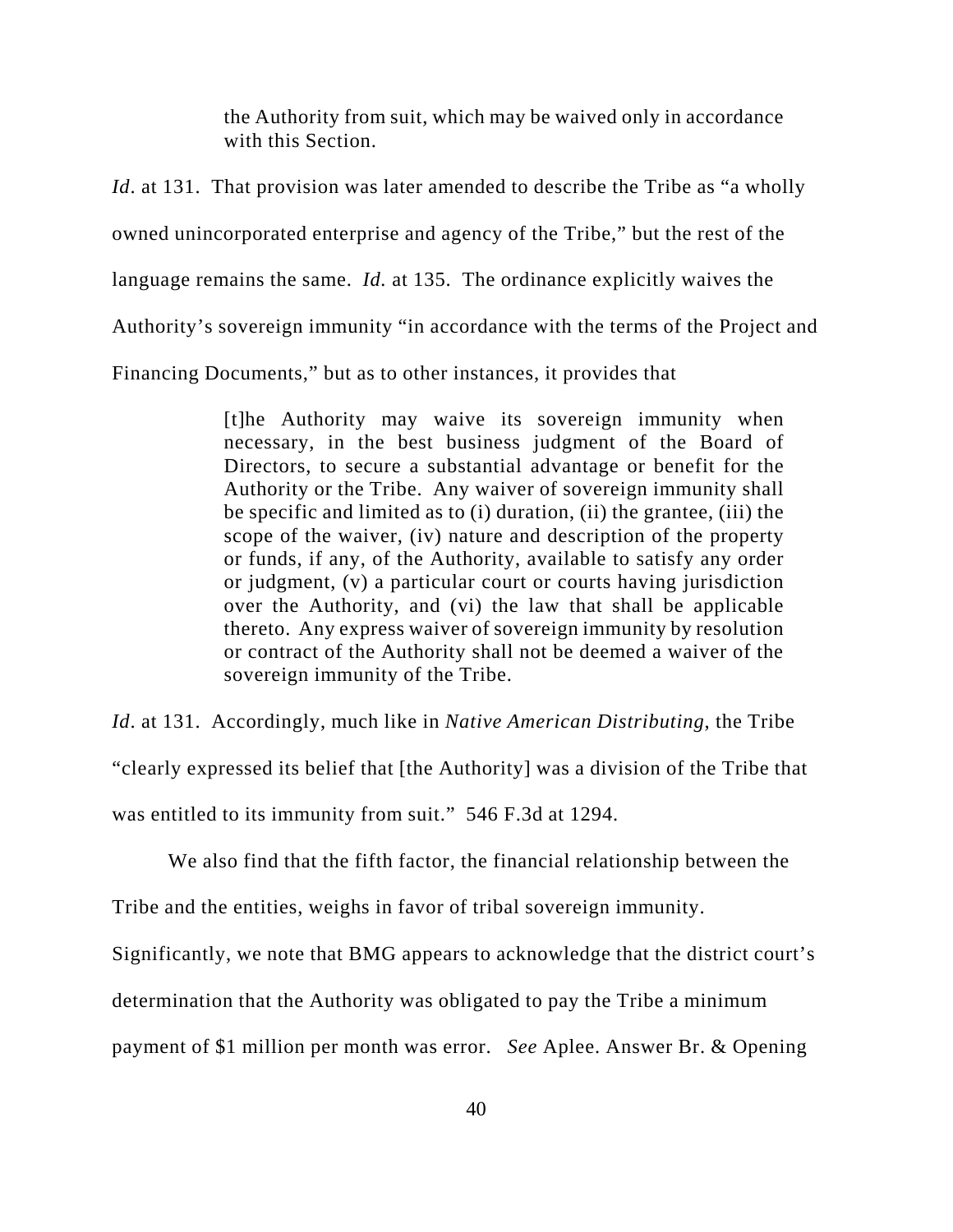> the Authority from suit, which may be waived only in accordance with this Section.

*Id*. at 131. That provision was later amended to describe the Tribe as "a wholly owned unincorporated enterprise and agency of the Tribe," but the rest of the language remains the same. *Id.* at 135. The ordinance explicitly waives the Authority's sovereign immunity "in accordance with the terms of the Project and Financing Documents," but as to other instances, it provides that

> [t]he Authority may waive its sovereign immunity when necessary, in the best business judgment of the Board of Directors, to secure a substantial advantage or benefit for the Authority or the Tribe. Any waiver of sovereign immunity shall be specific and limited as to (i) duration, (ii) the grantee, (iii) the scope of the waiver, (iv) nature and description of the property or funds, if any, of the Authority, available to satisfy any order or judgment, (v) a particular court or courts having jurisdiction over the Authority, and (vi) the law that shall be applicable thereto. Any express waiver of sovereign immunity by resolution or contract of the Authority shall not be deemed a waiver of the sovereign immunity of the Tribe.

*Id*. at 131. Accordingly, much like in *Native American Distributing*, the Tribe "clearly expressed its belief that [the Authority] was a division of the Tribe that was entitled to its immunity from suit." 546 F.3d at 1294.

We also find that the fifth factor, the financial relationship between the Tribe and the entities, weighs in favor of tribal sovereign immunity. Significantly, we note that BMG appears to acknowledge that the district court's determination that the Authority was obligated to pay the Tribe a minimum payment of $1 million per month was error. *See* Aplee. Answer Br. & Opening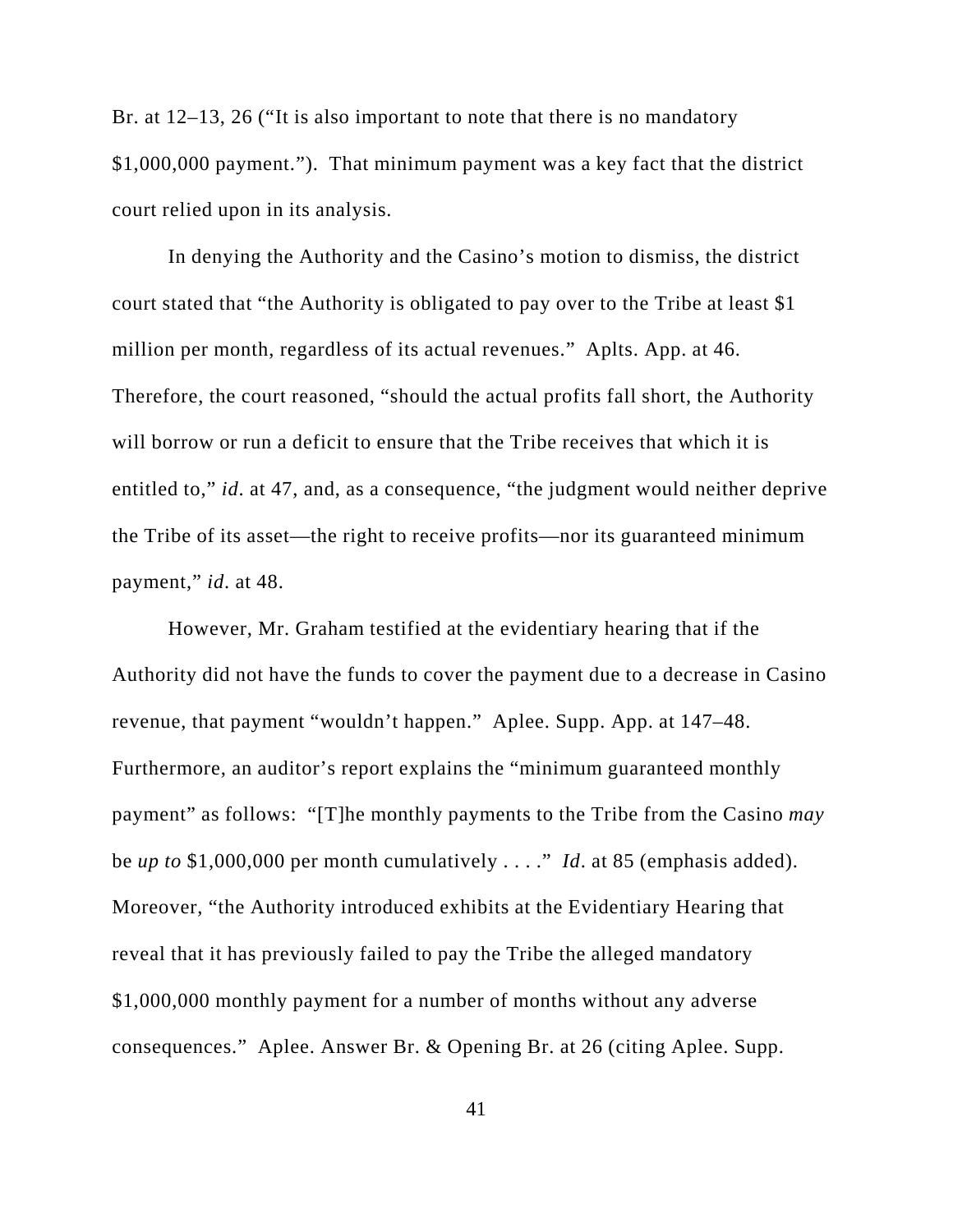Br. at 12–13, 26 ("It is also important to note that there is no mandatory $1,000,000 payment."). That minimum payment was a key fact that the district court relied upon in its analysis.

In denying the Authority and the Casino's motion to dismiss, the district court stated that "the Authority is obligated to pay over to the Tribe at least $1 million per month, regardless of its actual revenues." Aplts. App. at 46. Therefore, the court reasoned, "should the actual profits fall short, the Authority will borrow or run a deficit to ensure that the Tribe receives that which it is entitled to," *id*. at 47, and, as a consequence, "the judgment would neither deprive the Tribe of its asset—the right to receive profits—nor its guaranteed minimum payment," *id*. at 48.

However, Mr. Graham testified at the evidentiary hearing that if the Authority did not have the funds to cover the payment due to a decrease in Casino revenue, that payment "wouldn't happen." Aplee. Supp. App. at 147–48. Furthermore, an auditor's report explains the "minimum guaranteed monthly payment" as follows: "[T]he monthly payments to the Tribe from the Casino *may* be *up to* $1,000,000 per month cumulatively . . . ." *Id*. at 85 (emphasis added). Moreover, "the Authority introduced exhibits at the Evidentiary Hearing that reveal that it has previously failed to pay the Tribe the alleged mandatory $1,000,000 monthly payment for a number of months without any adverse consequences." Aplee. Answer Br. & Opening Br. at 26 (citing Aplee. Supp.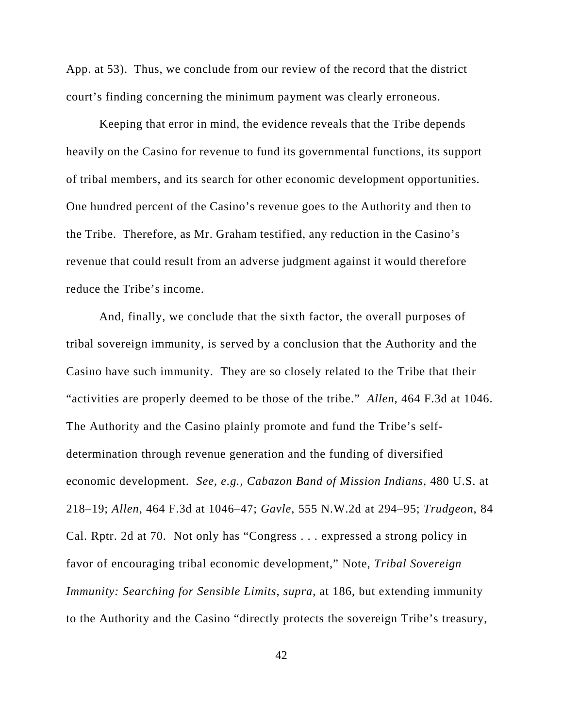App. at 53). Thus, we conclude from our review of the record that the district court's finding concerning the minimum payment was clearly erroneous.

Keeping that error in mind, the evidence reveals that the Tribe depends heavily on the Casino for revenue to fund its governmental functions, its support of tribal members, and its search for other economic development opportunities. One hundred percent of the Casino's revenue goes to the Authority and then to the Tribe. Therefore, as Mr. Graham testified, any reduction in the Casino's revenue that could result from an adverse judgment against it would therefore reduce the Tribe's income.

And, finally, we conclude that the sixth factor, the overall purposes of tribal sovereign immunity, is served by a conclusion that the Authority and the Casino have such immunity. They are so closely related to the Tribe that their "activities are properly deemed to be those of the tribe." *Allen*, 464 F.3d at 1046. The Authority and the Casino plainly promote and fund the Tribe's self-determination through revenue generation and the funding of diversified economic development. *See, e.g.*, *Cabazon Band of Mission Indians*, 480 U.S. at 218–19; *Allen*, 464 F.3d at 1046–47; *Gavle*, 555 N.W.2d at 294–95; *Trudgeon*, 84 Cal. Rptr. 2d at 70. Not only has "Congress . . . expressed a strong policy in favor of encouraging tribal economic development," Note, *Tribal Sovereign Immunity: Searching for Sensible Limits*, *supra*, at 186, but extending immunity to the Authority and the Casino "directly protects the sovereign Tribe's treasury,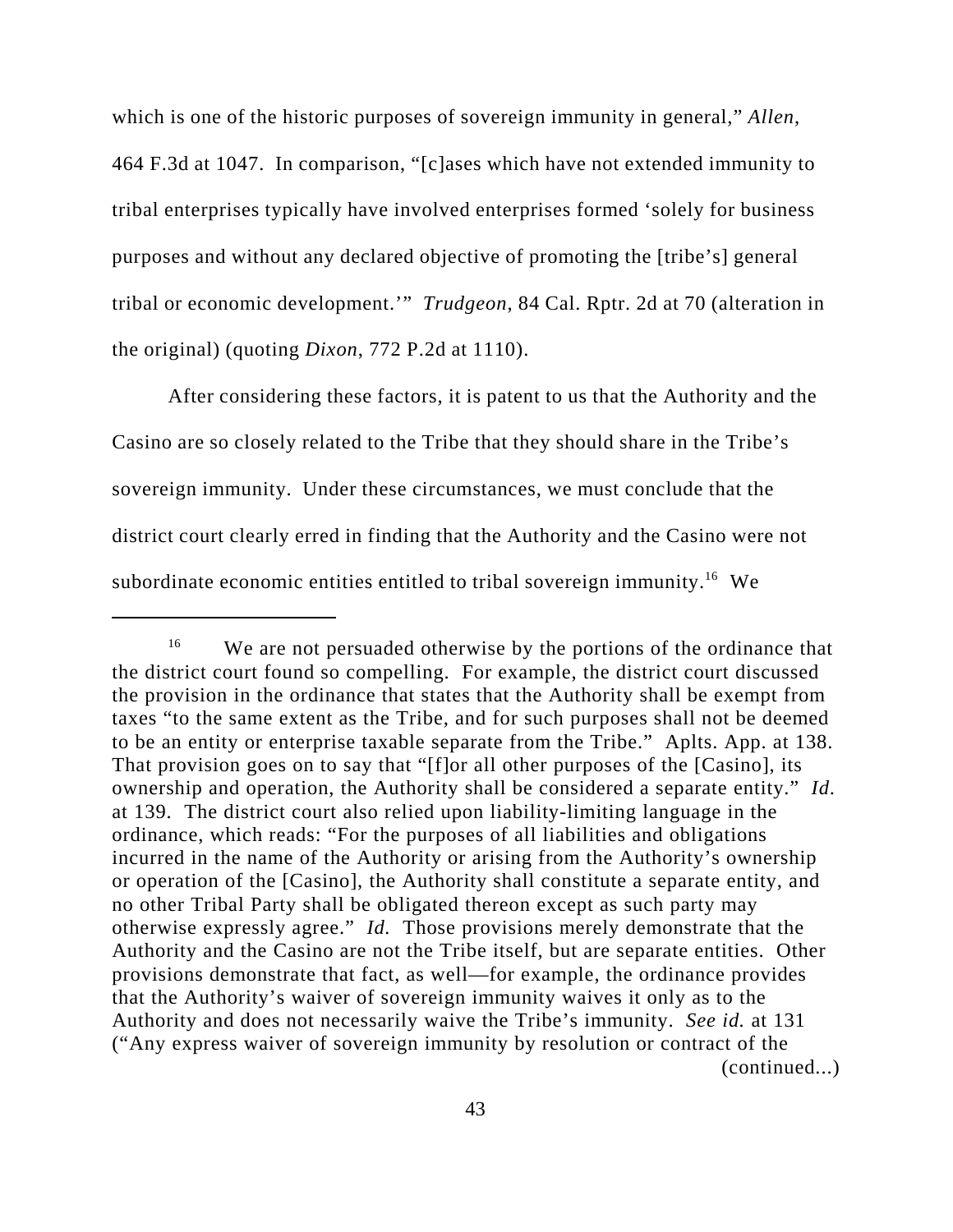which is one of the historic purposes of sovereign immunity in general," *Allen*, 464 F.3d at 1047. In comparison, "[c]ases which have not extended immunity to tribal enterprises typically have involved enterprises formed 'solely for business purposes and without any declared objective of promoting the [tribe's] general tribal or economic development.'" *Trudgeon*, 84 Cal. Rptr. 2d at 70 (alteration in the original) (quoting *Dixon*, 772 P.2d at 1110).

After considering these factors, it is patent to us that the Authority and the Casino are so closely related to the Tribe that they should share in the Tribe's sovereign immunity. Under these circumstances, we must conclude that the district court clearly erred in finding that the Authority and the Casino were not subordinate economic entities entitled to tribal sovereign immunity.[16] We

---

[16] We are not persuaded otherwise by the portions of the ordinance that the district court found so compelling. For example, the district court discussed the provision in the ordinance that states that the Authority shall be exempt from taxes "to the same extent as the Tribe, and for such purposes shall not be deemed to be an entity or enterprise taxable separate from the Tribe." Aplts. App. at 138. That provision goes on to say that "[f]or all other purposes of the [Casino], its ownership and operation, the Authority shall be considered a separate entity." *Id.* at 139. The district court also relied upon liability-limiting language in the ordinance, which reads: "For the purposes of all liabilities and obligations incurred in the name of the Authority or arising from the Authority's ownership or operation of the [Casino], the Authority shall constitute a separate entity, and no other Tribal Party shall be obligated thereon except as such party may otherwise expressly agree." *Id.* Those provisions merely demonstrate that the Authority and the Casino are not the Tribe itself, but are separate entities. Other provisions demonstrate that fact, as well—for example, the ordinance provides that the Authority's waiver of sovereign immunity waives it only as to the Authority and does not necessarily waive the Tribe's immunity. *See id.* at 131 ("Any express waiver of sovereign immunity by resolution or contract of the (continued...)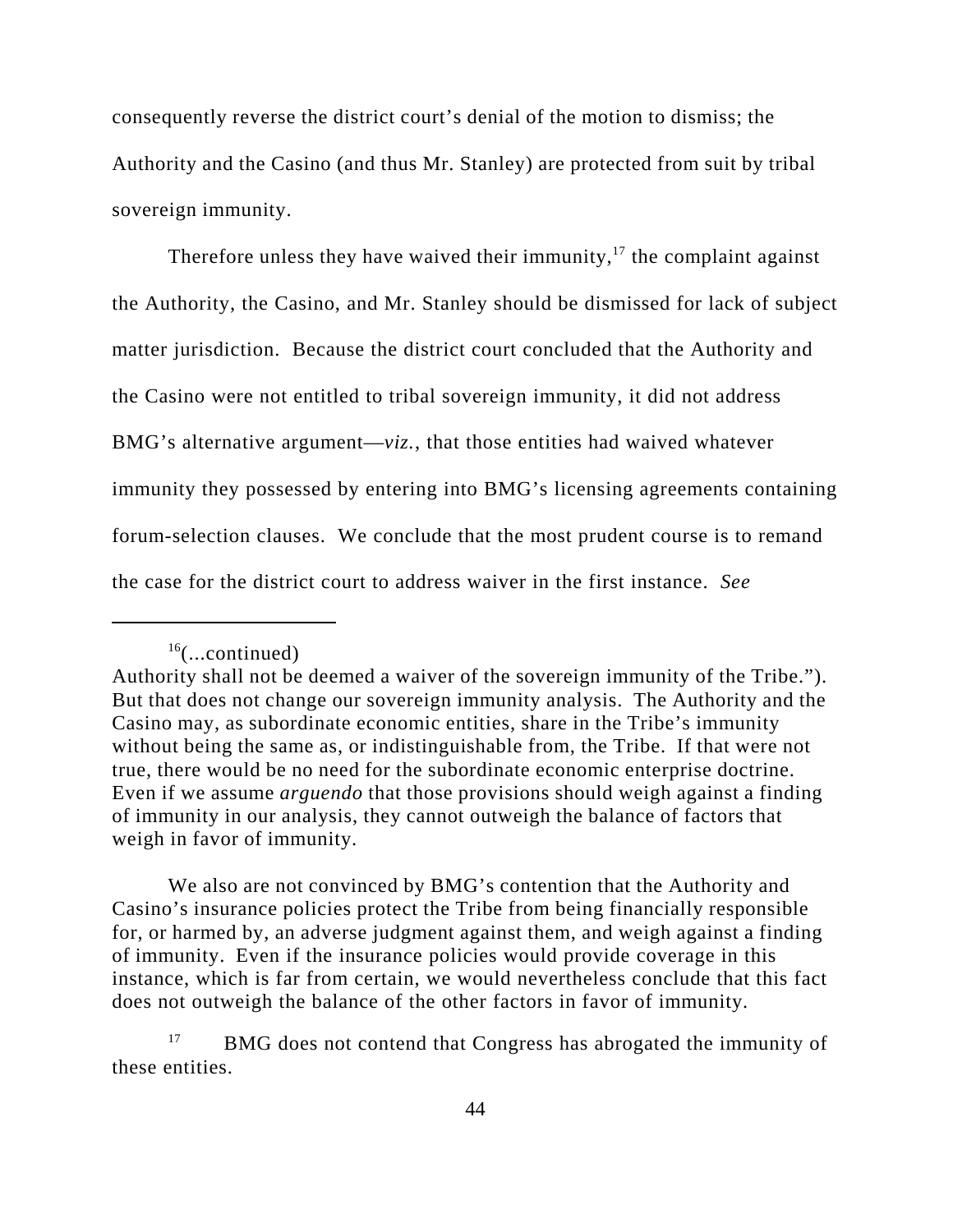consequently reverse the district court's denial of the motion to dismiss; the Authority and the Casino (and thus Mr. Stanley) are protected from suit by tribal sovereign immunity.

Therefore unless they have waived their immunity,[17] the complaint against the Authority, the Casino, and Mr. Stanley should be dismissed for lack of subject matter jurisdiction. Because the district court concluded that the Authority and the Casino were not entitled to tribal sovereign immunity, it did not address BMG's alternative argument—*viz.*, that those entities had waived whatever immunity they possessed by entering into BMG's licensing agreements containing forum-selection clauses. We conclude that the most prudent course is to remand the case for the district court to address waiver in the first instance. *See*

---

[16](...continued)
Authority shall not be deemed a waiver of the sovereign immunity of the Tribe."). But that does not change our sovereign immunity analysis. The Authority and the Casino may, as subordinate economic entities, share in the Tribe's immunity without being the same as, or indistinguishable from, the Tribe. If that were not true, there would be no need for the subordinate economic enterprise doctrine. Even if we assume *arguendo* that those provisions should weigh against a finding of immunity in our analysis, they cannot outweigh the balance of factors that weigh in favor of immunity.

We also are not convinced by BMG's contention that the Authority and Casino's insurance policies protect the Tribe from being financially responsible for, or harmed by, an adverse judgment against them, and weigh against a finding of immunity. Even if the insurance policies would provide coverage in this instance, which is far from certain, we would nevertheless conclude that this fact does not outweigh the balance of the other factors in favor of immunity.

[17] BMG does not contend that Congress has abrogated the immunity of these entities.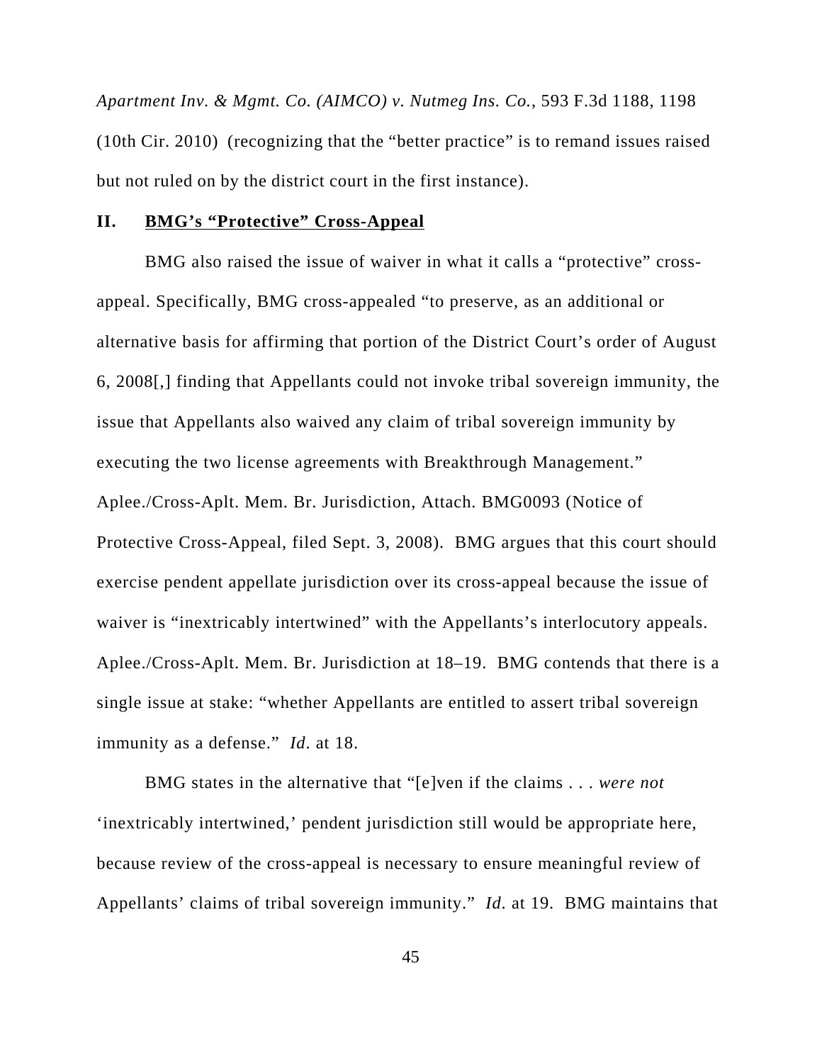*Apartment Inv. & Mgmt. Co. (AIMCO) v. Nutmeg Ins. Co.*, 593 F.3d 1188, 1198 (10th Cir. 2010) (recognizing that the "better practice" is to remand issues raised but not ruled on by the district court in the first instance).

## II. BMG's "Protective" Cross-Appeal

BMG also raised the issue of waiver in what it calls a "protective" cross-appeal. Specifically, BMG cross-appealed "to preserve, as an additional or alternative basis for affirming that portion of the District Court's order of August 6, 2008[,] finding that Appellants could not invoke tribal sovereign immunity, the issue that Appellants also waived any claim of tribal sovereign immunity by executing the two license agreements with Breakthrough Management." Aplee./Cross-Aplt. Mem. Br. Jurisdiction, Attach. BMG0093 (Notice of Protective Cross-Appeal, filed Sept. 3, 2008). BMG argues that this court should exercise pendent appellate jurisdiction over its cross-appeal because the issue of waiver is "inextricably intertwined" with the Appellants's interlocutory appeals. Aplee./Cross-Aplt. Mem. Br. Jurisdiction at 18–19. BMG contends that there is a single issue at stake: "whether Appellants are entitled to assert tribal sovereign immunity as a defense." *Id*. at 18.

BMG states in the alternative that "[e]ven if the claims . . . *were not* 'inextricably intertwined,' pendent jurisdiction still would be appropriate here, because review of the cross-appeal is necessary to ensure meaningful review of Appellants' claims of tribal sovereign immunity." *Id*. at 19. BMG maintains that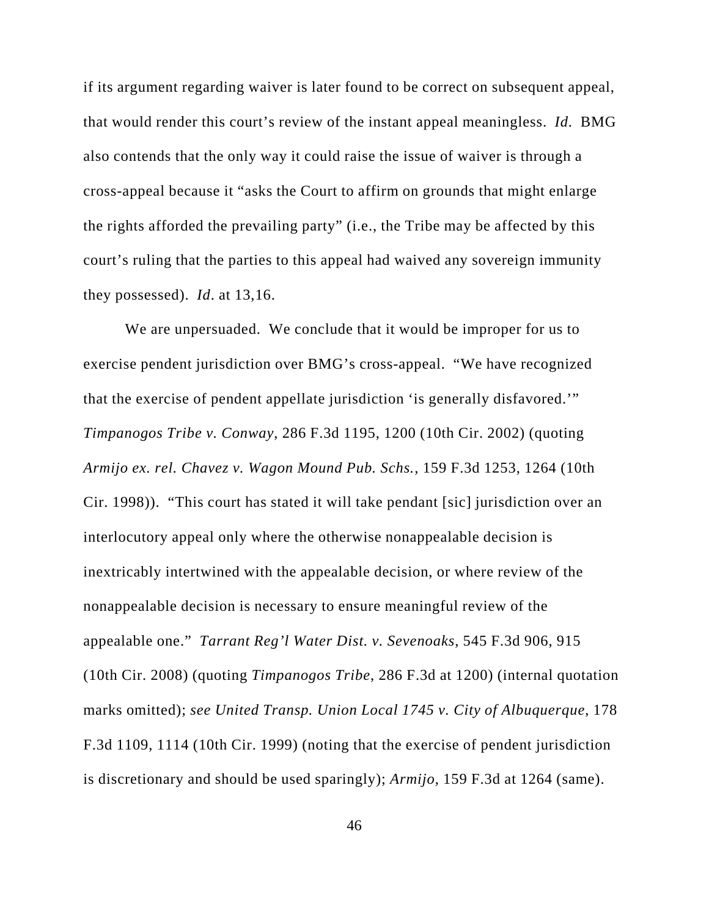if its argument regarding waiver is later found to be correct on subsequent appeal, that would render this court's review of the instant appeal meaningless. *Id.* BMG also contends that the only way it could raise the issue of waiver is through a cross-appeal because it "asks the Court to affirm on grounds that might enlarge the rights afforded the prevailing party" (i.e., the Tribe may be affected by this court's ruling that the parties to this appeal had waived any sovereign immunity they possessed). *Id*. at 13,16.

We are unpersuaded. We conclude that it would be improper for us to exercise pendent jurisdiction over BMG's cross-appeal. "We have recognized that the exercise of pendent appellate jurisdiction 'is generally disfavored.'" *Timpanogos Tribe v. Conway*, 286 F.3d 1195, 1200 (10th Cir. 2002) (quoting *Armijo ex. rel. Chavez v. Wagon Mound Pub. Schs.*, 159 F.3d 1253, 1264 (10th Cir. 1998)). "This court has stated it will take pendant [sic] jurisdiction over an interlocutory appeal only where the otherwise nonappealable decision is inextricably intertwined with the appealable decision, or where review of the nonappealable decision is necessary to ensure meaningful review of the appealable one." *Tarrant Reg'l Water Dist. v. Sevenoaks*, 545 F.3d 906, 915 (10th Cir. 2008) (quoting *Timpanogos Tribe*, 286 F.3d at 1200) (internal quotation marks omitted); *see United Transp. Union Local 1745 v. City of Albuquerque*, 178 F.3d 1109, 1114 (10th Cir. 1999) (noting that the exercise of pendent jurisdiction is discretionary and should be used sparingly); *Armijo*, 159 F.3d at 1264 (same).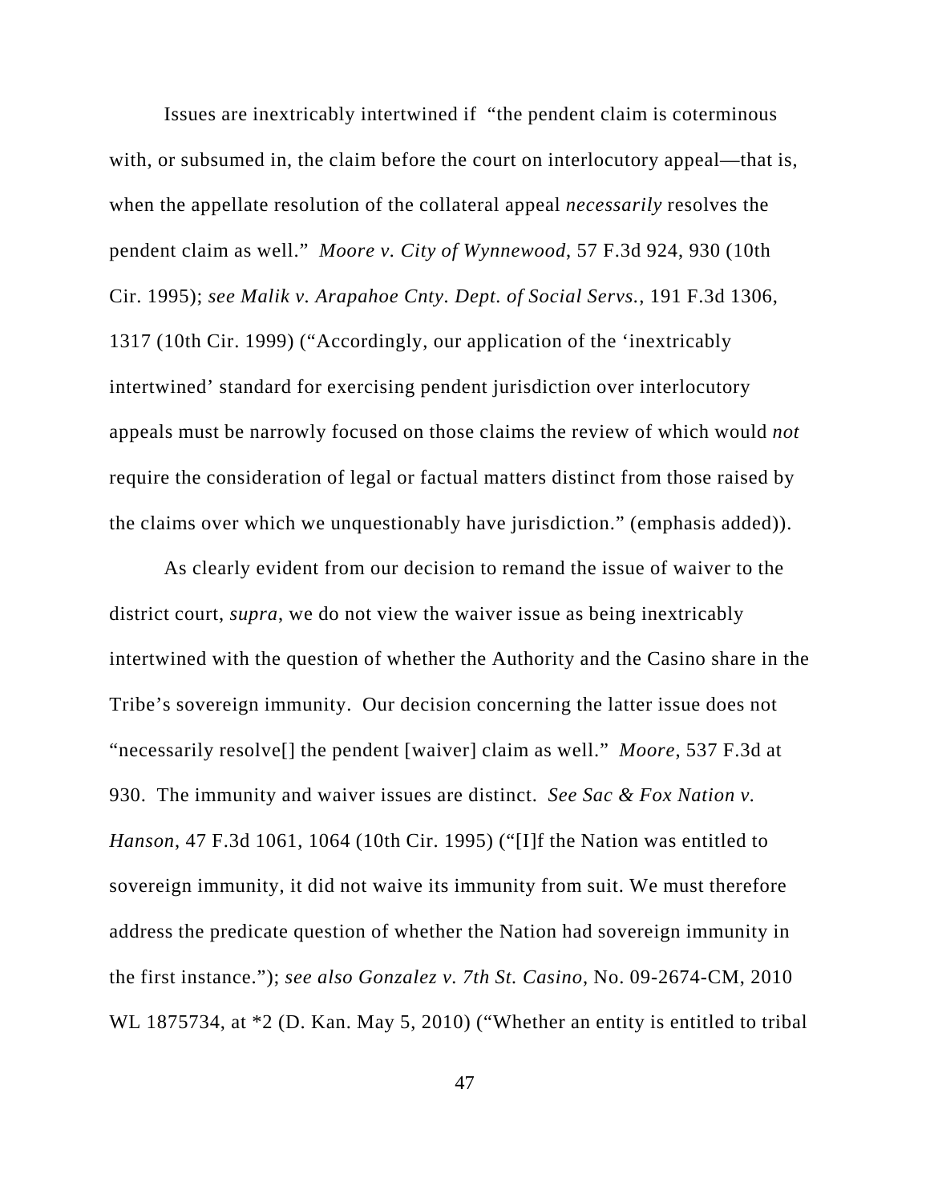Issues are inextricably intertwined if "the pendent claim is coterminous with, or subsumed in, the claim before the court on interlocutory appeal—that is, when the appellate resolution of the collateral appeal *necessarily* resolves the pendent claim as well." *Moore v. City of Wynnewood*, 57 F.3d 924, 930 (10th Cir. 1995); *see Malik v. Arapahoe Cnty. Dept. of Social Servs.*, 191 F.3d 1306, 1317 (10th Cir. 1999) ("Accordingly, our application of the 'inextricably intertwined' standard for exercising pendent jurisdiction over interlocutory appeals must be narrowly focused on those claims the review of which would *not* require the consideration of legal or factual matters distinct from those raised by the claims over which we unquestionably have jurisdiction." (emphasis added)).

As clearly evident from our decision to remand the issue of waiver to the district court, *supra*, we do not view the waiver issue as being inextricably intertwined with the question of whether the Authority and the Casino share in the Tribe's sovereign immunity. Our decision concerning the latter issue does not "necessarily resolve[] the pendent [waiver] claim as well." *Moore*, 537 F.3d at 930. The immunity and waiver issues are distinct. *See Sac & Fox Nation v. Hanson*, 47 F.3d 1061, 1064 (10th Cir. 1995) ("[I]f the Nation was entitled to sovereign immunity, it did not waive its immunity from suit. We must therefore address the predicate question of whether the Nation had sovereign immunity in the first instance."); *see also Gonzalez v. 7th St. Casino*, No. 09-2674-CM, 2010 WL 1875734, at *2 (D. Kan. May 5, 2010) ("Whether an entity is entitled to tribal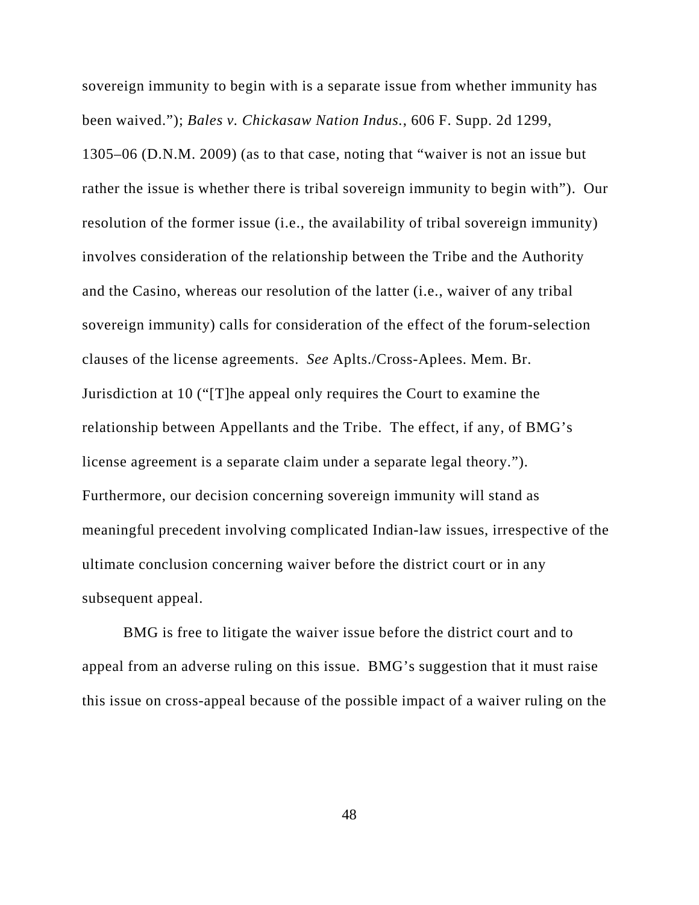sovereign immunity to begin with is a separate issue from whether immunity has been waived."); *Bales v. Chickasaw Nation Indus.*, 606 F. Supp. 2d 1299, 1305–06 (D.N.M. 2009) (as to that case, noting that "waiver is not an issue but rather the issue is whether there is tribal sovereign immunity to begin with"). Our resolution of the former issue (i.e., the availability of tribal sovereign immunity) involves consideration of the relationship between the Tribe and the Authority and the Casino, whereas our resolution of the latter (i.e., waiver of any tribal sovereign immunity) calls for consideration of the effect of the forum-selection clauses of the license agreements. *See* Aplts./Cross-Aplees. Mem. Br. Jurisdiction at 10 ("[T]he appeal only requires the Court to examine the relationship between Appellants and the Tribe. The effect, if any, of BMG's license agreement is a separate claim under a separate legal theory."). Furthermore, our decision concerning sovereign immunity will stand as meaningful precedent involving complicated Indian-law issues, irrespective of the ultimate conclusion concerning waiver before the district court or in any subsequent appeal.

BMG is free to litigate the waiver issue before the district court and to appeal from an adverse ruling on this issue. BMG's suggestion that it must raise this issue on cross-appeal because of the possible impact of a waiver ruling on the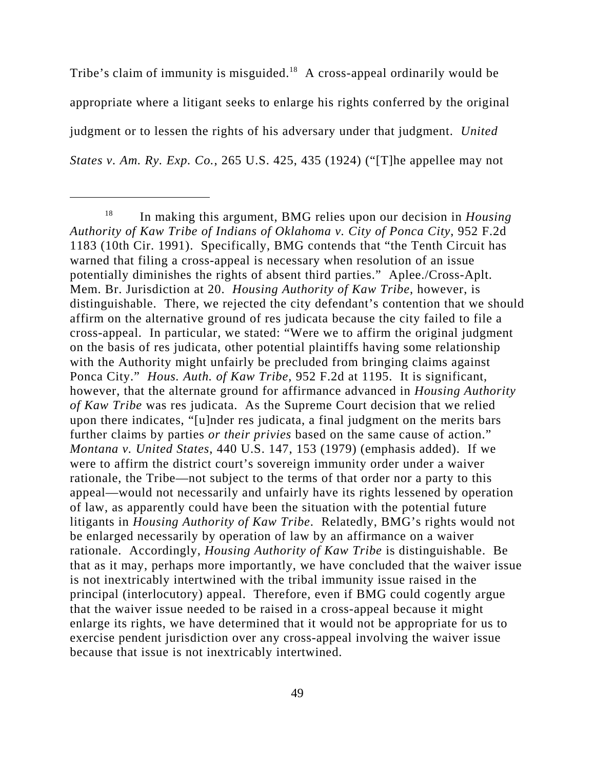Tribe's claim of immunity is misguided.[18] A cross-appeal ordinarily would be appropriate where a litigant seeks to enlarge his rights conferred by the original judgment or to lessen the rights of his adversary under that judgment. *United States v. Am. Ry. Exp. Co.*, 265 U.S. 425, 435 (1924) ("[T]he appellee may not

---

[18] In making this argument, BMG relies upon our decision in *Housing Authority of Kaw Tribe of Indians of Oklahoma v. City of Ponca City*, 952 F.2d 1183 (10th Cir. 1991). Specifically, BMG contends that "the Tenth Circuit has warned that filing a cross-appeal is necessary when resolution of an issue potentially diminishes the rights of absent third parties." Aplee./Cross-Aplt. Mem. Br. Jurisdiction at 20. *Housing Authority of Kaw Tribe*, however, is distinguishable. There, we rejected the city defendant's contention that we should affirm on the alternative ground of res judicata because the city failed to file a cross-appeal. In particular, we stated: "Were we to affirm the original judgment on the basis of res judicata, other potential plaintiffs having some relationship with the Authority might unfairly be precluded from bringing claims against Ponca City." *Hous. Auth. of Kaw Tribe*, 952 F.2d at 1195. It is significant, however, that the alternate ground for affirmance advanced in *Housing Authority of Kaw Tribe* was res judicata. As the Supreme Court decision that we relied upon there indicates, "[u]nder res judicata, a final judgment on the merits bars further claims by parties *or their privies* based on the same cause of action." *Montana v. United States*, 440 U.S. 147, 153 (1979) (emphasis added). If we were to affirm the district court's sovereign immunity order under a waiver rationale, the Tribe—not subject to the terms of that order nor a party to this appeal—would not necessarily and unfairly have its rights lessened by operation of law, as apparently could have been the situation with the potential future litigants in *Housing Authority of Kaw Tribe*. Relatedly, BMG's rights would not be enlarged necessarily by operation of law by an affirmance on a waiver rationale. Accordingly, *Housing Authority of Kaw Tribe* is distinguishable. Be that as it may, perhaps more importantly, we have concluded that the waiver issue is not inextricably intertwined with the tribal immunity issue raised in the principal (interlocutory) appeal. Therefore, even if BMG could cogently argue that the waiver issue needed to be raised in a cross-appeal because it might enlarge its rights, we have determined that it would not be appropriate for us to exercise pendent jurisdiction over any cross-appeal involving the waiver issue because that issue is not inextricably intertwined.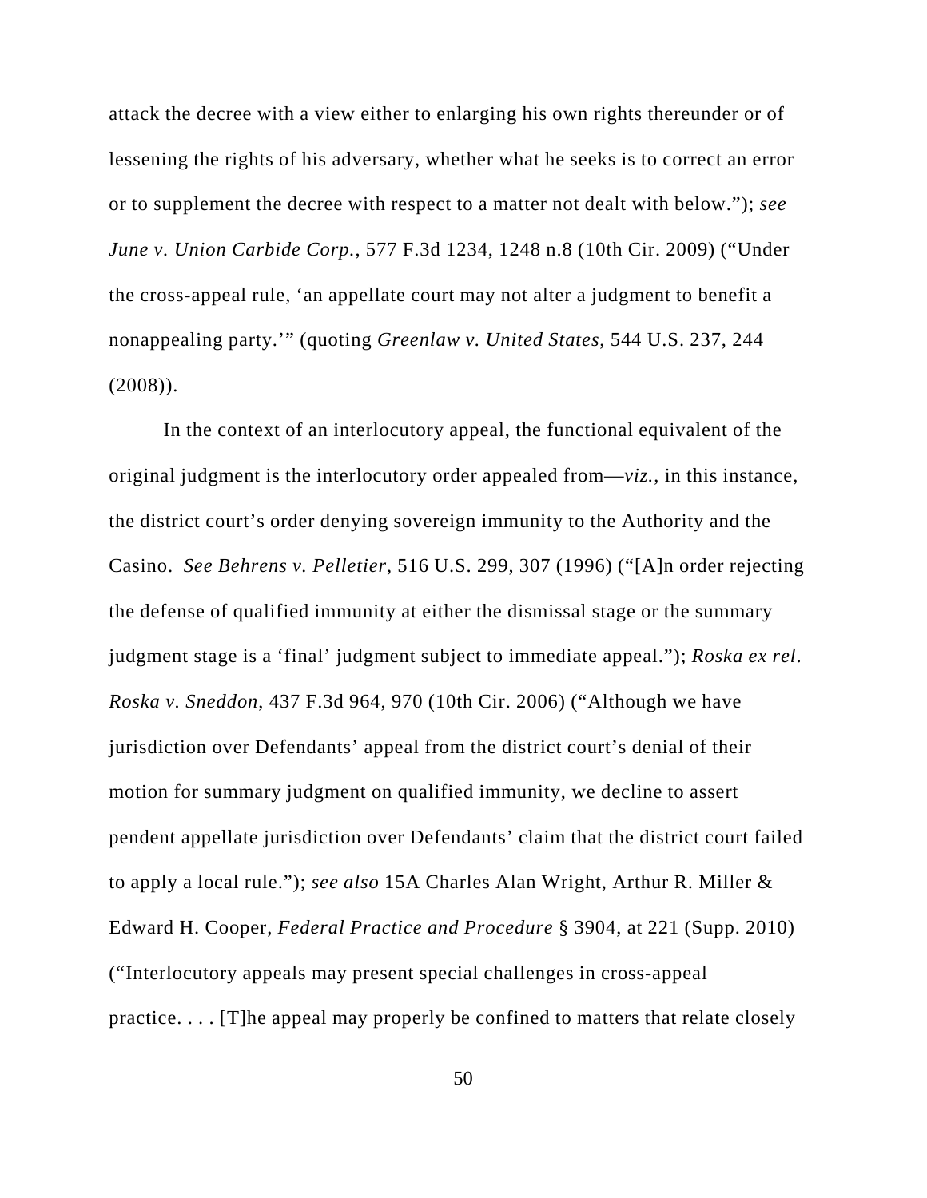attack the decree with a view either to enlarging his own rights thereunder or of lessening the rights of his adversary, whether what he seeks is to correct an error or to supplement the decree with respect to a matter not dealt with below."); *see June v. Union Carbide Corp.*, 577 F.3d 1234, 1248 n.8 (10th Cir. 2009) ("Under the cross-appeal rule, 'an appellate court may not alter a judgment to benefit a nonappealing party.'" (quoting *Greenlaw v. United States*, 544 U.S. 237, 244 (2008)).

In the context of an interlocutory appeal, the functional equivalent of the original judgment is the interlocutory order appealed from—*viz.*, in this instance, the district court's order denying sovereign immunity to the Authority and the Casino. *See Behrens v. Pelletier*, 516 U.S. 299, 307 (1996) ("[A]n order rejecting the defense of qualified immunity at either the dismissal stage or the summary judgment stage is a 'final' judgment subject to immediate appeal."); *Roska ex rel. Roska v. Sneddon*, 437 F.3d 964, 970 (10th Cir. 2006) ("Although we have jurisdiction over Defendants' appeal from the district court's denial of their motion for summary judgment on qualified immunity, we decline to assert pendent appellate jurisdiction over Defendants' claim that the district court failed to apply a local rule."); *see also* 15A Charles Alan Wright, Arthur R. Miller & Edward H. Cooper, *Federal Practice and Procedure* § 3904, at 221 (Supp. 2010) ("Interlocutory appeals may present special challenges in cross-appeal practice. . . . [T]he appeal may properly be confined to matters that relate closely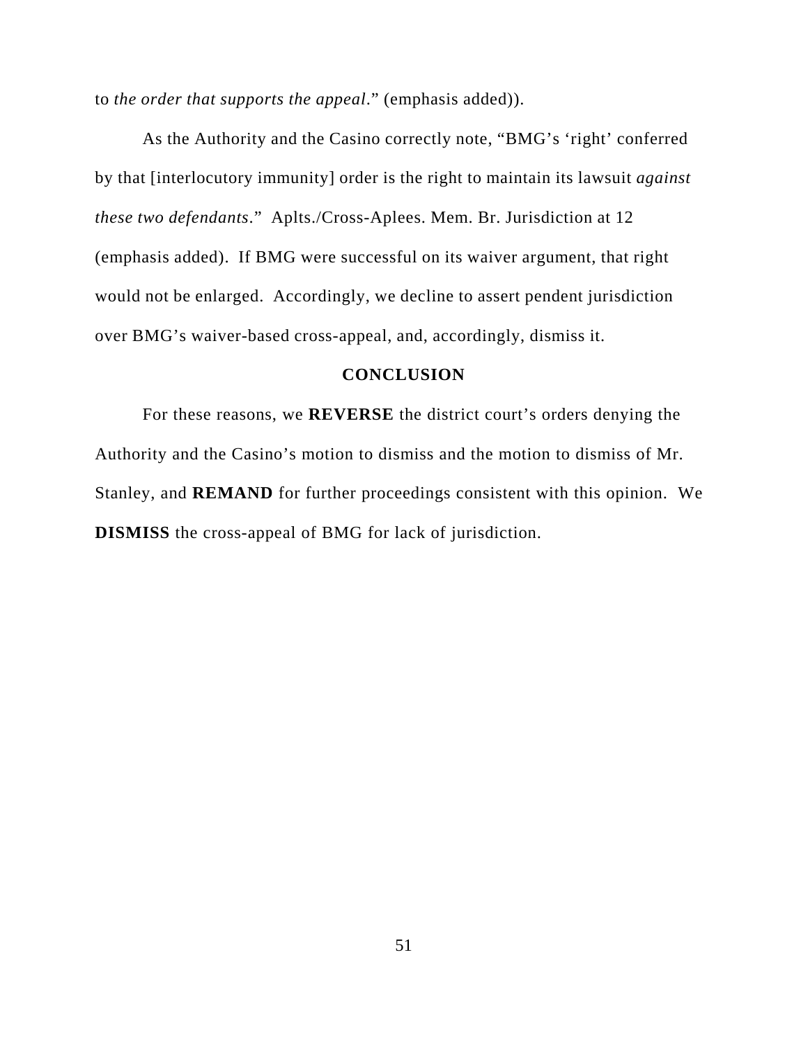to *the order that supports the appeal*." (emphasis added)).

As the Authority and the Casino correctly note, "BMG's 'right' conferred by that [interlocutory immunity] order is the right to maintain its lawsuit *against these two defendants*." Aplts./Cross-Aplees. Mem. Br. Jurisdiction at 12 (emphasis added). If BMG were successful on its waiver argument, that right would not be enlarged. Accordingly, we decline to assert pendent jurisdiction over BMG's waiver-based cross-appeal, and, accordingly, dismiss it.

## CONCLUSION

For these reasons, we **REVERSE** the district court's orders denying the Authority and the Casino's motion to dismiss and the motion to dismiss of Mr. Stanley, and **REMAND** for further proceedings consistent with this opinion. We **DISMISS** the cross-appeal of BMG for lack of jurisdiction.